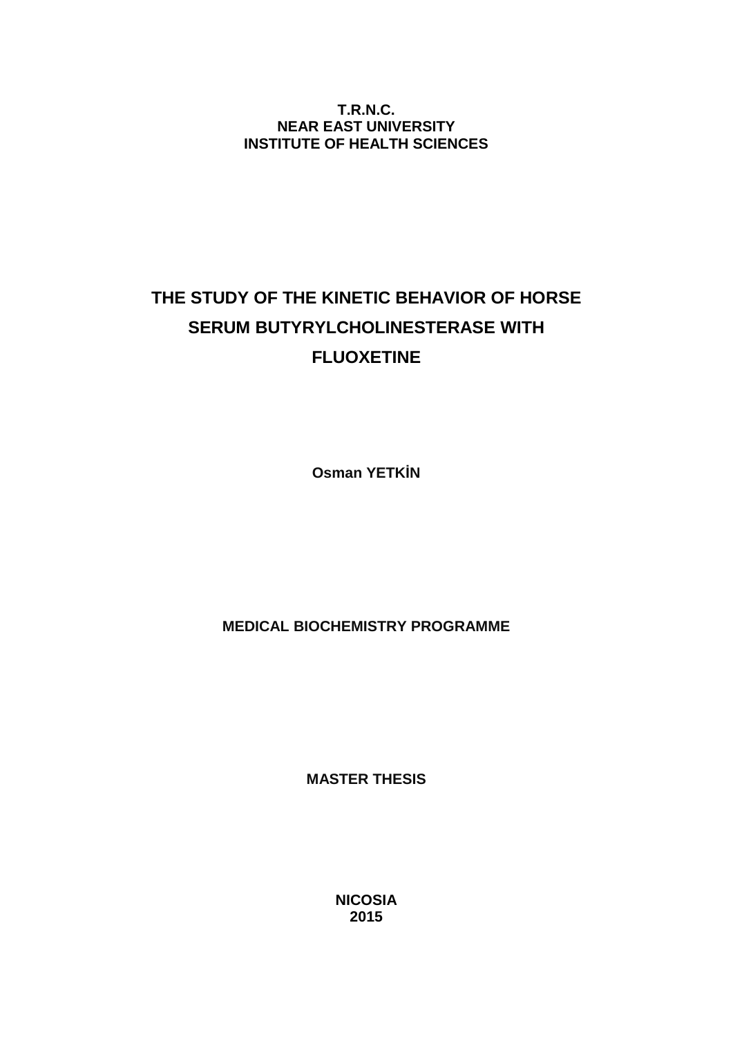**T.R.N.C.**
**NEAR EAST UNIVERSITY**
**INSTITUTE OF HEALTH SCIENCES**

# THE STUDY OF THE KINETIC BEHAVIOR OF HORSE SERUM BUTYRYLCHOLINESTERASE WITH FLUOXETINE

**Osman YETKİN**

**MEDICAL BIOCHEMISTRY PROGRAMME**

**MASTER THESIS**

**NICOSIA**
**2015**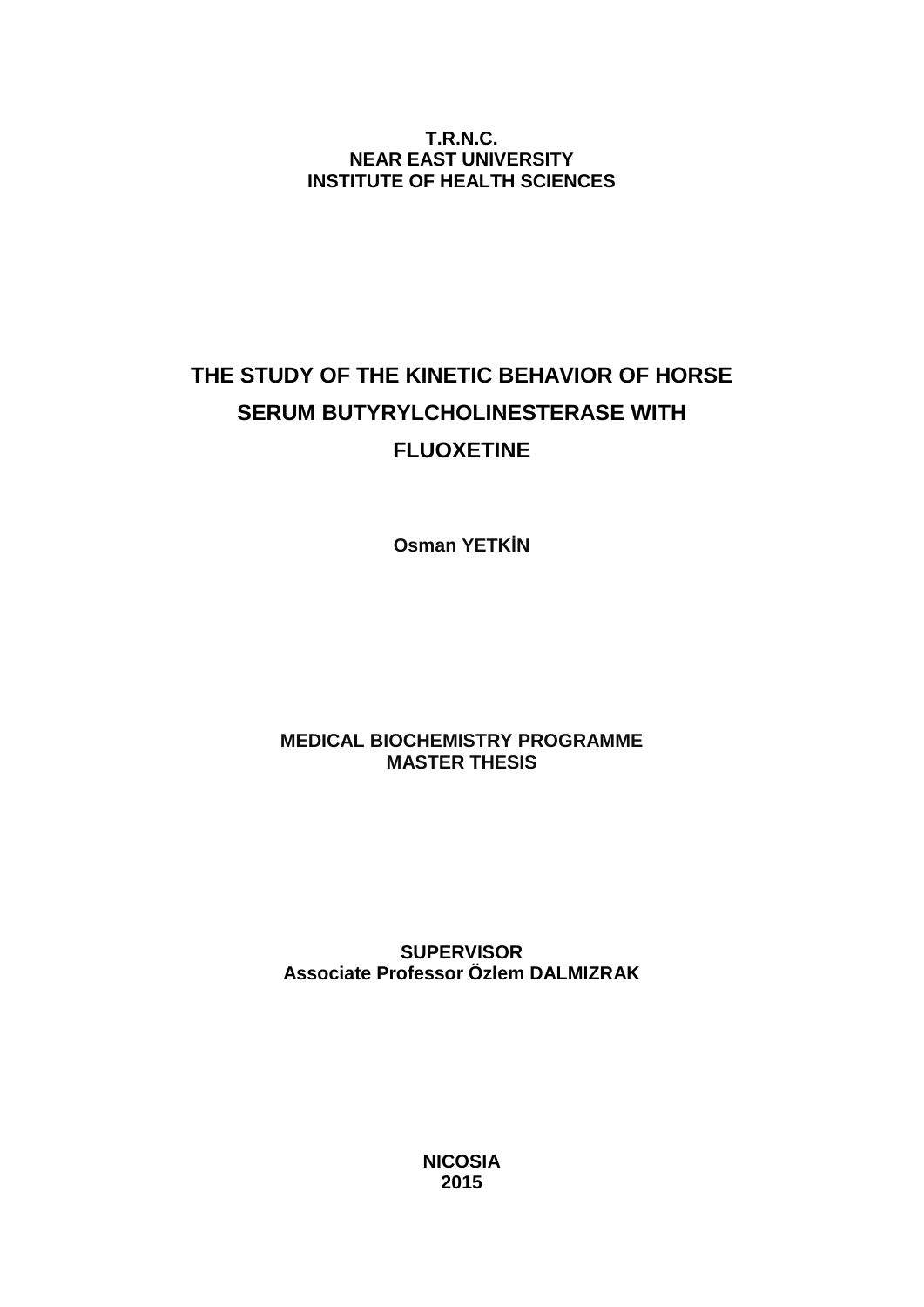**T.R.N.C.**
**NEAR EAST UNIVERSITY**
**INSTITUTE OF HEALTH SCIENCES**

# THE STUDY OF THE KINETIC BEHAVIOR OF HORSE SERUM BUTYRYLCHOLINESTERASE WITH FLUOXETINE

**Osman YETKİN**

**MEDICAL BIOCHEMISTRY PROGRAMME**
**MASTER THESIS**

**SUPERVISOR**
**Associate Professor Özlem DALMIZRAK**

**NICOSIA**
**2015**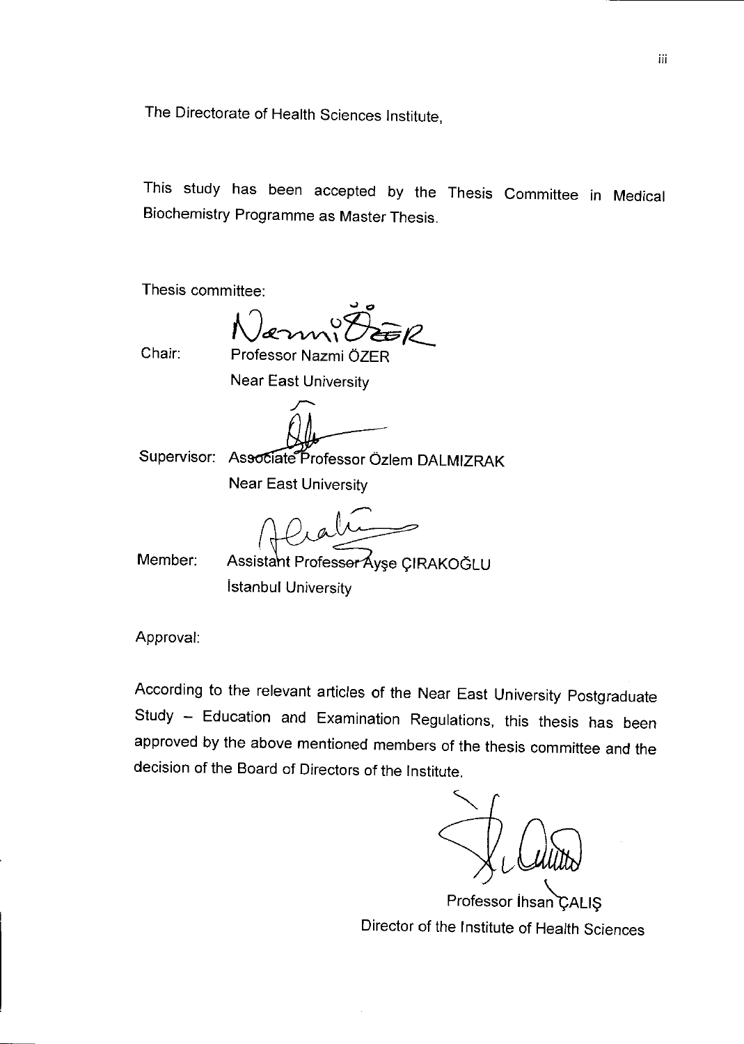The Directorate of Health Sciences Institute,

This study has been accepted by the Thesis Committee in Medical Biochemistry Programme as Master Thesis.

Thesis committee:

Chair: Professor Nazmi ÖZER
Near East University

Supervisor: Associate Professor Özlem DALMIZRAK
Near East University

Member: Assistant Professor Ayşe ÇIRAKOĞLU
İstanbul University

Approval:

According to the relevant articles of the Near East University Postgraduate Study – Education and Examination Regulations, this thesis has been approved by the above mentioned members of the thesis committee and the decision of the Board of Directors of the Institute.

Professor İhsan ÇALIŞ
Director of the Institute of Health Sciences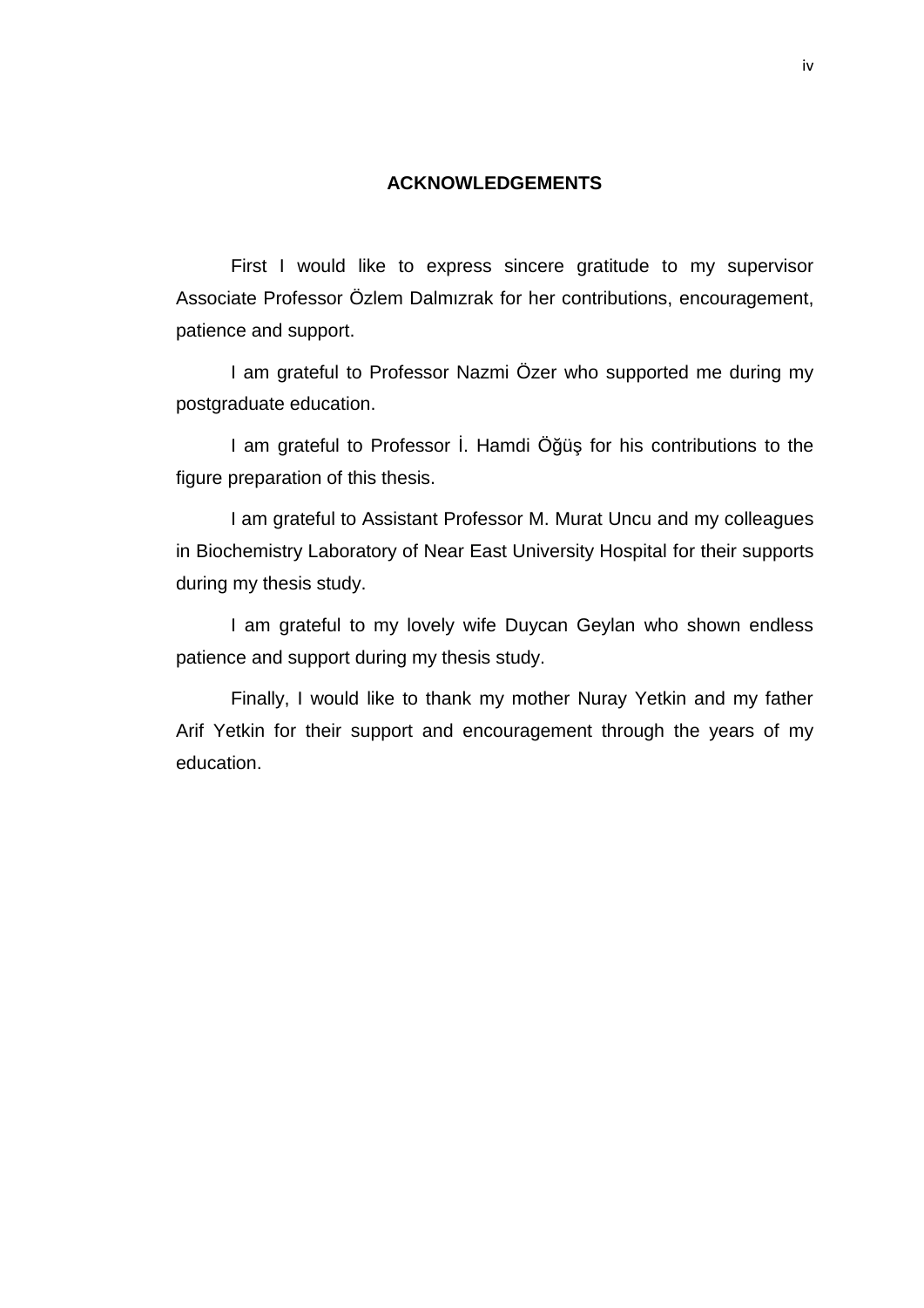## ACKNOWLEDGEMENTS

First I would like to express sincere gratitude to my supervisor Associate Professor Özlem Dalmızrak for her contributions, encouragement, patience and support.

I am grateful to Professor Nazmi Özer who supported me during my postgraduate education.

I am grateful to Professor İ. Hamdi Öğüş for his contributions to the figure preparation of this thesis.

I am grateful to Assistant Professor M. Murat Uncu and my colleagues in Biochemistry Laboratory of Near East University Hospital for their supports during my thesis study.

I am grateful to my lovely wife Duycan Geylan who shown endless patience and support during my thesis study.

Finally, I would like to thank my mother Nuray Yetkin and my father Arif Yetkin for their support and encouragement through the years of my education.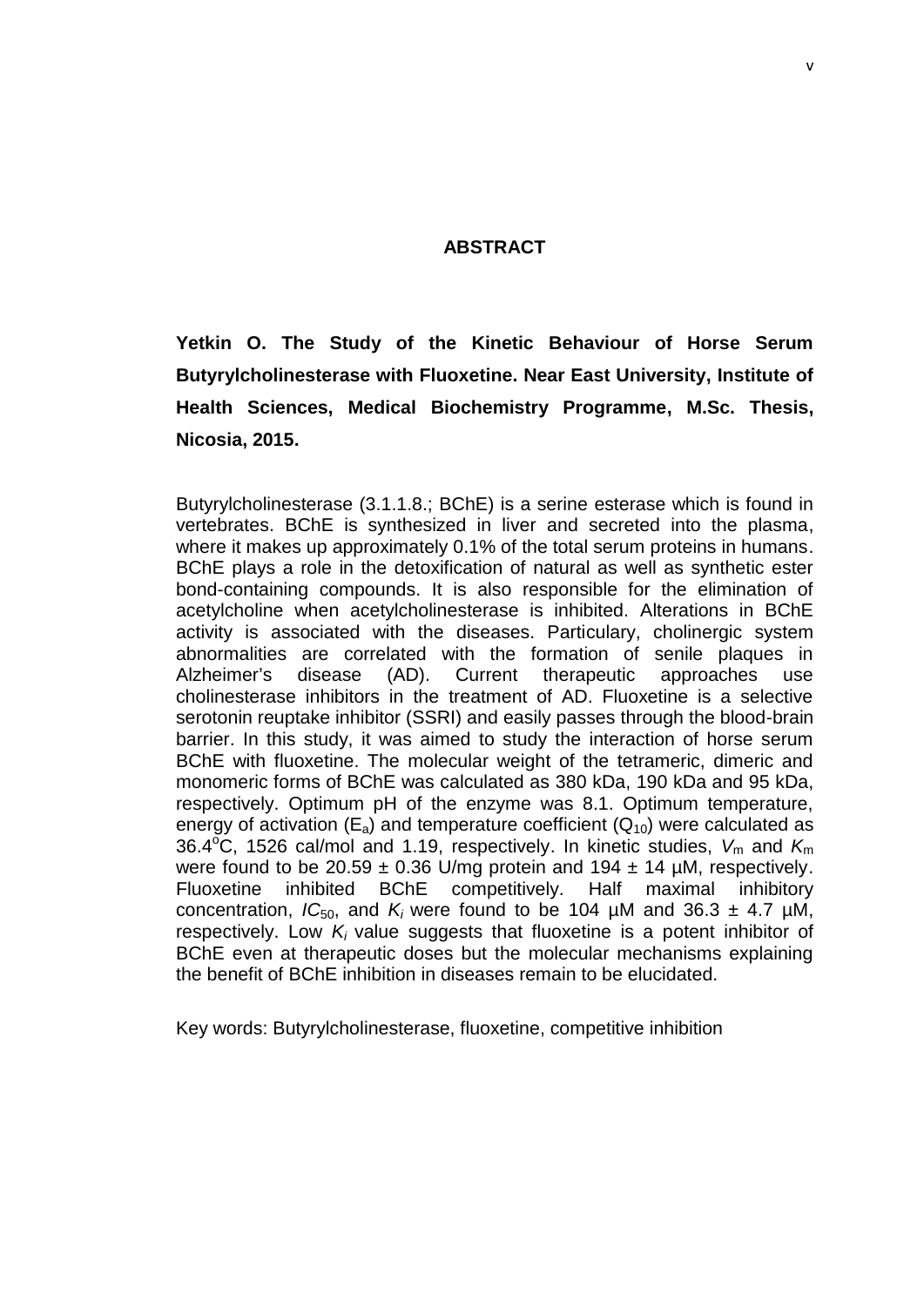# ABSTRACT

**Yetkin O. The Study of the Kinetic Behaviour of Horse Serum Butyrylcholinesterase with Fluoxetine. Near East University, Institute of Health Sciences, Medical Biochemistry Programme, M.Sc. Thesis, Nicosia, 2015.**

Butyrylcholinesterase (3.1.1.8.; BChE) is a serine esterase which is found in vertebrates. BChE is synthesized in liver and secreted into the plasma, where it makes up approximately 0.1% of the total serum proteins in humans. BChE plays a role in the detoxification of natural as well as synthetic ester bond-containing compounds. It is also responsible for the elimination of acetylcholine when acetylcholinesterase is inhibited. Alterations in BChE activity is associated with the diseases. Particulary, cholinergic system abnormalities are correlated with the formation of senile plaques in Alzheimer's disease (AD). Current therapeutic approaches use cholinesterase inhibitors in the treatment of AD. Fluoxetine is a selective serotonin reuptake inhibitor (SSRI) and easily passes through the blood-brain barrier. In this study, it was aimed to study the interaction of horse serum BChE with fluoxetine. The molecular weight of the tetrameric, dimeric and monomeric forms of BChE was calculated as 380 kDa, 190 kDa and 95 kDa, respectively. Optimum pH of the enzyme was 8.1. Optimum temperature, energy of activation ($E_a$) and temperature coefficient ($Q_{10}$) were calculated as 36.4$^{o}$C, 1526 cal/mol and 1.19, respectively. In kinetic studies, $V_m$ and $K_m$ were found to be 20.59 ± 0.36 U/mg protein and 194 ± 14 µM, respectively. Fluoxetine inhibited BChE competitively. Half maximal inhibitory concentration, $IC_{50}$, and $K_i$ were found to be 104 µM and 36.3 ± 4.7 µM, respectively. Low $K_i$ value suggests that fluoxetine is a potent inhibitor of BChE even at therapeutic doses but the molecular mechanisms explaining the benefit of BChE inhibition in diseases remain to be elucidated.

Key words: Butyrylcholinesterase, fluoxetine, competitive inhibition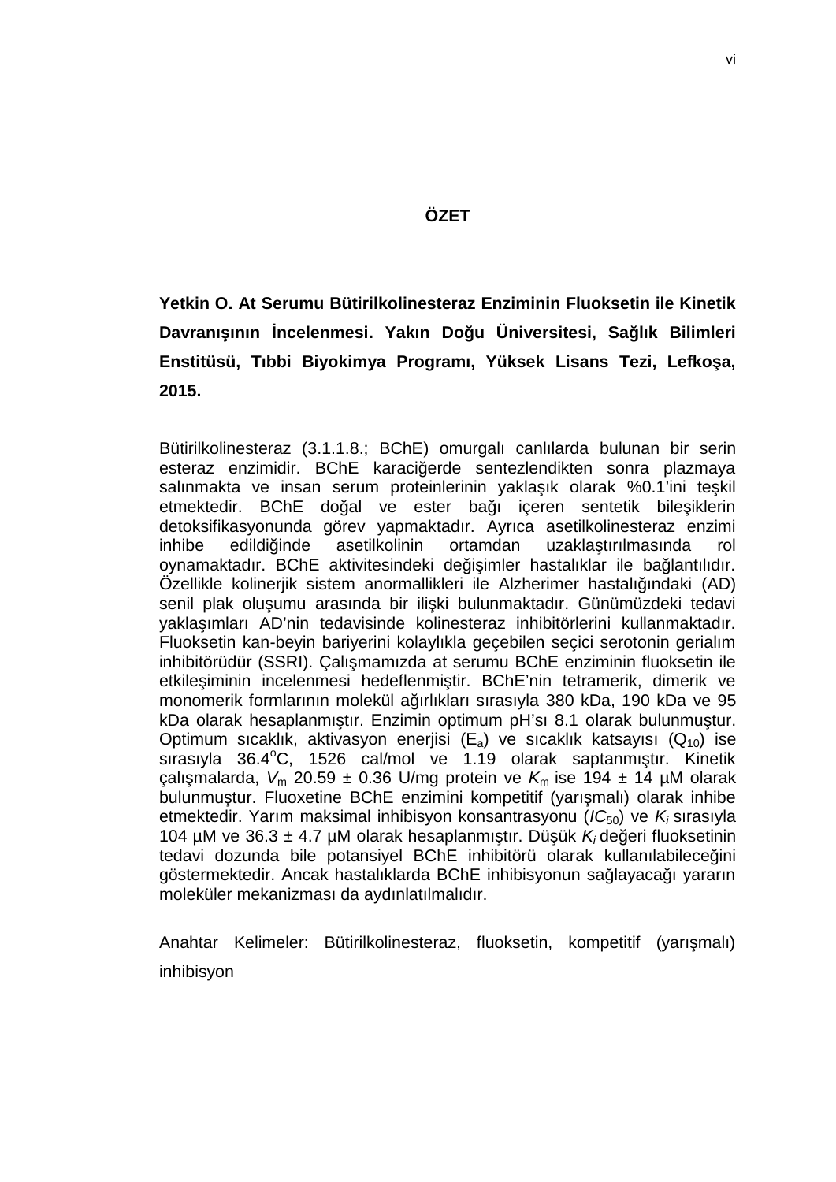# ÖZET

**Yetkin O. At Serumu Bütirilkolinesteraz Enziminin Fluoksetin ile Kinetik Davranışının İncelenmesi. Yakın Doğu Üniversitesi, Sağlık Bilimleri Enstitüsü, Tıbbi Biyokimya Programı, Yüksek Lisans Tezi, Lefkoşa, 2015.**

Bütirilkolinesteraz (3.1.1.8.; BChE) omurgalı canlılarda bulunan bir serin esteraz enzimidir. BChE karaciğerde sentezlendikten sonra plazmaya salınmakta ve insan serum proteinlerinin yaklaşık olarak %0.1'ini teşkil etmektedir. BChE doğal ve ester bağı içeren sentetik bileşiklerin detoksifikasyonunda görev yapmaktadır. Ayrıca asetilkolinesteraz enzimi inhibe edildiğinde asetilkolinin ortamdan uzaklaştırılmasında rol oynamaktadır. BChE aktivitesindeki değişimler hastalıklar ile bağlantılıdır. Özellikle kolinerjik sistem anormallikleri ile Alzherimer hastalığındaki (AD) senil plak oluşumu arasında bir ilişki bulunmaktadır. Günümüzdeki tedavi yaklaşımları AD'nin tedavisinde kolinesteraz inhibitörlerini kullanmaktadır. Fluoksetin kan-beyin bariyerini kolaylıkla geçebilen seçici serotonin gerialım inhibitörüdür (SSRI). Çalışmamızda at serumu BChE enziminin fluoksetin ile etkileşiminin incelenmesi hedeflenmiştir. BChE'nin tetramerik, dimerik ve monomerik formlarının molekül ağırlıkları sırasıyla 380 kDa, 190 kDa ve 95 kDa olarak hesaplanmıştır. Enzimin optimum pH'sı 8.1 olarak bulunmuştur. Optimum sıcaklık, aktivasyon enerjisi ($E_a$) ve sıcaklık katsayısı ($Q_{10}$) ise sırasıyla 36.4$^{o}$C, 1526 cal/mol ve 1.19 olarak saptanmıştır. Kinetik çalışmalarda, $V_m$ 20.59 ± 0.36 U/mg protein ve $K_m$ ise 194 ± 14 µM olarak bulunmuştur. Fluoxetine BChE enzimini kompetitif (yarışmalı) olarak inhibe etmektedir. Yarım maksimal inhibisyon konsantrasyonu ($IC_{50}$) ve $K_i$ sırasıyla 104 µM ve 36.3 ± 4.7 µM olarak hesaplanmıştır. Düşük $K_i$ değeri fluoksetinin tedavi dozunda bile potansiyel BChE inhibitörü olarak kullanılabileceğini göstermektedir. Ancak hastalıklarda BChE inhibisyonun sağlayacağı yararın moleküler mekanizması da aydınlatılmalıdır.

Anahtar Kelimeler: Bütirilkolinesteraz, fluoksetin, kompetitif (yarışmalı) inhibisyon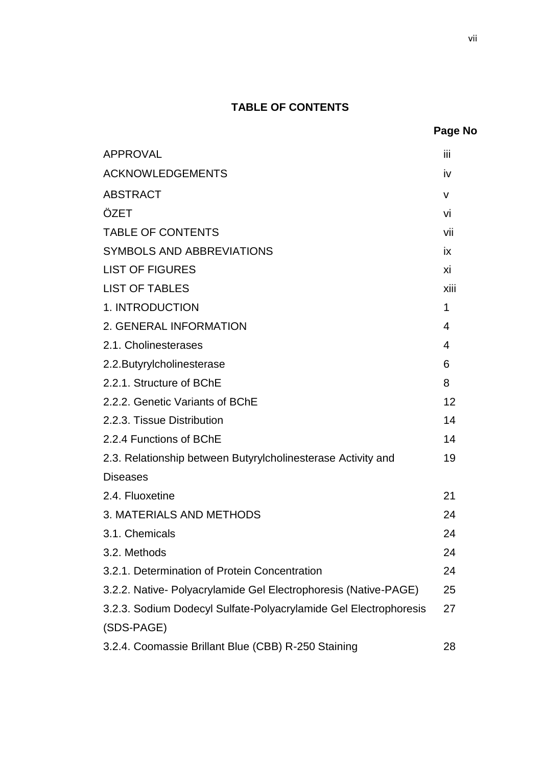## TABLE OF CONTENTS

| | Page No |
|---|---|
| APPROVAL | iii |
| ACKNOWLEDGEMENTS | iv |
| ABSTRACT | v |
| ÖZET | vi |
| TABLE OF CONTENTS | vii |
| SYMBOLS AND ABBREVIATIONS | ix |
| LIST OF FIGURES | xi |
| LIST OF TABLES | xiii |
| 1. INTRODUCTION | 1 |
| 2. GENERAL INFORMATION | 4 |
| 2.1. Cholinesterases | 4 |
| 2.2.Butyrylcholinesterase | 6 |
| 2.2.1. Structure of BChE | 8 |
| 2.2.2. Genetic Variants of BChE | 12 |
| 2.2.3. Tissue Distribution | 14 |
| 2.2.4 Functions of BChE | 14 |
| 2.3. Relationship between Butyrylcholinesterase Activity and Diseases | 19 |
| 2.4. Fluoxetine | 21 |
| 3. MATERIALS AND METHODS | 24 |
| 3.1. Chemicals | 24 |
| 3.2. Methods | 24 |
| 3.2.1. Determination of Protein Concentration | 24 |
| 3.2.2. Native- Polyacrylamide Gel Electrophoresis (Native-PAGE) | 25 |
| 3.2.3. Sodium Dodecyl Sulfate-Polyacrylamide Gel Electrophoresis (SDS-PAGE) | 27 |
| 3.2.4. Coomassie Brillant Blue (CBB) R-250 Staining | 28 |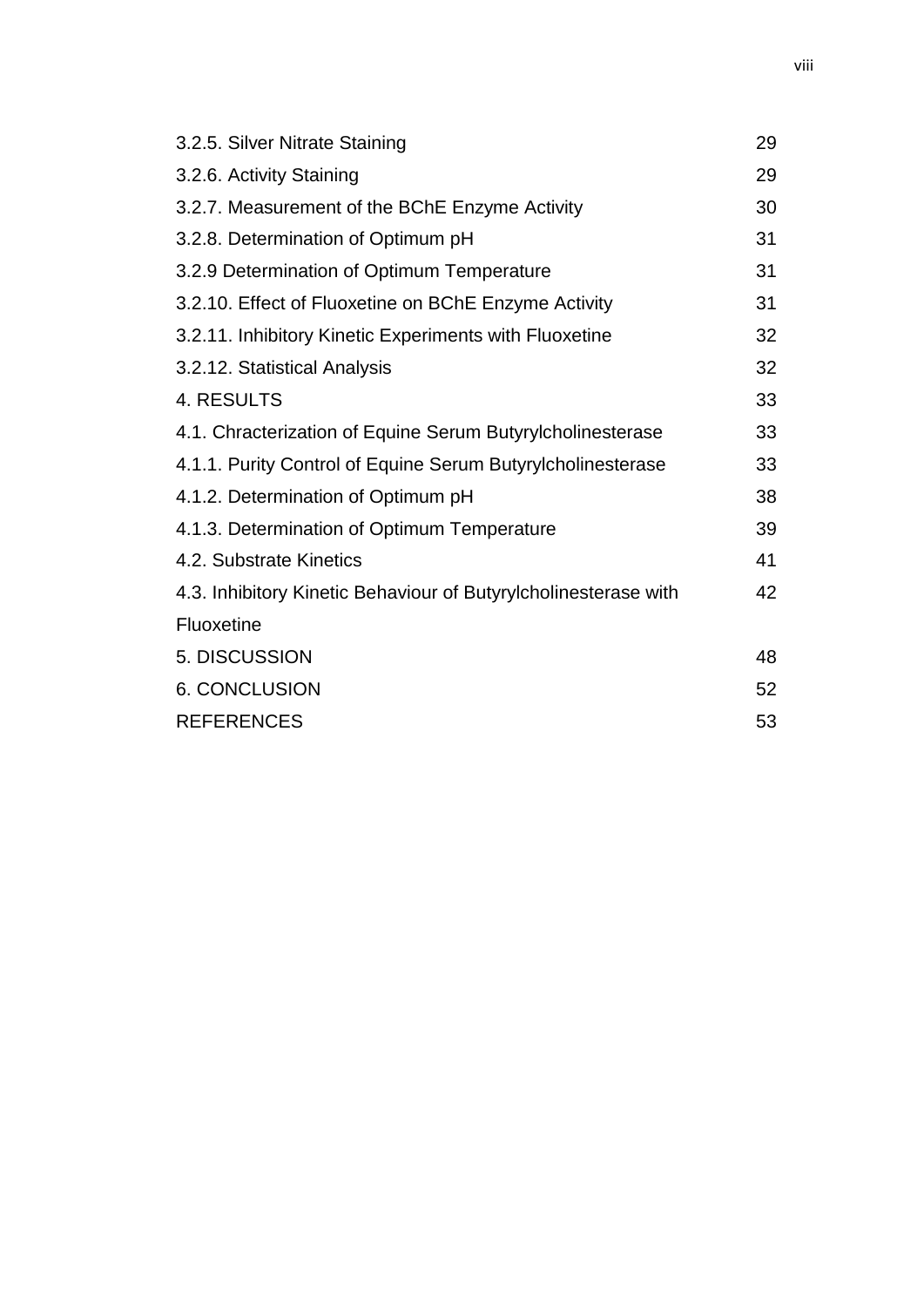| | |
|---|---|
| 3.2.5. Silver Nitrate Staining | 29 |
| 3.2.6. Activity Staining | 29 |
| 3.2.7. Measurement of the BChE Enzyme Activity | 30 |
| 3.2.8. Determination of Optimum pH | 31 |
| 3.2.9 Determination of Optimum Temperature | 31 |
| 3.2.10. Effect of Fluoxetine on BChE Enzyme Activity | 31 |
| 3.2.11. Inhibitory Kinetic Experiments with Fluoxetine | 32 |
| 3.2.12. Statistical Analysis | 32 |
| 4. RESULTS | 33 |
| 4.1. Chracterization of Equine Serum Butyrylcholinesterase | 33 |
| 4.1.1. Purity Control of Equine Serum Butyrylcholinesterase | 33 |
| 4.1.2. Determination of Optimum pH | 38 |
| 4.1.3. Determination of Optimum Temperature | 39 |
| 4.2. Substrate Kinetics | 41 |
| 4.3. Inhibitory Kinetic Behaviour of Butyrylcholinesterase with Fluoxetine | 42 |
| 5. DISCUSSION | 48 |
| 6. CONCLUSION | 52 |
| REFERENCES | 53 |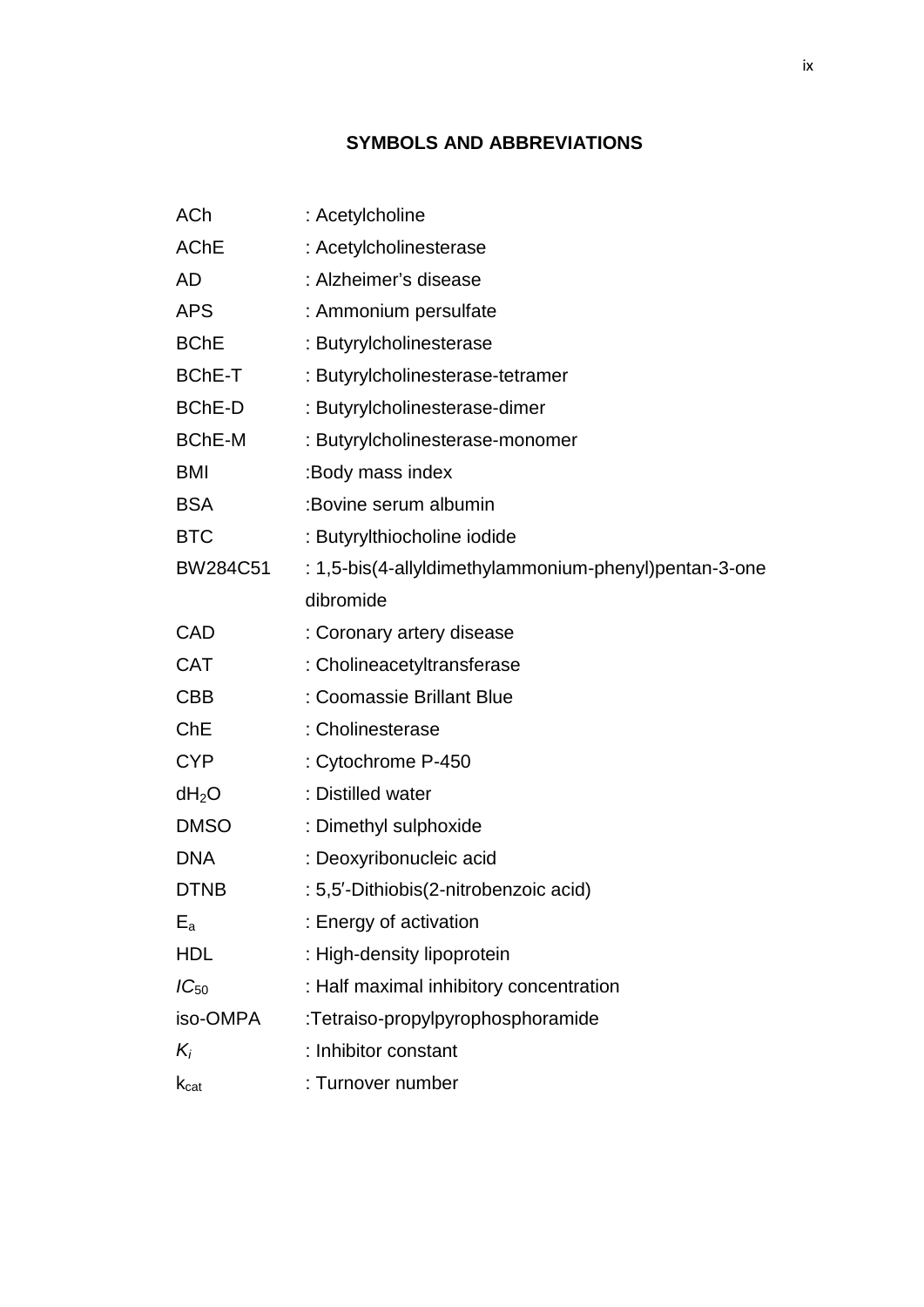# SYMBOLS AND ABBREVIATIONS

| | |
|---|---|
| ACh | : Acetylcholine |
| AChE | : Acetylcholinesterase |
| AD | : Alzheimer's disease |
| APS | : Ammonium persulfate |
| BChE | : Butyrylcholinesterase |
| BChE-T | : Butyrylcholinesterase-tetramer |
| BChE-D | : Butyrylcholinesterase-dimer |
| BChE-M | : Butyrylcholinesterase-monomer |
| BMI | :Body mass index |
| BSA | :Bovine serum albumin |
| BTC | : Butyrylthiocholine iodide |
| BW284C51 | : 1,5-bis(4-allyldimethylammonium-phenyl)pentan-3-one dibromide |
| CAD | : Coronary artery disease |
| CAT | : Cholineacetyltransferase |
| CBB | : Coomassie Brillant Blue |
| ChE | : Cholinesterase |
| CYP | : Cytochrome P-450 |
| $dH_2O$ | : Distilled water |
| DMSO | : Dimethyl sulphoxide |
| DNA | : Deoxyribonucleic acid |
| DTNB | : 5,5′-Dithiobis(2-nitrobenzoic acid) |
| $E_a$ | : Energy of activation |
| HDL | : High-density lipoprotein |
| $IC_{50}$ | : Half maximal inhibitory concentration |
| iso-OMPA | :Tetraiso-propylpyrophosphoramide |
| $K_i$ | : Inhibitor constant |
| $k_{cat}$ | : Turnover number |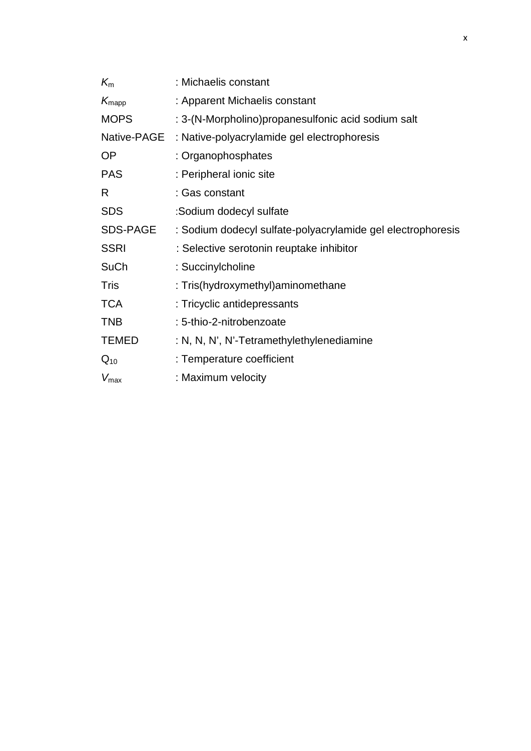| | |
|---|---|
| $K_m$ | : Michaelis constant |
| $K_{mapp}$ | : Apparent Michaelis constant |
| MOPS | : 3-(N-Morpholino)propanesulfonic acid sodium salt |
| Native-PAGE | : Native-polyacrylamide gel electrophoresis |
| OP | : Organophosphates |
| PAS | : Peripheral ionic site |
| R | : Gas constant |
| SDS | :Sodium dodecyl sulfate |
| SDS-PAGE | : Sodium dodecyl sulfate-polyacrylamide gel electrophoresis |
| SSRI | : Selective serotonin reuptake inhibitor |
| SuCh | : Succinylcholine |
| Tris | : Tris(hydroxymethyl)aminomethane |
| TCA | : Tricyclic antidepressants |
| TNB | : 5-thio-2-nitrobenzoate |
| TEMED | : N, N, N', N'-Tetramethylethylenediamine |
| $Q_{10}$ | : Temperature coefficient |
| $V_{max}$ | : Maximum velocity |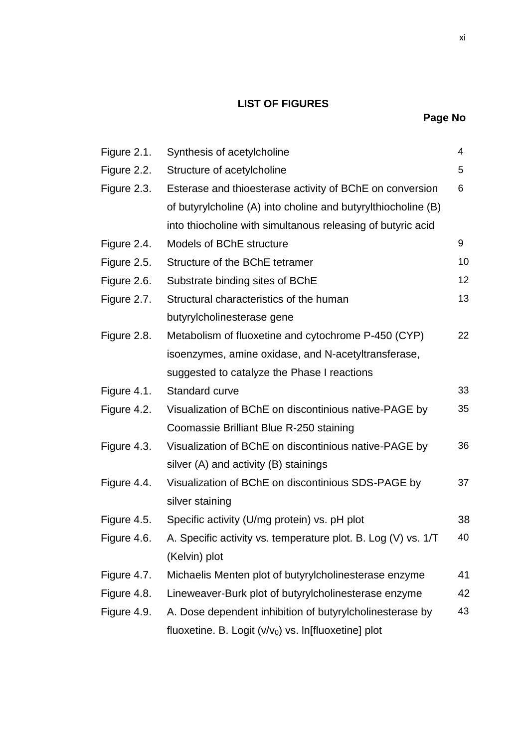# LIST OF FIGURES

| | | Page No |
|---|---|---|
| Figure 2.1. | Synthesis of acetylcholine | 4 |
| Figure 2.2. | Structure of acetylcholine | 5 |
| Figure 2.3. | Esterase and thioesterase activity of BChE on conversion of butyrylcholine (A) into choline and butyrylthiocholine (B) into thiocholine with simultanous releasing of butyric acid | 6 |
| Figure 2.4. | Models of BChE structure | 9 |
| Figure 2.5. | Structure of the BChE tetramer | 10 |
| Figure 2.6. | Substrate binding sites of BChE | 12 |
| Figure 2.7. | Structural characteristics of the human butyrylcholinesterase gene | 13 |
| Figure 2.8. | Metabolism of fluoxetine and cytochrome P-450 (CYP) isoenzymes, amine oxidase, and N-acetyltransferase, suggested to catalyze the Phase I reactions | 22 |
| Figure 4.1. | Standard curve | 33 |
| Figure 4.2. | Visualization of BChE on discontinious native-PAGE by Coomassie Brilliant Blue R-250 staining | 35 |
| Figure 4.3. | Visualization of BChE on discontinious native-PAGE by silver (A) and activity (B) stainings | 36 |
| Figure 4.4. | Visualization of BChE on discontinious SDS-PAGE by silver staining | 37 |
| Figure 4.5. | Specific activity (U/mg protein) vs. pH plot | 38 |
| Figure 4.6. | A. Specific activity vs. temperature plot. B. Log (V) vs. 1/T (Kelvin) plot | 40 |
| Figure 4.7. | Michaelis Menten plot of butyrylcholinesterase enzyme | 41 |
| Figure 4.8. | Lineweaver-Burk plot of butyrylcholinesterase enzyme | 42 |
| Figure 4.9. | A. Dose dependent inhibition of butyrylcholinesterase by fluoxetine. B. Logit ($v/v_0$) vs. ln[fluoxetine] plot | 43 |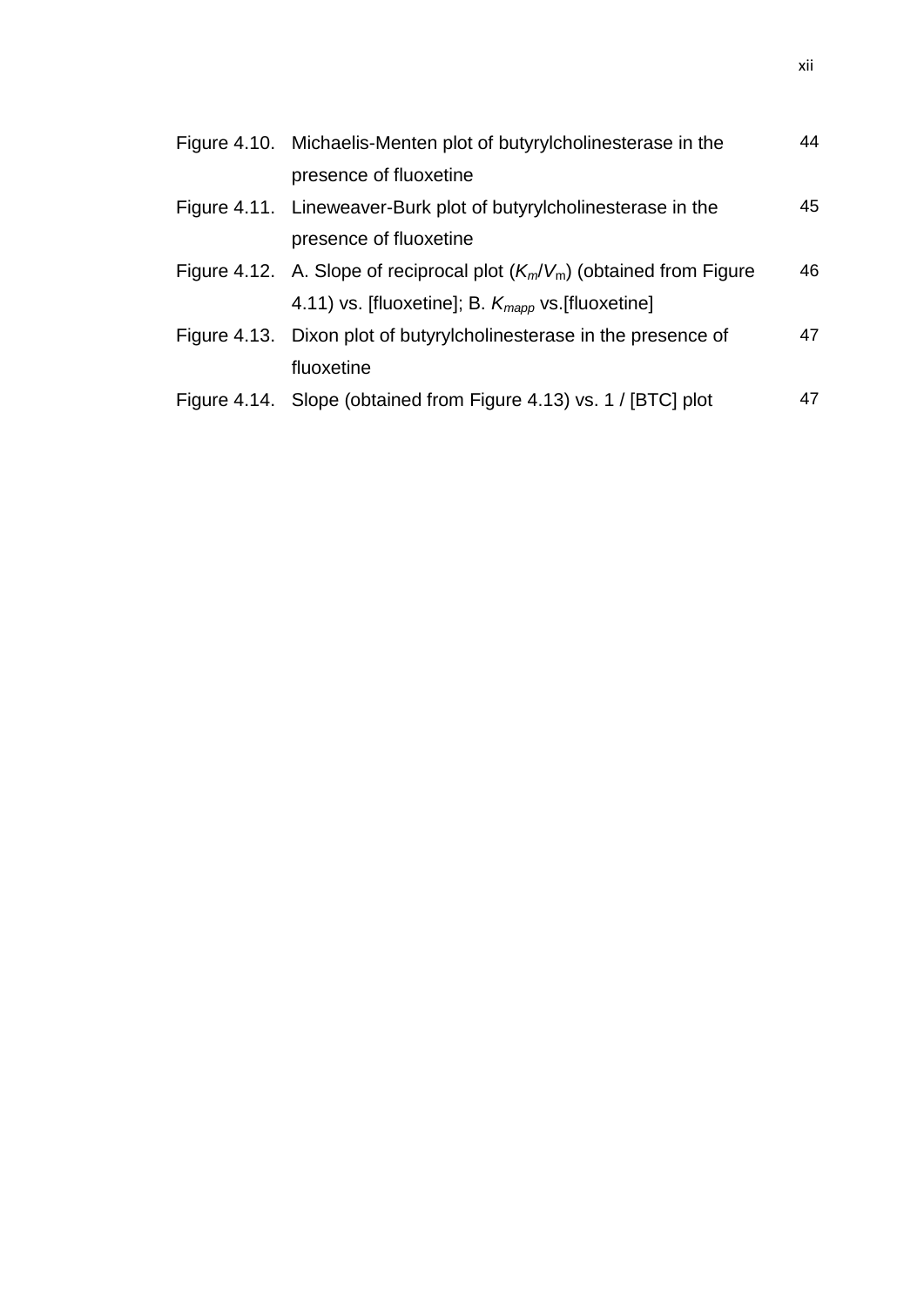| | | |
|---|---|---|
| Figure 4.10. | Michaelis-Menten plot of butyrylcholinesterase in the presence of fluoxetine | 44 |
| Figure 4.11. | Lineweaver-Burk plot of butyrylcholinesterase in the presence of fluoxetine | 45 |
| Figure 4.12. | A. Slope of reciprocal plot ($K_m/V_m$) (obtained from Figure 4.11) vs. [fluoxetine]; B. $K_{mapp}$ vs.[fluoxetine] | 46 |
| Figure 4.13. | Dixon plot of butyrylcholinesterase in the presence of fluoxetine | 47 |
| Figure 4.14. | Slope (obtained from Figure 4.13) vs. 1 / [BTC] plot | 47 |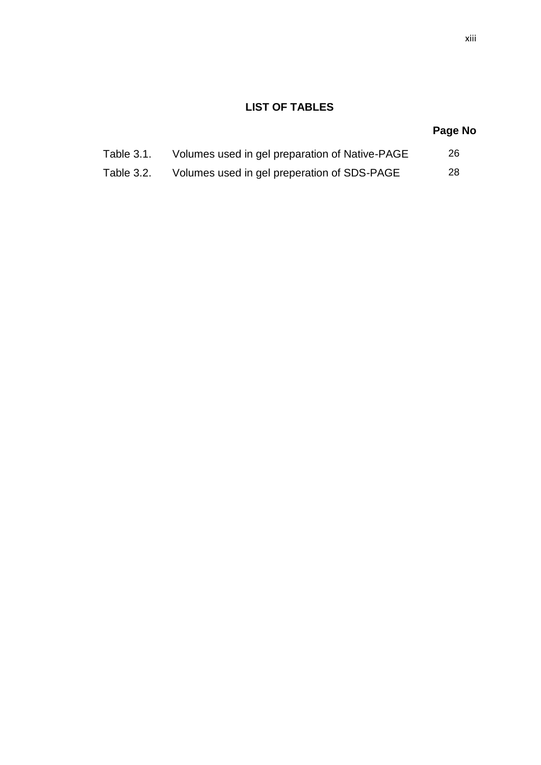# LIST OF TABLES

| | | Page No |
|---|---|---|
| Table 3.1. | Volumes used in gel preparation of Native-PAGE | 26 |
| Table 3.2. | Volumes used in gel preperation of SDS-PAGE | 28 |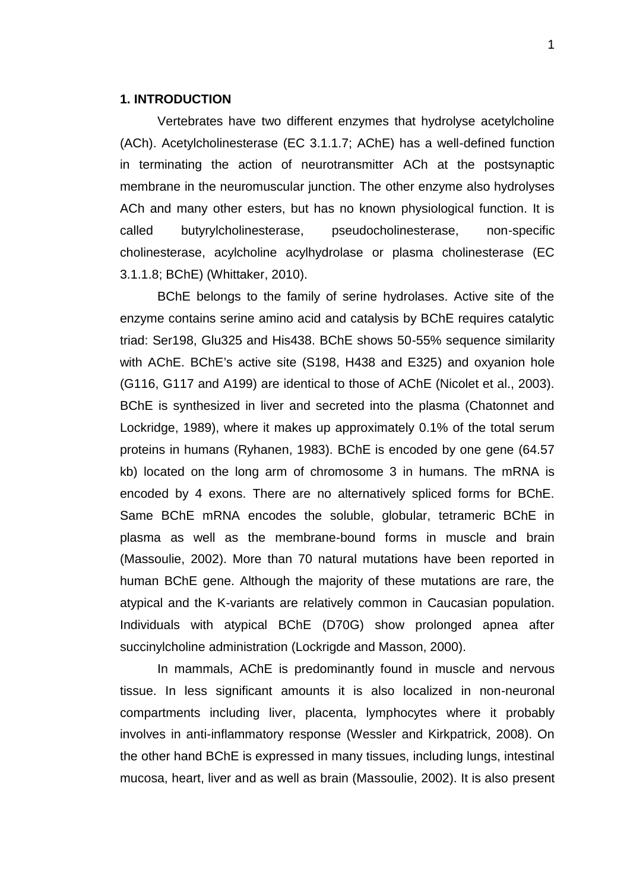## 1. INTRODUCTION

Vertebrates have two different enzymes that hydrolyse acetylcholine (ACh). Acetylcholinesterase (EC 3.1.1.7; AChE) has a well-defined function in terminating the action of neurotransmitter ACh at the postsynaptic membrane in the neuromuscular junction. The other enzyme also hydrolyses ACh and many other esters, but has no known physiological function. It is called butyrylcholinesterase, pseudocholinesterase, non-specific cholinesterase, acylcholine acylhydrolase or plasma cholinesterase (EC 3.1.1.8; BChE) (Whittaker, 2010).

BChE belongs to the family of serine hydrolases. Active site of the enzyme contains serine amino acid and catalysis by BChE requires catalytic triad: Ser198, Glu325 and His438. BChE shows 50-55% sequence similarity with AChE. BChE's active site (S198, H438 and E325) and oxyanion hole (G116, G117 and A199) are identical to those of AChE (Nicolet et al., 2003). BChE is synthesized in liver and secreted into the plasma (Chatonnet and Lockridge, 1989), where it makes up approximately 0.1% of the total serum proteins in humans (Ryhanen, 1983). BChE is encoded by one gene (64.57 kb) located on the long arm of chromosome 3 in humans. The mRNA is encoded by 4 exons. There are no alternatively spliced forms for BChE. Same BChE mRNA encodes the soluble, globular, tetrameric BChE in plasma as well as the membrane-bound forms in muscle and brain (Massoulie, 2002). More than 70 natural mutations have been reported in human BChE gene. Although the majority of these mutations are rare, the atypical and the K-variants are relatively common in Caucasian population. Individuals with atypical BChE (D70G) show prolonged apnea after succinylcholine administration (Lockrigde and Masson, 2000).

In mammals, AChE is predominantly found in muscle and nervous tissue. In less significant amounts it is also localized in non-neuronal compartments including liver, placenta, lymphocytes where it probably involves in anti-inflammatory response (Wessler and Kirkpatrick, 2008). On the other hand BChE is expressed in many tissues, including lungs, intestinal mucosa, heart, liver and as well as brain (Massoulie, 2002). It is also present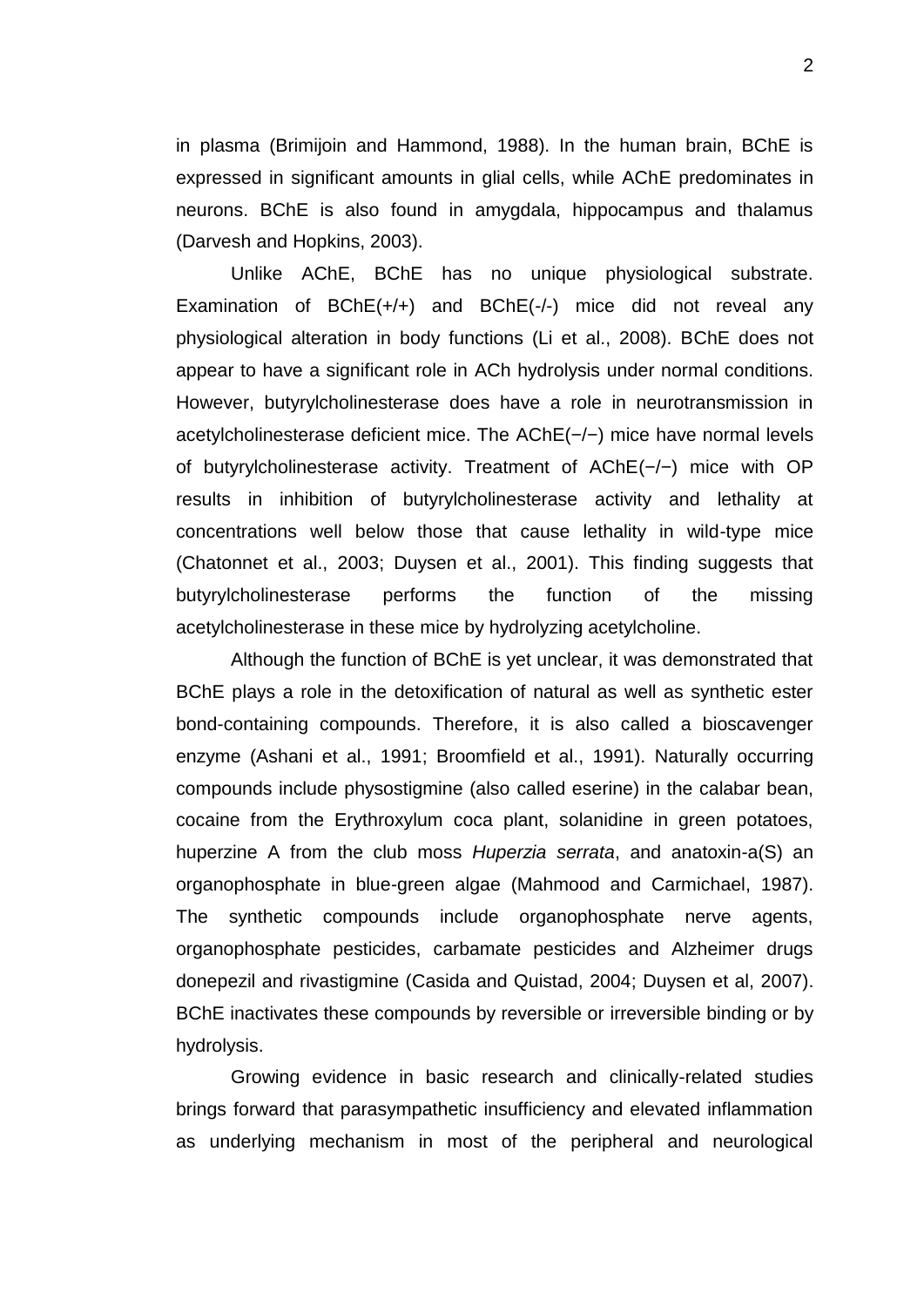in plasma (Brimijoin and Hammond, 1988). In the human brain, BChE is expressed in significant amounts in glial cells, while AChE predominates in neurons. BChE is also found in amygdala, hippocampus and thalamus (Darvesh and Hopkins, 2003).

Unlike AChE, BChE has no unique physiological substrate. Examination of BChE(+/+) and BChE(-/-) mice did not reveal any physiological alteration in body functions (Li et al., 2008). BChE does not appear to have a significant role in ACh hydrolysis under normal conditions. However, butyrylcholinesterase does have a role in neurotransmission in acetylcholinesterase deficient mice. The AChE(−/−) mice have normal levels of butyrylcholinesterase activity. Treatment of AChE(−/−) mice with OP results in inhibition of butyrylcholinesterase activity and lethality at concentrations well below those that cause lethality in wild-type mice (Chatonnet et al., 2003; Duysen et al., 2001). This finding suggests that butyrylcholinesterase performs the function of the missing acetylcholinesterase in these mice by hydrolyzing acetylcholine.

Although the function of BChE is yet unclear, it was demonstrated that BChE plays a role in the detoxification of natural as well as synthetic ester bond-containing compounds. Therefore, it is also called a bioscavenger enzyme (Ashani et al., 1991; Broomfield et al., 1991). Naturally occurring compounds include physostigmine (also called eserine) in the calabar bean, cocaine from the Erythroxylum coca plant, solanidine in green potatoes, huperzine A from the club moss *Huperzia serrata*, and anatoxin-a(S) an organophosphate in blue-green algae (Mahmood and Carmichael, 1987). The synthetic compounds include organophosphate nerve agents, organophosphate pesticides, carbamate pesticides and Alzheimer drugs donepezil and rivastigmine (Casida and Quistad, 2004; Duysen et al, 2007). BChE inactivates these compounds by reversible or irreversible binding or by hydrolysis.

Growing evidence in basic research and clinically-related studies brings forward that parasympathetic insufficiency and elevated inflammation as underlying mechanism in most of the peripheral and neurological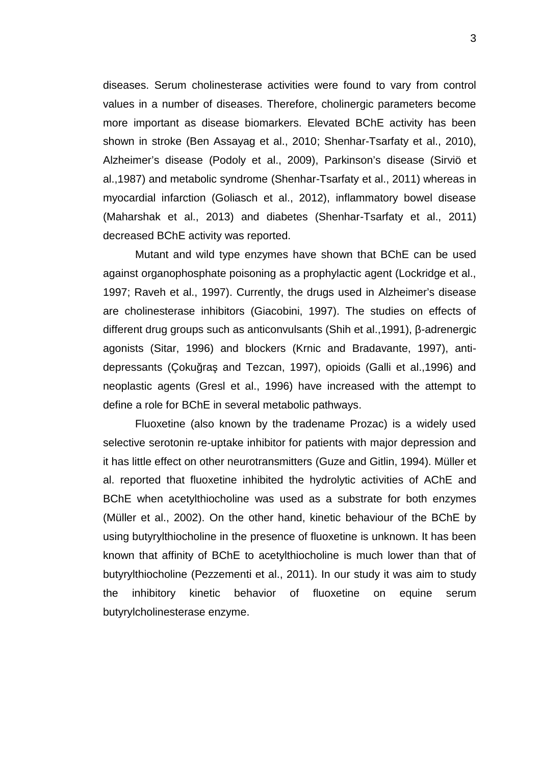diseases. Serum cholinesterase activities were found to vary from control values in a number of diseases. Therefore, cholinergic parameters become more important as disease biomarkers. Elevated BChE activity has been shown in stroke (Ben Assayag et al., 2010; Shenhar-Tsarfaty et al., 2010), Alzheimer's disease (Podoly et al., 2009), Parkinson's disease (Sirviö et al.,1987) and metabolic syndrome (Shenhar-Tsarfaty et al., 2011) whereas in myocardial infarction (Goliasch et al., 2012), inflammatory bowel disease (Maharshak et al., 2013) and diabetes (Shenhar-Tsarfaty et al., 2011) decreased BChE activity was reported.

Mutant and wild type enzymes have shown that BChE can be used against organophosphate poisoning as a prophylactic agent (Lockridge et al., 1997; Raveh et al., 1997). Currently, the drugs used in Alzheimer's disease are cholinesterase inhibitors (Giacobini, 1997). The studies on effects of different drug groups such as anticonvulsants (Shih et al.,1991), β-adrenergic agonists (Sitar, 1996) and blockers (Krnic and Bradavante, 1997), anti-depressants (Çokuğraş and Tezcan, 1997), opioids (Galli et al.,1996) and neoplastic agents (Gresl et al., 1996) have increased with the attempt to define a role for BChE in several metabolic pathways.

Fluoxetine (also known by the tradename Prozac) is a widely used selective serotonin re-uptake inhibitor for patients with major depression and it has little effect on other neurotransmitters (Guze and Gitlin, 1994). Müller et al. reported that fluoxetine inhibited the hydrolytic activities of AChE and BChE when acetylthiocholine was used as a substrate for both enzymes (Müller et al., 2002). On the other hand, kinetic behaviour of the BChE by using butyrylthiocholine in the presence of fluoxetine is unknown. It has been known that affinity of BChE to acetylthiocholine is much lower than that of butyrylthiocholine (Pezzementi et al., 2011). In our study it was aim to study the inhibitory kinetic behavior of fluoxetine on equine serum butyrylcholinesterase enzyme.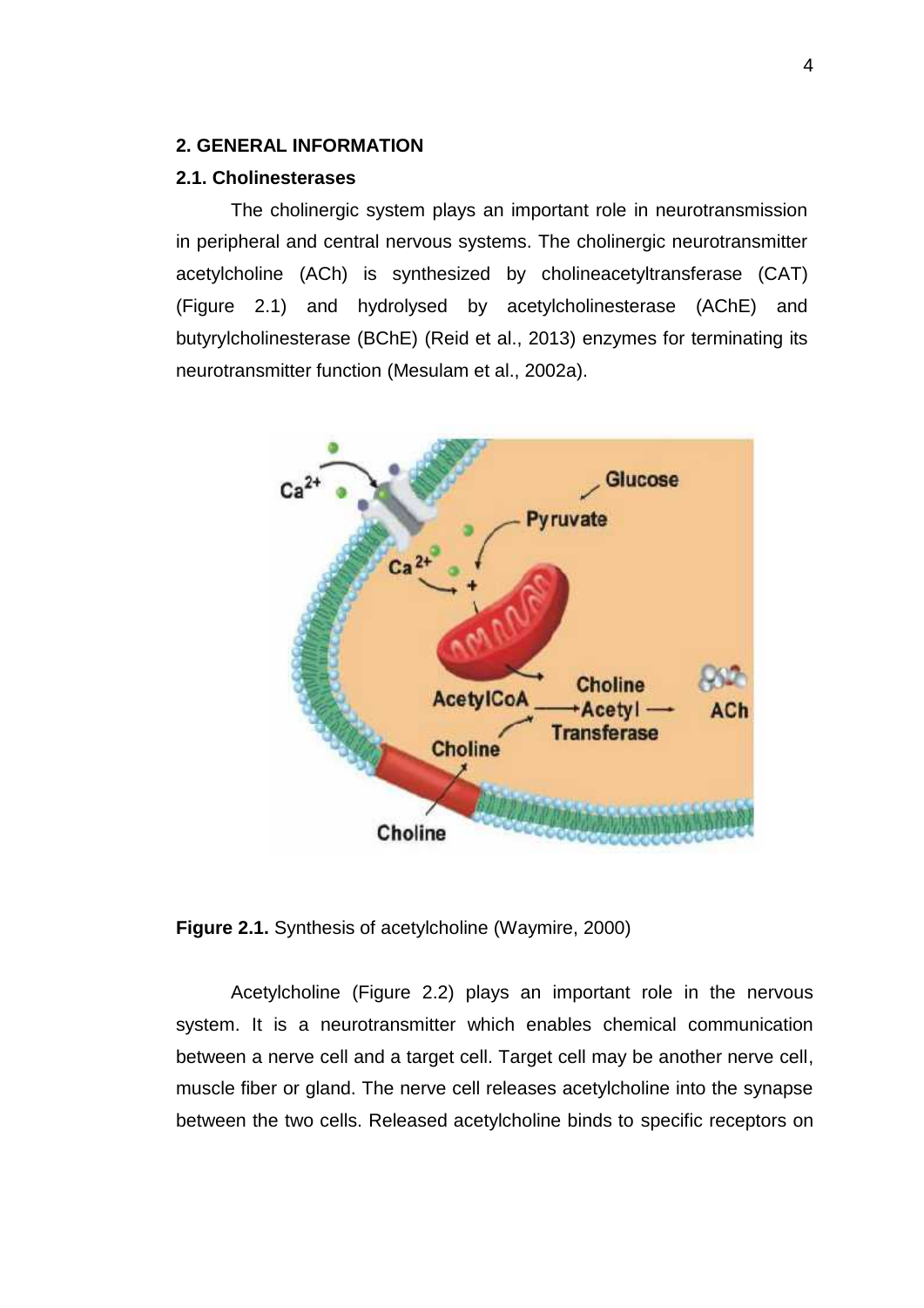## 2. GENERAL INFORMATION

### 2.1. Cholinesterases

The cholinergic system plays an important role in neurotransmission in peripheral and central nervous systems. The cholinergic neurotransmitter acetylcholine (ACh) is synthesized by cholineacetyltransferase (CAT) (Figure 2.1) and hydrolysed by acetylcholinesterase (AChE) and butyrylcholinesterase (BChE) (Reid et al., 2013) enzymes for terminating its neurotransmitter function (Mesulam et al., 2002a).

**Figure 2.1.** Synthesis of acetylcholine (Waymire, 2000)

Acetylcholine (Figure 2.2) plays an important role in the nervous system. It is a neurotransmitter which enables chemical communication between a nerve cell and a target cell. Target cell may be another nerve cell, muscle fiber or gland. The nerve cell releases acetylcholine into the synapse between the two cells. Released acetylcholine binds to specific receptors on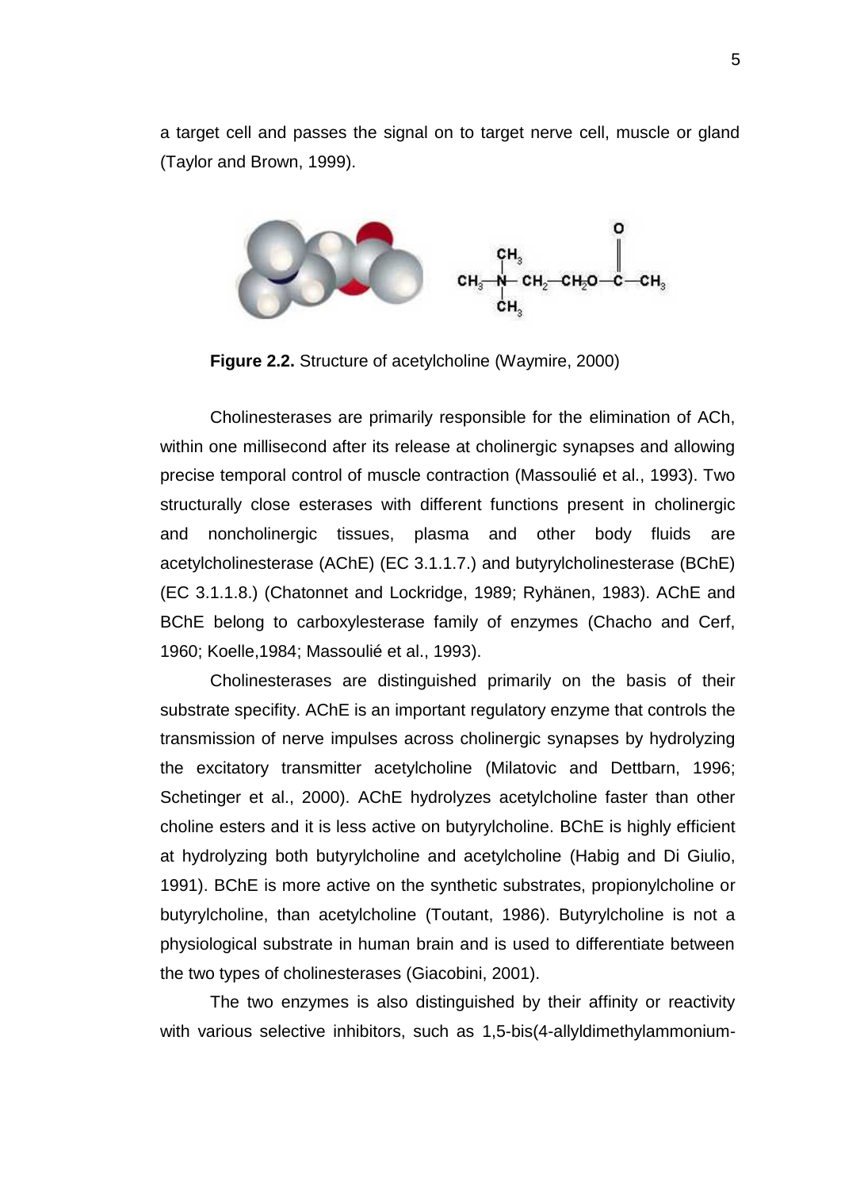a target cell and passes the signal on to target nerve cell, muscle or gland (Taylor and Brown, 1999).

**Figure 2.2.** Structure of acetylcholine (Waymire, 2000)

Cholinesterases are primarily responsible for the elimination of ACh, within one millisecond after its release at cholinergic synapses and allowing precise temporal control of muscle contraction (Massoulié et al., 1993). Two structurally close esterases with different functions present in cholinergic and noncholinergic tissues, plasma and other body fluids are acetylcholinesterase (AChE) (EC 3.1.1.7.) and butyrylcholinesterase (BChE) (EC 3.1.1.8.) (Chatonnet and Lockridge, 1989; Ryhänen, 1983). AChE and BChE belong to carboxylesterase family of enzymes (Chacho and Cerf, 1960; Koelle,1984; Massoulié et al., 1993).

Cholinesterases are distinguished primarily on the basis of their substrate specifity. AChE is an important regulatory enzyme that controls the transmission of nerve impulses across cholinergic synapses by hydrolyzing the excitatory transmitter acetylcholine (Milatovic and Dettbarn, 1996; Schetinger et al., 2000). AChE hydrolyzes acetylcholine faster than other choline esters and it is less active on butyrylcholine. BChE is highly efficient at hydrolyzing both butyrylcholine and acetylcholine (Habig and Di Giulio, 1991). BChE is more active on the synthetic substrates, propionylcholine or butyrylcholine, than acetylcholine (Toutant, 1986). Butyrylcholine is not a physiological substrate in human brain and is used to differentiate between the two types of cholinesterases (Giacobini, 2001).

The two enzymes is also distinguished by their affinity or reactivity with various selective inhibitors, such as 1,5-bis(4-allyldimethylammonium-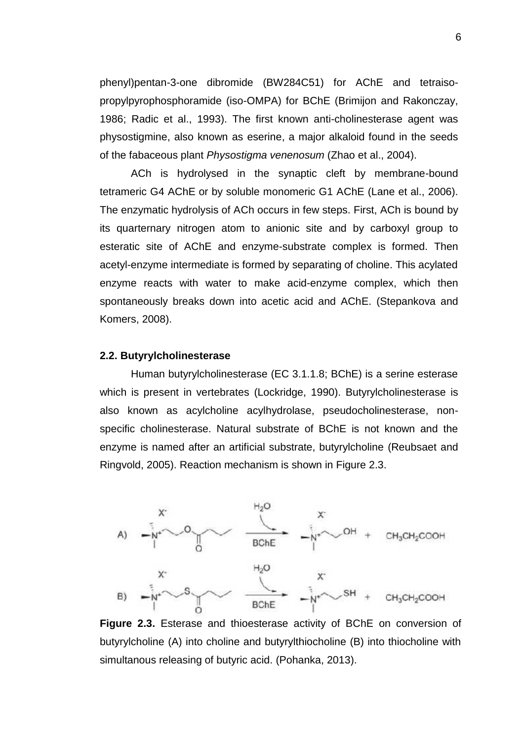phenyl)pentan-3-one dibromide (BW284C51) for AChE and tetraiso-propylpyrophosphoramide (iso-OMPA) for BChE (Brimijon and Rakonczay, 1986; Radic et al., 1993). The first known anti-cholinesterase agent was physostigmine, also known as eserine, a major alkaloid found in the seeds of the fabaceous plant *Physostigma venenosum* (Zhao et al., 2004).

ACh is hydrolysed in the synaptic cleft by membrane-bound tetrameric G4 AChE or by soluble monomeric G1 AChE (Lane et al., 2006). The enzymatic hydrolysis of ACh occurs in few steps. First, ACh is bound by its quarternary nitrogen atom to anionic site and by carboxyl group to esteratic site of AChE and enzyme-substrate complex is formed. Then acetyl-enzyme intermediate is formed by separating of choline. This acylated enzyme reacts with water to make acid-enzyme complex, which then spontaneously breaks down into acetic acid and AChE. (Stepankova and Komers, 2008).

## 2.2. Butyrylcholinesterase

Human butyrylcholinesterase (EC 3.1.1.8; BChE) is a serine esterase which is present in vertebrates (Lockridge, 1990). Butyrylcholinesterase is also known as acylcholine acylhydrolase, pseudocholinesterase, non-specific cholinesterase. Natural substrate of BChE is not known and the enzyme is named after an artificial substrate, butyrylcholine (Reubsaet and Ringvold, 2005). Reaction mechanism is shown in Figure 2.3.

**Figure 2.3.** Esterase and thioesterase activity of BChE on conversion of butyrylcholine (A) into choline and butyrylthiocholine (B) into thiocholine with simultanous releasing of butyric acid. (Pohanka, 2013).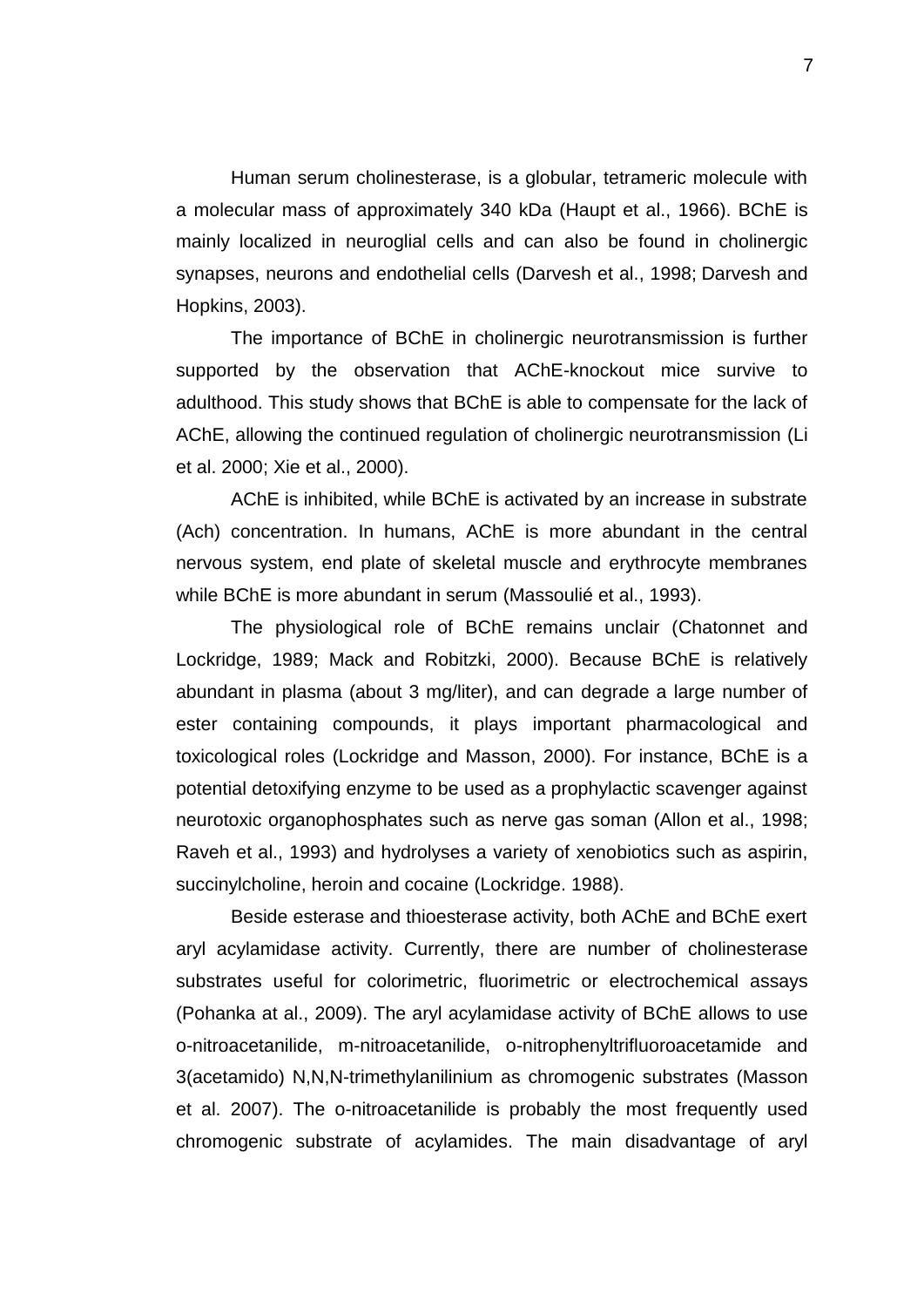Human serum cholinesterase, is a globular, tetrameric molecule with a molecular mass of approximately 340 kDa (Haupt et al., 1966). BChE is mainly localized in neuroglial cells and can also be found in cholinergic synapses, neurons and endothelial cells (Darvesh et al., 1998; Darvesh and Hopkins, 2003).

The importance of BChE in cholinergic neurotransmission is further supported by the observation that AChE-knockout mice survive to adulthood. This study shows that BChE is able to compensate for the lack of AChE, allowing the continued regulation of cholinergic neurotransmission (Li et al. 2000; Xie et al., 2000).

AChE is inhibited, while BChE is activated by an increase in substrate (Ach) concentration. In humans, AChE is more abundant in the central nervous system, end plate of skeletal muscle and erythrocyte membranes while BChE is more abundant in serum (Massoulié et al., 1993).

The physiological role of BChE remains unclair (Chatonnet and Lockridge, 1989; Mack and Robitzki, 2000). Because BChE is relatively abundant in plasma (about 3 mg/liter), and can degrade a large number of ester containing compounds, it plays important pharmacological and toxicological roles (Lockridge and Masson, 2000). For instance, BChE is a potential detoxifying enzyme to be used as a prophylactic scavenger against neurotoxic organophosphates such as nerve gas soman (Allon et al., 1998; Raveh et al., 1993) and hydrolyses a variety of xenobiotics such as aspirin, succinylcholine, heroin and cocaine (Lockridge. 1988).

Beside esterase and thioesterase activity, both AChE and BChE exert aryl acylamidase activity. Currently, there are number of cholinesterase substrates useful for colorimetric, fluorimetric or electrochemical assays (Pohanka at al., 2009). The aryl acylamidase activity of BChE allows to use o-nitroacetanilide, m-nitroacetanilide, o-nitrophenyltrifluoroacetamide and 3(acetamido) N,N,N-trimethylanilinium as chromogenic substrates (Masson et al. 2007). The o-nitroacetanilide is probably the most frequently used chromogenic substrate of acylamides. The main disadvantage of aryl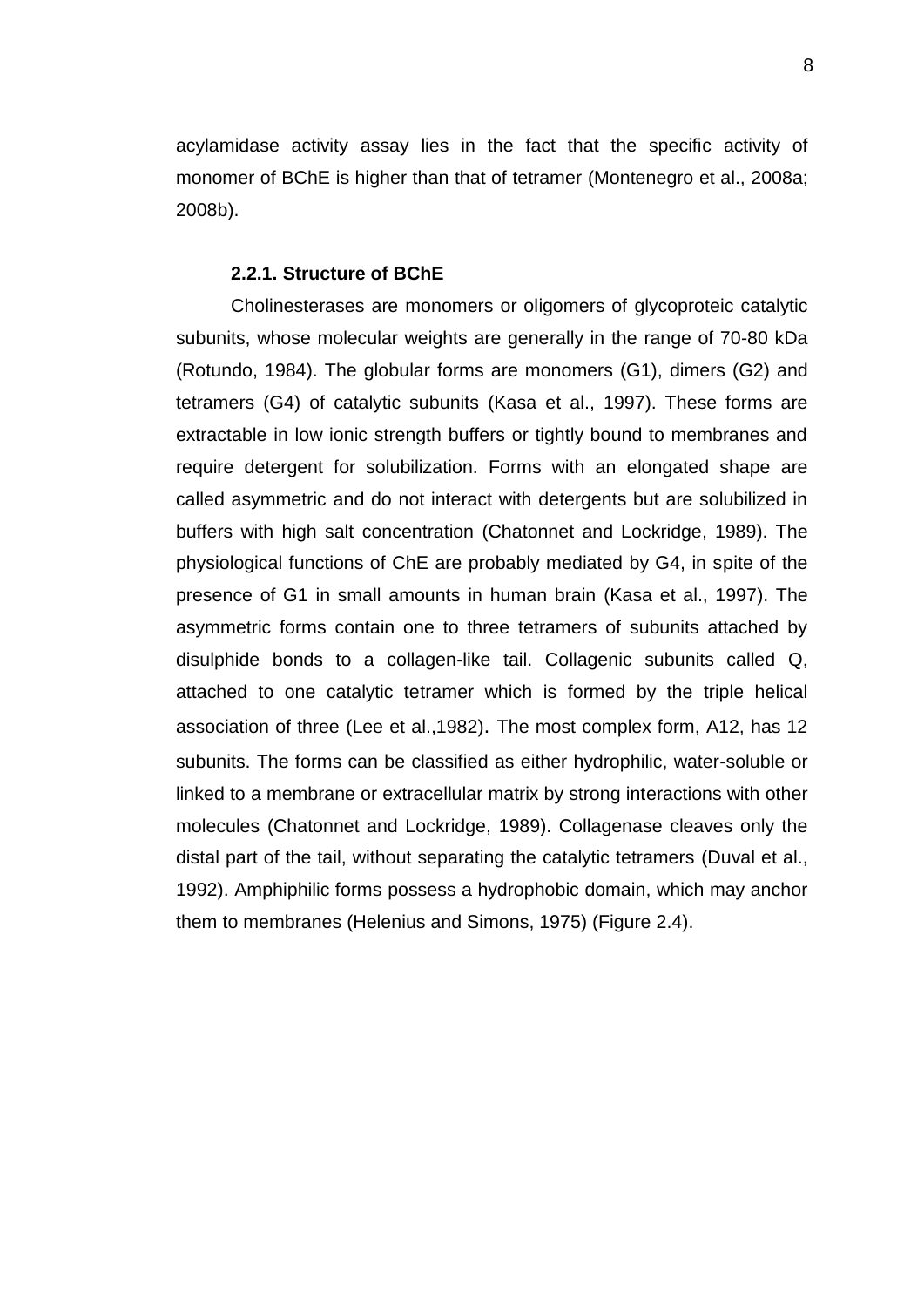acylamidase activity assay lies in the fact that the specific activity of monomer of BChE is higher than that of tetramer (Montenegro et al., 2008a; 2008b).

### 2.2.1. Structure of BChE

Cholinesterases are monomers or oligomers of glycoproteic catalytic subunits, whose molecular weights are generally in the range of 70-80 kDa (Rotundo, 1984). The globular forms are monomers (G1), dimers (G2) and tetramers (G4) of catalytic subunits (Kasa et al., 1997). These forms are extractable in low ionic strength buffers or tightly bound to membranes and require detergent for solubilization. Forms with an elongated shape are called asymmetric and do not interact with detergents but are solubilized in buffers with high salt concentration (Chatonnet and Lockridge, 1989). The physiological functions of ChE are probably mediated by G4, in spite of the presence of G1 in small amounts in human brain (Kasa et al., 1997). The asymmetric forms contain one to three tetramers of subunits attached by disulphide bonds to a collagen-like tail. Collagenic subunits called Q, attached to one catalytic tetramer which is formed by the triple helical association of three (Lee et al.,1982). The most complex form, A12, has 12 subunits. The forms can be classified as either hydrophilic, water-soluble or linked to a membrane or extracellular matrix by strong interactions with other molecules (Chatonnet and Lockridge, 1989). Collagenase cleaves only the distal part of the tail, without separating the catalytic tetramers (Duval et al., 1992). Amphiphilic forms possess a hydrophobic domain, which may anchor them to membranes (Helenius and Simons, 1975) (Figure 2.4).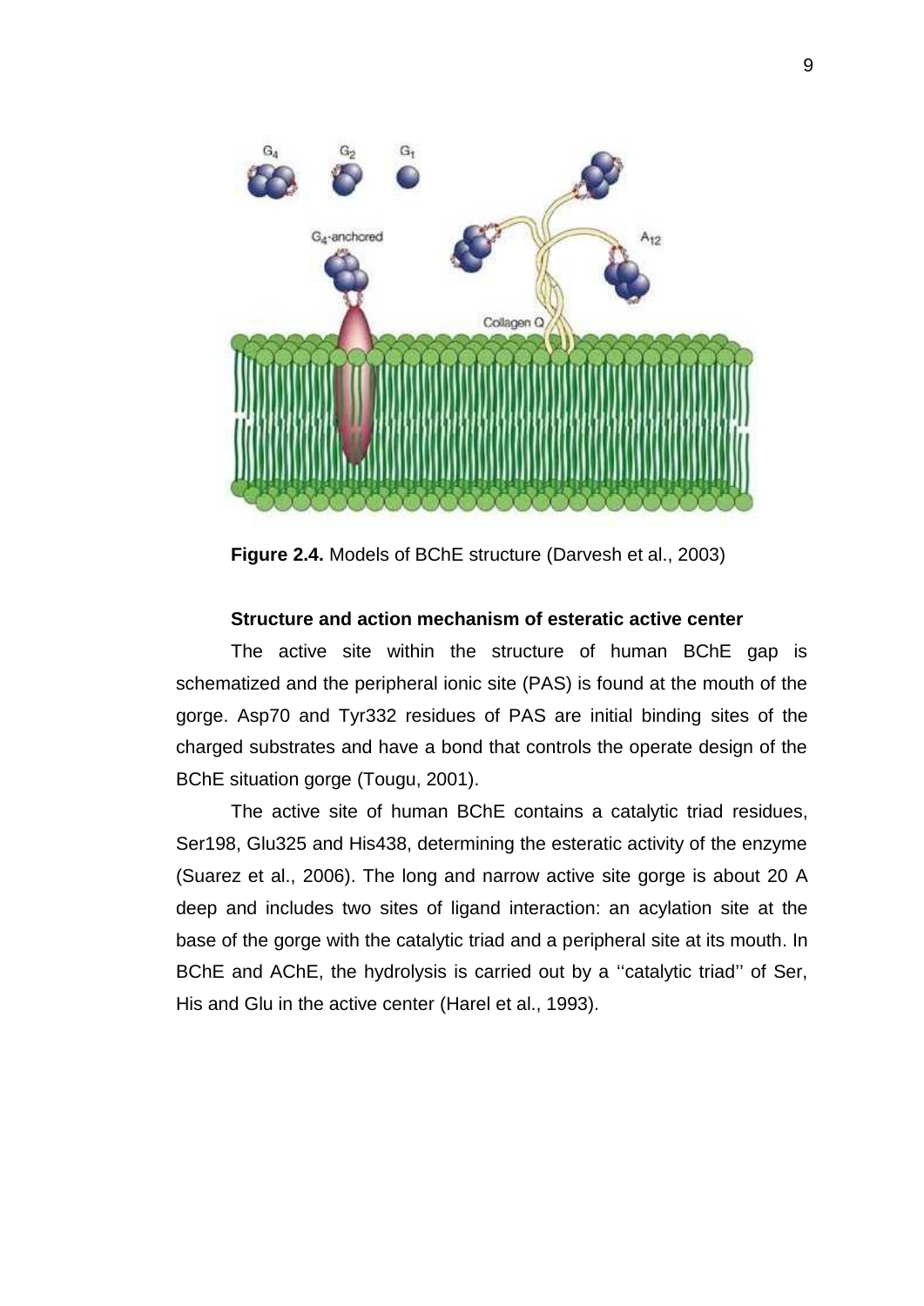**Figure 2.4.** Models of BChE structure (Darvesh et al., 2003)

**Structure and action mechanism of esteratic active center**

The active site within the structure of human BChE gap is schematized and the peripheral ionic site (PAS) is found at the mouth of the gorge. Asp70 and Tyr332 residues of PAS are initial binding sites of the charged substrates and have a bond that controls the operate design of the BChE situation gorge (Tougu, 2001).

The active site of human BChE contains a catalytic triad residues, Ser198, Glu325 and His438, determining the esteratic activity of the enzyme (Suarez et al., 2006). The long and narrow active site gorge is about 20 A deep and includes two sites of ligand interaction: an acylation site at the base of the gorge with the catalytic triad and a peripheral site at its mouth. In BChE and AChE, the hydrolysis is carried out by a ''catalytic triad'' of Ser, His and Glu in the active center (Harel et al., 1993).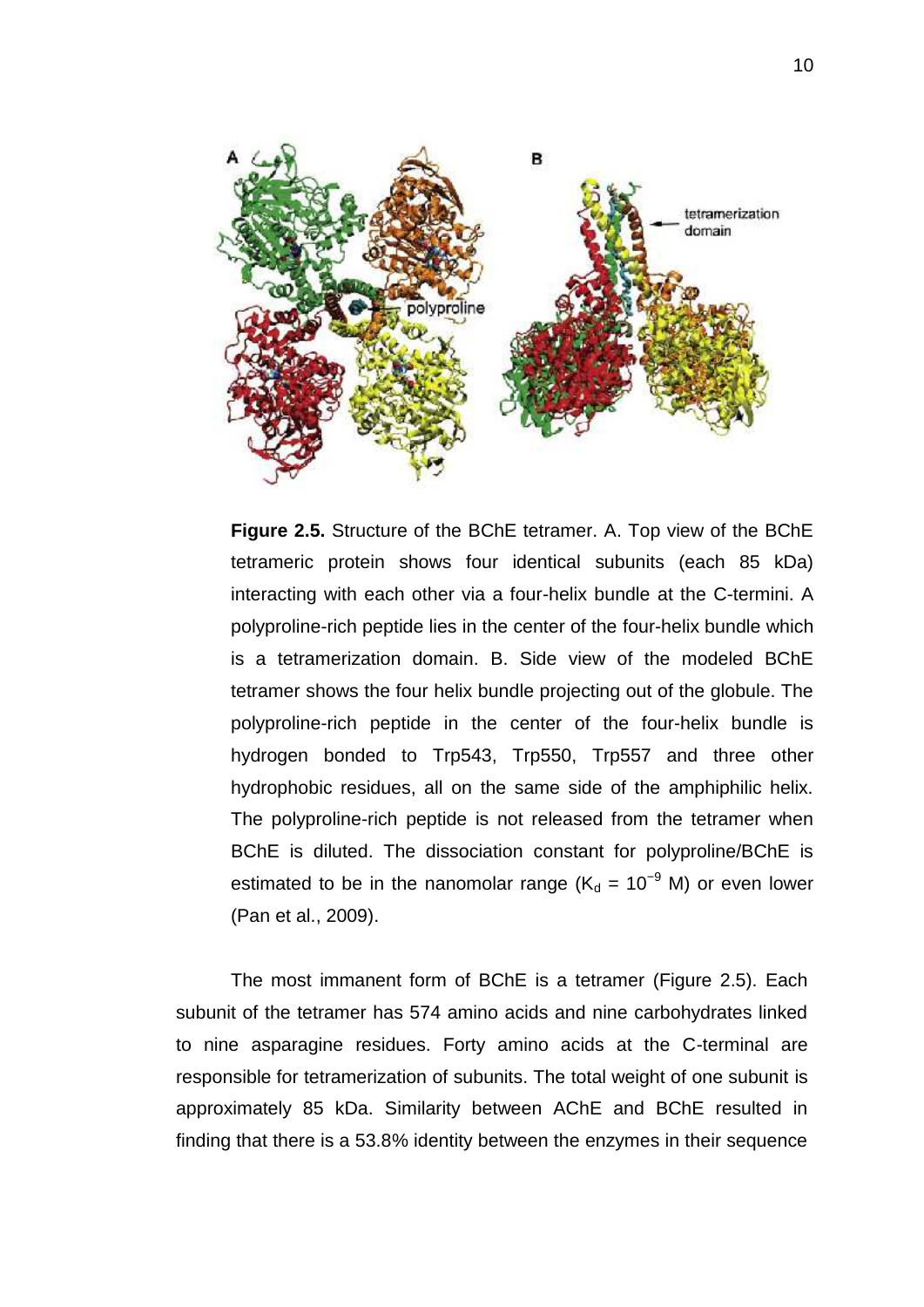**Figure 2.5.** Structure of the BChE tetramer. A. Top view of the BChE tetrameric protein shows four identical subunits (each 85 kDa) interacting with each other via a four-helix bundle at the C-termini. A polyproline-rich peptide lies in the center of the four-helix bundle which is a tetramerization domain. B. Side view of the modeled BChE tetramer shows the four helix bundle projecting out of the globule. The polyproline-rich peptide in the center of the four-helix bundle is hydrogen bonded to Trp543, Trp550, Trp557 and three other hydrophobic residues, all on the same side of the amphiphilic helix. The polyproline-rich peptide is not released from the tetramer when BChE is diluted. The dissociation constant for polyproline/BChE is estimated to be in the nanomolar range ($K_d = 10^{-9}$ M) or even lower (Pan et al., 2009).

The most immanent form of BChE is a tetramer (Figure 2.5). Each subunit of the tetramer has 574 amino acids and nine carbohydrates linked to nine asparagine residues. Forty amino acids at the C-terminal are responsible for tetramerization of subunits. The total weight of one subunit is approximately 85 kDa. Similarity between AChE and BChE resulted in finding that there is a 53.8% identity between the enzymes in their sequence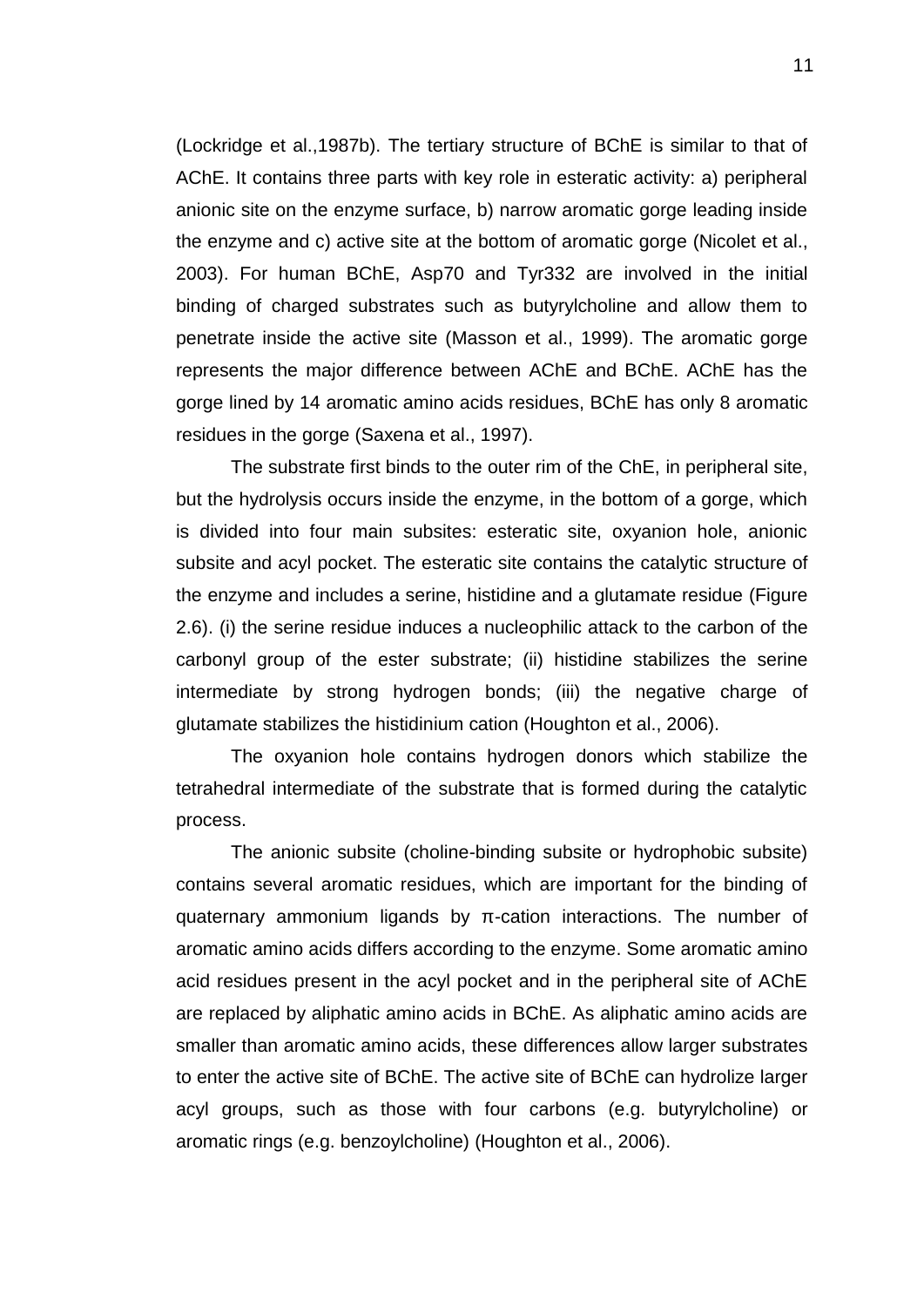(Lockridge et al.,1987b). The tertiary structure of BChE is similar to that of AChE. It contains three parts with key role in esteratic activity: a) peripheral anionic site on the enzyme surface, b) narrow aromatic gorge leading inside the enzyme and c) active site at the bottom of aromatic gorge (Nicolet et al., 2003). For human BChE, Asp70 and Tyr332 are involved in the initial binding of charged substrates such as butyrylcholine and allow them to penetrate inside the active site (Masson et al., 1999). The aromatic gorge represents the major difference between AChE and BChE. AChE has the gorge lined by 14 aromatic amino acids residues, BChE has only 8 aromatic residues in the gorge (Saxena et al., 1997).

The substrate first binds to the outer rim of the ChE, in peripheral site, but the hydrolysis occurs inside the enzyme, in the bottom of a gorge, which is divided into four main subsites: esteratic site, oxyanion hole, anionic subsite and acyl pocket. The esteratic site contains the catalytic structure of the enzyme and includes a serine, histidine and a glutamate residue (Figure 2.6). (i) the serine residue induces a nucleophilic attack to the carbon of the carbonyl group of the ester substrate; (ii) histidine stabilizes the serine intermediate by strong hydrogen bonds; (iii) the negative charge of glutamate stabilizes the histidinium cation (Houghton et al., 2006).

The oxyanion hole contains hydrogen donors which stabilize the tetrahedral intermediate of the substrate that is formed during the catalytic process.

The anionic subsite (choline-binding subsite or hydrophobic subsite) contains several aromatic residues, which are important for the binding of quaternary ammonium ligands by π-cation interactions. The number of aromatic amino acids differs according to the enzyme. Some aromatic amino acid residues present in the acyl pocket and in the peripheral site of AChE are replaced by aliphatic amino acids in BChE. As aliphatic amino acids are smaller than aromatic amino acids, these differences allow larger substrates to enter the active site of BChE. The active site of BChE can hydrolize larger acyl groups, such as those with four carbons (e.g. butyrylcholine) or aromatic rings (e.g. benzoylcholine) (Houghton et al., 2006).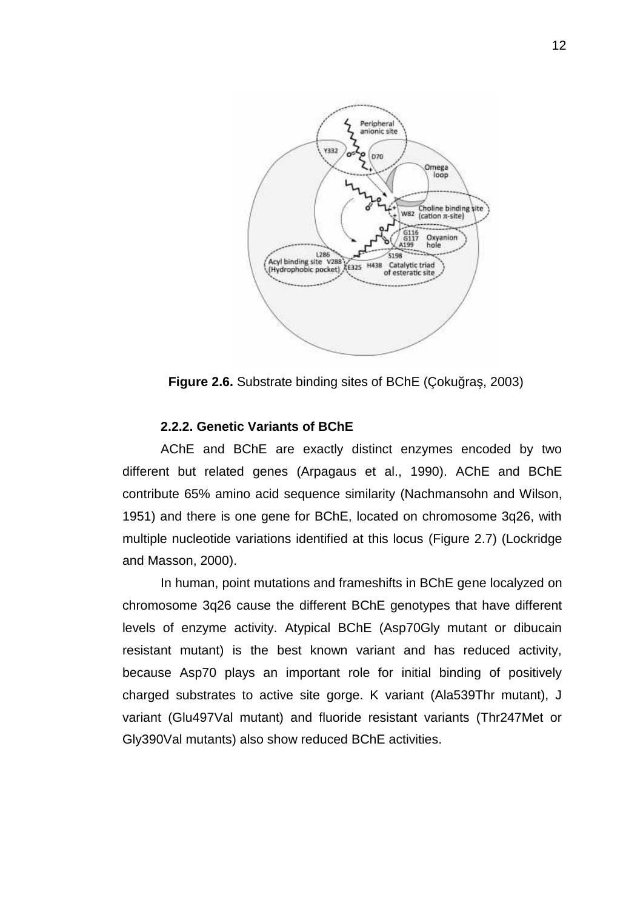**Figure 2.6.** Substrate binding sites of BChE (Çokuğraş, 2003)

### 2.2.2. Genetic Variants of BChE

AChE and BChE are exactly distinct enzymes encoded by two different but related genes (Arpagaus et al., 1990). AChE and BChE contribute 65% amino acid sequence similarity (Nachmansohn and Wilson, 1951) and there is one gene for BChE, located on chromosome 3q26, with multiple nucleotide variations identified at this locus (Figure 2.7) (Lockridge and Masson, 2000).

In human, point mutations and frameshifts in BChE gene localyzed on chromosome 3q26 cause the different BChE genotypes that have different levels of enzyme activity. Atypical BChE (Asp70Gly mutant or dibucain resistant mutant) is the best known variant and has reduced activity, because Asp70 plays an important role for initial binding of positively charged substrates to active site gorge. K variant (Ala539Thr mutant), J variant (Glu497Val mutant) and fluoride resistant variants (Thr247Met or Gly390Val mutants) also show reduced BChE activities.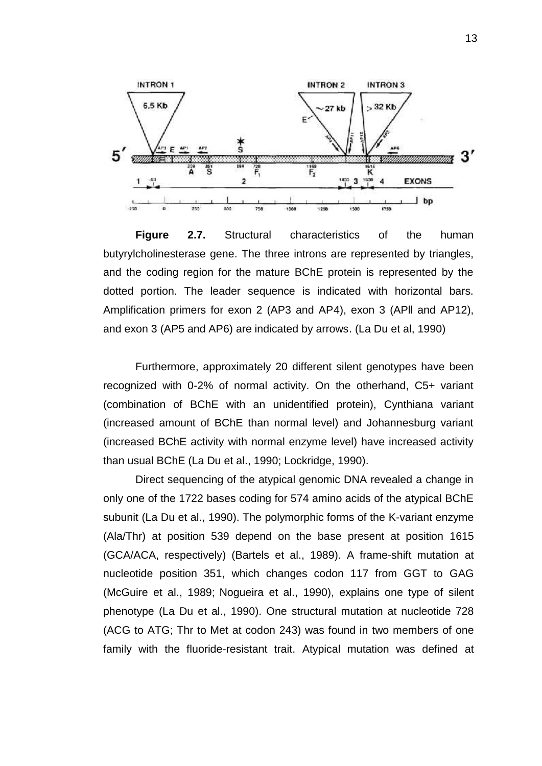**Figure 2.7.** Structural characteristics of the human butyrylcholinesterase gene. The three introns are represented by triangles, and the coding region for the mature BChE protein is represented by the dotted portion. The leader sequence is indicated with horizontal bars. Amplification primers for exon 2 (AP3 and AP4), exon 3 (APll and AP12), and exon 3 (AP5 and AP6) are indicated by arrows. (La Du et al, 1990)

Furthermore, approximately 20 different silent genotypes have been recognized with 0-2% of normal activity. On the otherhand, C5+ variant (combination of BChE with an unidentified protein), Cynthiana variant (increased amount of BChE than normal level) and Johannesburg variant (increased BChE activity with normal enzyme level) have increased activity than usual BChE (La Du et al., 1990; Lockridge, 1990).

Direct sequencing of the atypical genomic DNA revealed a change in only one of the 1722 bases coding for 574 amino acids of the atypical BChE subunit (La Du et al., 1990). The polymorphic forms of the K-variant enzyme (Ala/Thr) at position 539 depend on the base present at position 1615 (GCA/ACA, respectively) (Bartels et al., 1989). A frame-shift mutation at nucleotide position 351, which changes codon 117 from GGT to GAG (McGuire et al., 1989; Nogueira et al., 1990), explains one type of silent phenotype (La Du et al., 1990). One structural mutation at nucleotide 728 (ACG to ATG; Thr to Met at codon 243) was found in two members of one family with the fluoride-resistant trait. Atypical mutation was defined at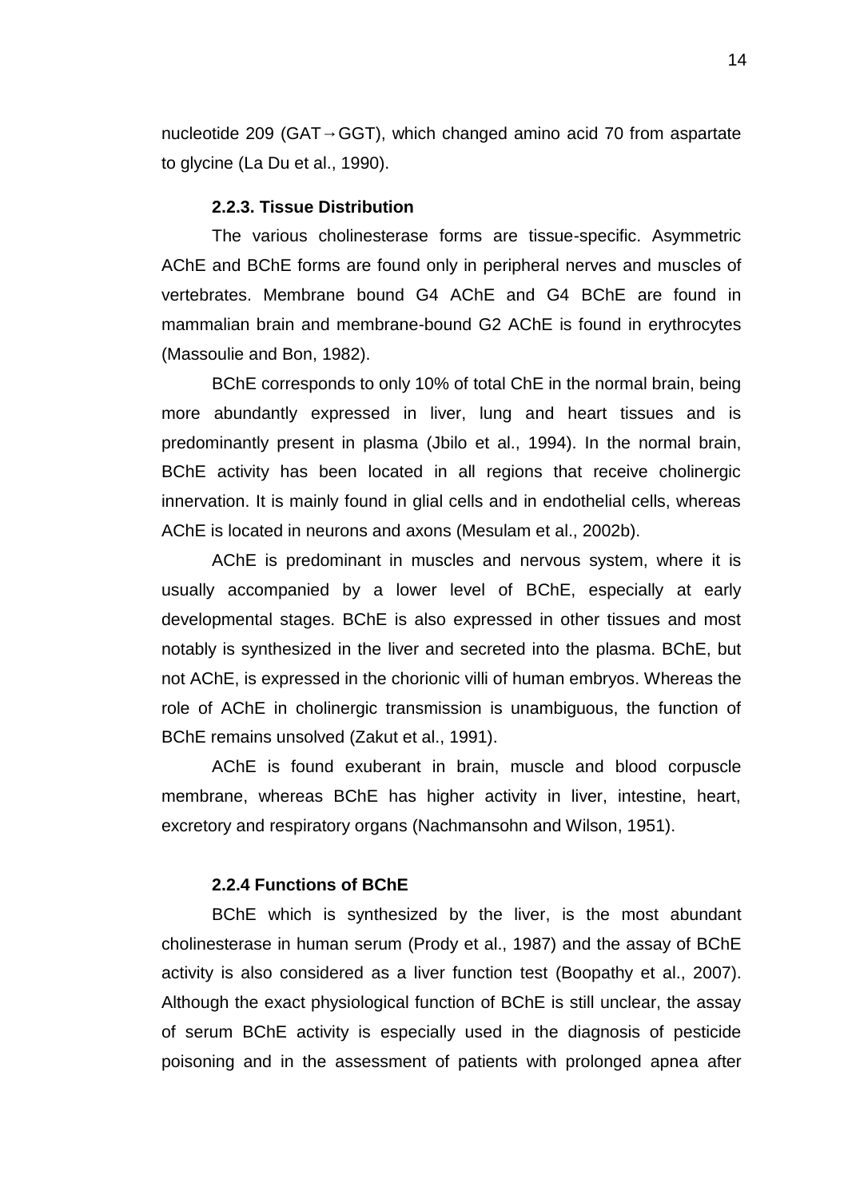nucleotide 209 (GAT→GGT), which changed amino acid 70 from aspartate to glycine (La Du et al., 1990).

### 2.2.3. Tissue Distribution

The various cholinesterase forms are tissue-specific. Asymmetric AChE and BChE forms are found only in peripheral nerves and muscles of vertebrates. Membrane bound G4 AChE and G4 BChE are found in mammalian brain and membrane-bound G2 AChE is found in erythrocytes (Massoulie and Bon, 1982).

BChE corresponds to only 10% of total ChE in the normal brain, being more abundantly expressed in liver, lung and heart tissues and is predominantly present in plasma (Jbilo et al., 1994). In the normal brain, BChE activity has been located in all regions that receive cholinergic innervation. It is mainly found in glial cells and in endothelial cells, whereas AChE is located in neurons and axons (Mesulam et al., 2002b).

AChE is predominant in muscles and nervous system, where it is usually accompanied by a lower level of BChE, especially at early developmental stages. BChE is also expressed in other tissues and most notably is synthesized in the liver and secreted into the plasma. BChE, but not AChE, is expressed in the chorionic villi of human embryos. Whereas the role of AChE in cholinergic transmission is unambiguous, the function of BChE remains unsolved (Zakut et al., 1991).

AChE is found exuberant in brain, muscle and blood corpuscle membrane, whereas BChE has higher activity in liver, intestine, heart, excretory and respiratory organs (Nachmansohn and Wilson, 1951).

### 2.2.4 Functions of BChE

BChE which is synthesized by the liver, is the most abundant cholinesterase in human serum (Prody et al., 1987) and the assay of BChE activity is also considered as a liver function test (Boopathy et al., 2007). Although the exact physiological function of BChE is still unclear, the assay of serum BChE activity is especially used in the diagnosis of pesticide poisoning and in the assessment of patients with prolonged apnea after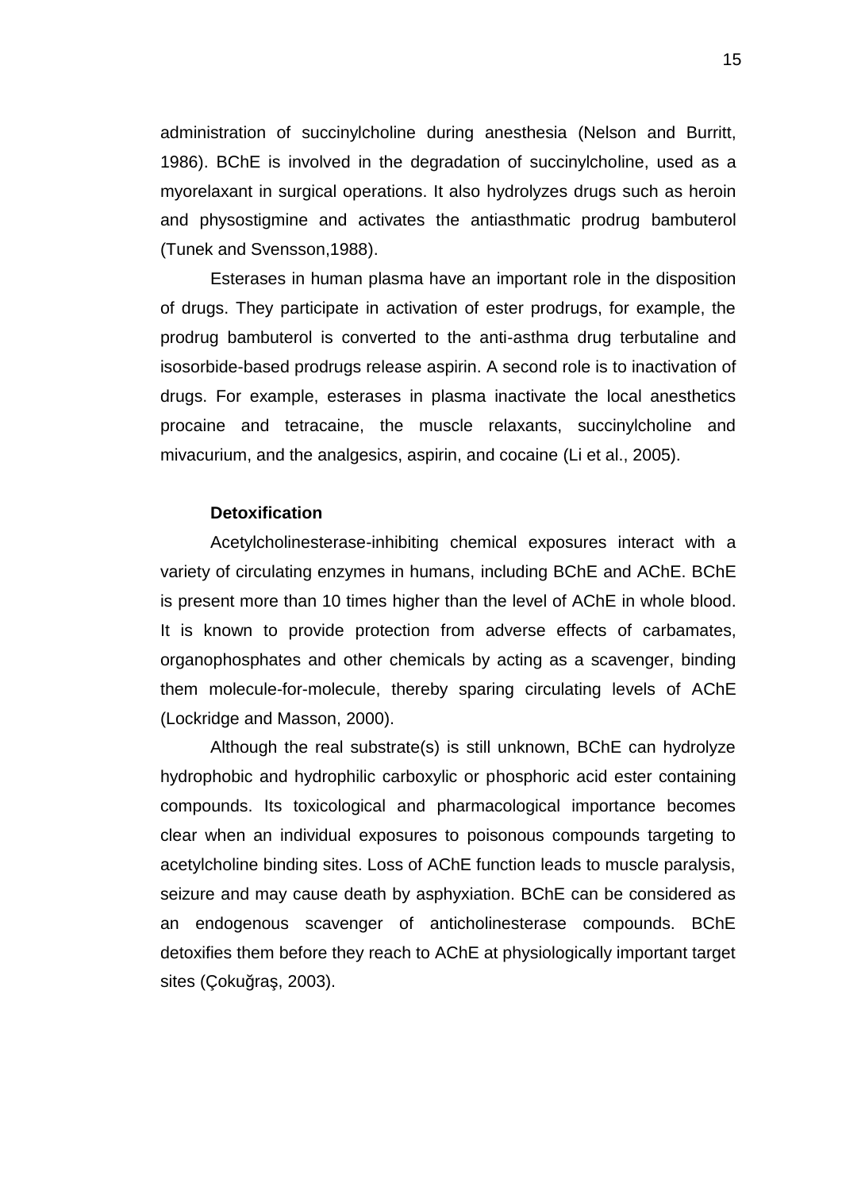administration of succinylcholine during anesthesia (Nelson and Burritt, 1986). BChE is involved in the degradation of succinylcholine, used as a myorelaxant in surgical operations. It also hydrolyzes drugs such as heroin and physostigmine and activates the antiasthmatic prodrug bambuterol (Tunek and Svensson,1988).

Esterases in human plasma have an important role in the disposition of drugs. They participate in activation of ester prodrugs, for example, the prodrug bambuterol is converted to the anti-asthma drug terbutaline and isosorbide-based prodrugs release aspirin. A second role is to inactivation of drugs. For example, esterases in plasma inactivate the local anesthetics procaine and tetracaine, the muscle relaxants, succinylcholine and mivacurium, and the analgesics, aspirin, and cocaine (Li et al., 2005).

**Detoxification**

Acetylcholinesterase-inhibiting chemical exposures interact with a variety of circulating enzymes in humans, including BChE and AChE. BChE is present more than 10 times higher than the level of AChE in whole blood. It is known to provide protection from adverse effects of carbamates, organophosphates and other chemicals by acting as a scavenger, binding them molecule-for-molecule, thereby sparing circulating levels of AChE (Lockridge and Masson, 2000).

Although the real substrate(s) is still unknown, BChE can hydrolyze hydrophobic and hydrophilic carboxylic or phosphoric acid ester containing compounds. Its toxicological and pharmacological importance becomes clear when an individual exposures to poisonous compounds targeting to acetylcholine binding sites. Loss of AChE function leads to muscle paralysis, seizure and may cause death by asphyxiation. BChE can be considered as an endogenous scavenger of anticholinesterase compounds. BChE detoxifies them before they reach to AChE at physiologically important target sites (Çokuğraş, 2003).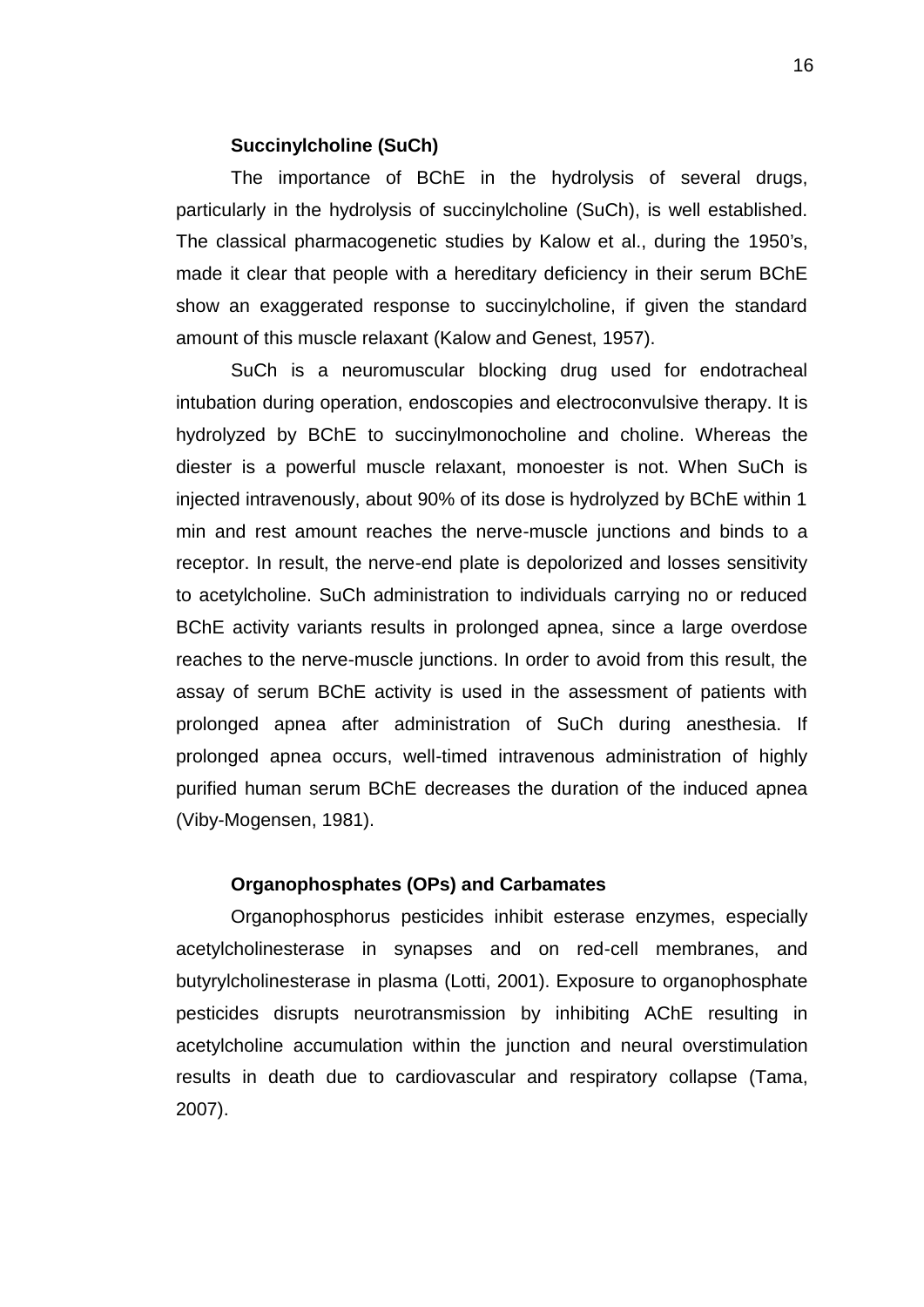### Succinylcholine (SuCh)

The importance of BChE in the hydrolysis of several drugs, particularly in the hydrolysis of succinylcholine (SuCh), is well established. The classical pharmacogenetic studies by Kalow et al., during the 1950's, made it clear that people with a hereditary deficiency in their serum BChE show an exaggerated response to succinylcholine, if given the standard amount of this muscle relaxant (Kalow and Genest, 1957).

SuCh is a neuromuscular blocking drug used for endotracheal intubation during operation, endoscopies and electroconvulsive therapy. It is hydrolyzed by BChE to succinylmonocholine and choline. Whereas the diester is a powerful muscle relaxant, monoester is not. When SuCh is injected intravenously, about 90% of its dose is hydrolyzed by BChE within 1 min and rest amount reaches the nerve-muscle junctions and binds to a receptor. In result, the nerve-end plate is depolorized and losses sensitivity to acetylcholine. SuCh administration to individuals carrying no or reduced BChE activity variants results in prolonged apnea, since a large overdose reaches to the nerve-muscle junctions. In order to avoid from this result, the assay of serum BChE activity is used in the assessment of patients with prolonged apnea after administration of SuCh during anesthesia. If prolonged apnea occurs, well-timed intravenous administration of highly purified human serum BChE decreases the duration of the induced apnea (Viby-Mogensen, 1981).

### Organophosphates (OPs) and Carbamates

Organophosphorus pesticides inhibit esterase enzymes, especially acetylcholinesterase in synapses and on red-cell membranes, and butyrylcholinesterase in plasma (Lotti, 2001). Exposure to organophosphate pesticides disrupts neurotransmission by inhibiting AChE resulting in acetylcholine accumulation within the junction and neural overstimulation results in death due to cardiovascular and respiratory collapse (Tama, 2007).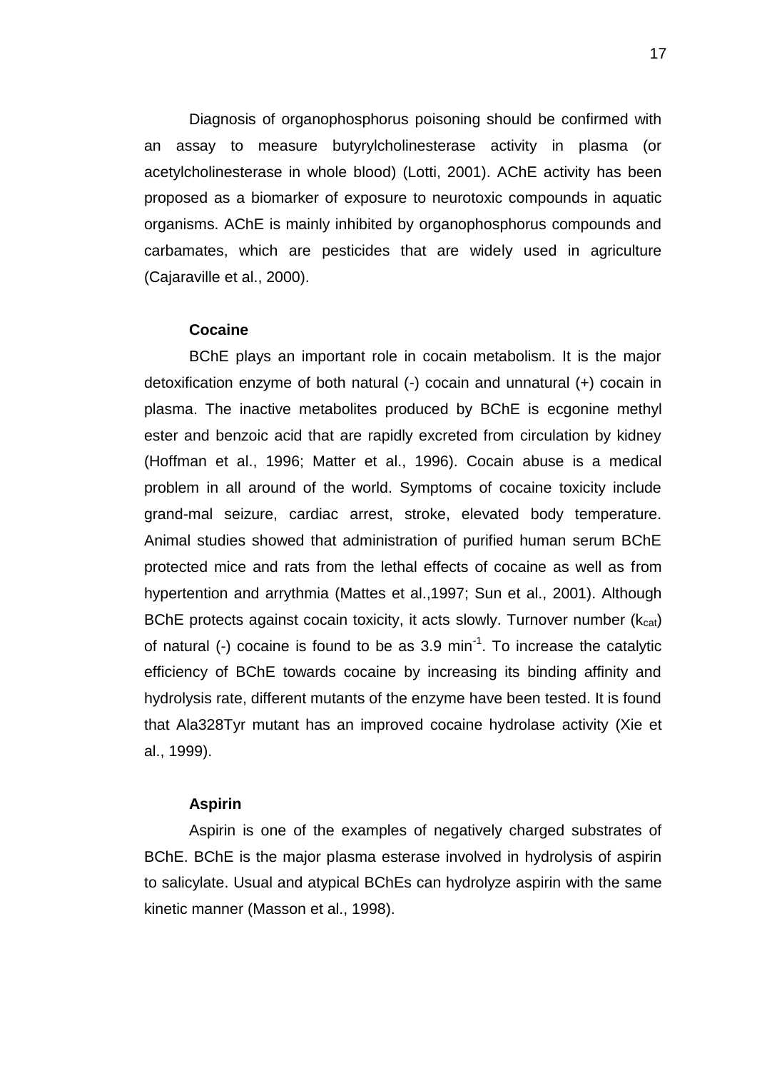Diagnosis of organophosphorus poisoning should be confirmed with an assay to measure butyrylcholinesterase activity in plasma (or acetylcholinesterase in whole blood) (Lotti, 2001). AChE activity has been proposed as a biomarker of exposure to neurotoxic compounds in aquatic organisms. AChE is mainly inhibited by organophosphorus compounds and carbamates, which are pesticides that are widely used in agriculture (Cajaraville et al., 2000).

**Cocaine**

BChE plays an important role in cocain metabolism. It is the major detoxification enzyme of both natural (-) cocain and unnatural (+) cocain in plasma. The inactive metabolites produced by BChE is ecgonine methyl ester and benzoic acid that are rapidly excreted from circulation by kidney (Hoffman et al., 1996; Matter et al., 1996). Cocain abuse is a medical problem in all around of the world. Symptoms of cocaine toxicity include grand-mal seizure, cardiac arrest, stroke, elevated body temperature. Animal studies showed that administration of purified human serum BChE protected mice and rats from the lethal effects of cocaine as well as from hypertention and arrythmia (Mattes et al.,1997; Sun et al., 2001). Although BChE protects against cocain toxicity, it acts slowly. Turnover number ($k_{cat}$) of natural (-) cocaine is found to be as 3.9 $min^{-1}$. To increase the catalytic efficiency of BChE towards cocaine by increasing its binding affinity and hydrolysis rate, different mutants of the enzyme have been tested. It is found that Ala328Tyr mutant has an improved cocaine hydrolase activity (Xie et al., 1999).

**Aspirin**

Aspirin is one of the examples of negatively charged substrates of BChE. BChE is the major plasma esterase involved in hydrolysis of aspirin to salicylate. Usual and atypical BChEs can hydrolyze aspirin with the same kinetic manner (Masson et al., 1998).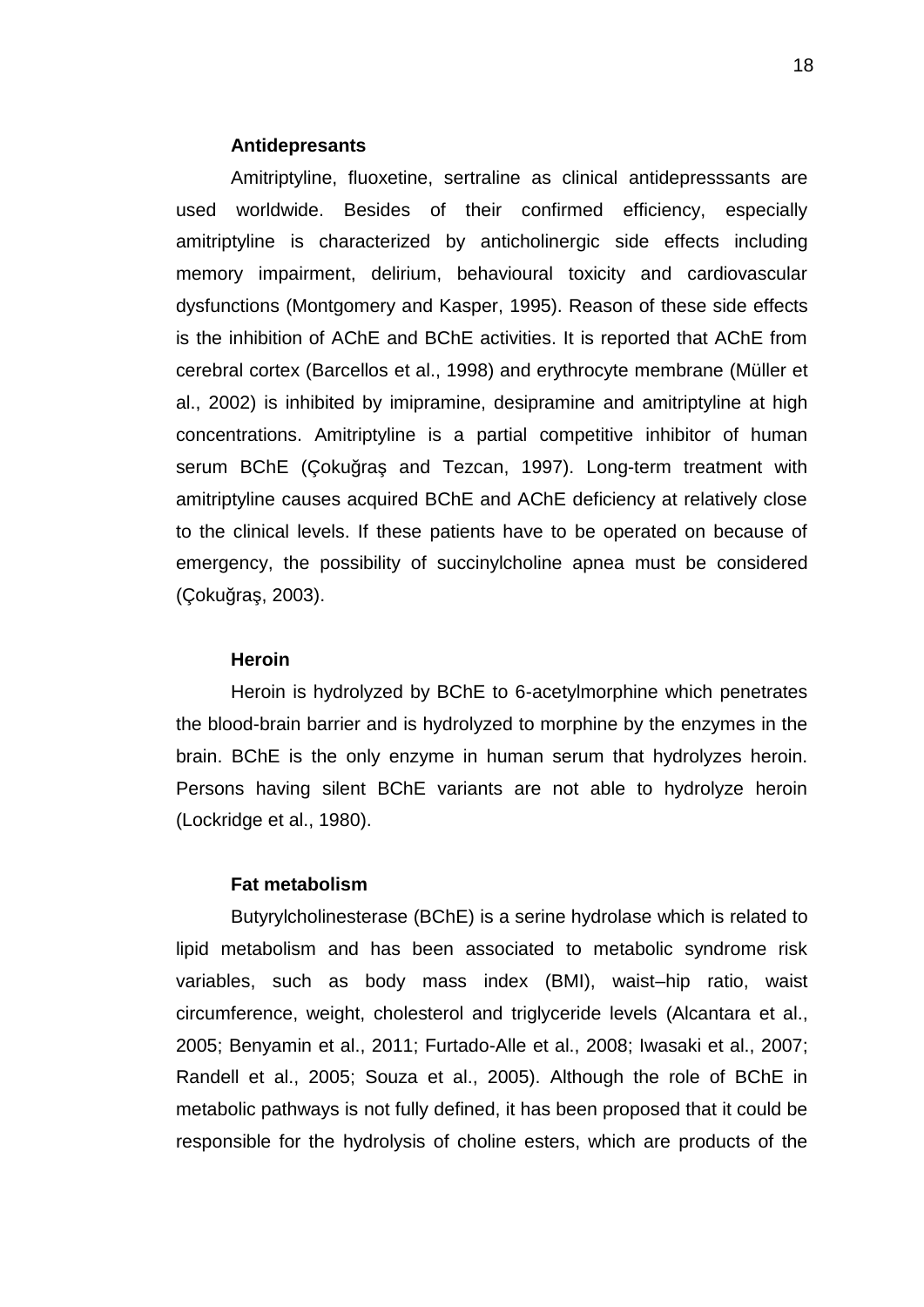### Antidepresants

Amitriptyline, fluoxetine, sertraline as clinical antidepresssants are used worldwide. Besides of their confirmed efficiency, especially amitriptyline is characterized by anticholinergic side effects including memory impairment, delirium, behavioural toxicity and cardiovascular dysfunctions (Montgomery and Kasper, 1995). Reason of these side effects is the inhibition of AChE and BChE activities. It is reported that AChE from cerebral cortex (Barcellos et al., 1998) and erythrocyte membrane (Müller et al., 2002) is inhibited by imipramine, desipramine and amitriptyline at high concentrations. Amitriptyline is a partial competitive inhibitor of human serum BChE (Çokuğraş and Tezcan, 1997). Long-term treatment with amitriptyline causes acquired BChE and AChE deficiency at relatively close to the clinical levels. If these patients have to be operated on because of emergency, the possibility of succinylcholine apnea must be considered (Çokuğraş, 2003).

### Heroin

Heroin is hydrolyzed by BChE to 6-acetylmorphine which penetrates the blood-brain barrier and is hydrolyzed to morphine by the enzymes in the brain. BChE is the only enzyme in human serum that hydrolyzes heroin. Persons having silent BChE variants are not able to hydrolyze heroin (Lockridge et al., 1980).

### Fat metabolism

Butyrylcholinesterase (BChE) is a serine hydrolase which is related to lipid metabolism and has been associated to metabolic syndrome risk variables, such as body mass index (BMI), waist–hip ratio, waist circumference, weight, cholesterol and triglyceride levels (Alcantara et al., 2005; Benyamin et al., 2011; Furtado-Alle et al., 2008; Iwasaki et al., 2007; Randell et al., 2005; Souza et al., 2005). Although the role of BChE in metabolic pathways is not fully defined, it has been proposed that it could be responsible for the hydrolysis of choline esters, which are products of the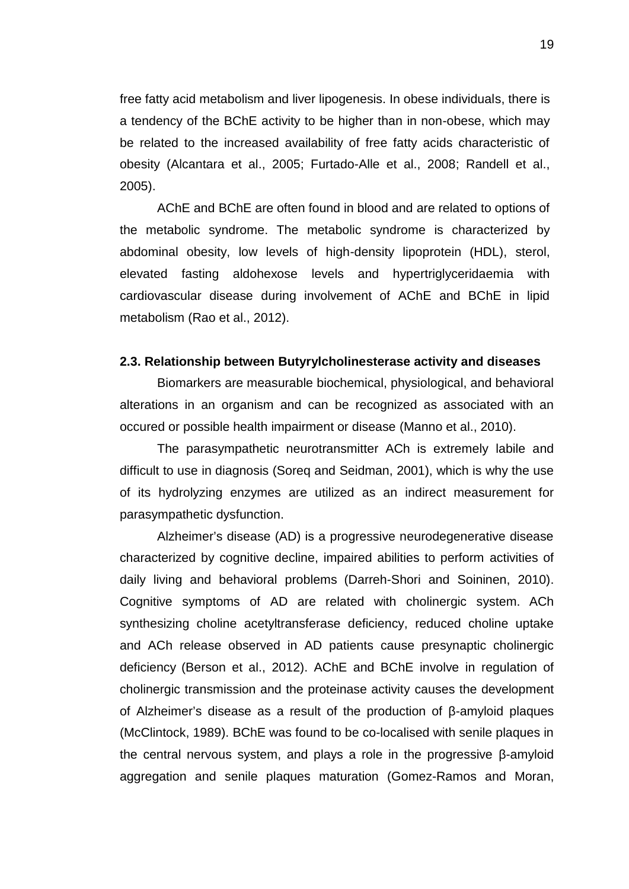free fatty acid metabolism and liver lipogenesis. In obese individuals, there is a tendency of the BChE activity to be higher than in non-obese, which may be related to the increased availability of free fatty acids characteristic of obesity (Alcantara et al., 2005; Furtado-Alle et al., 2008; Randell et al., 2005).

AChE and BChE are often found in blood and are related to options of the metabolic syndrome. The metabolic syndrome is characterized by abdominal obesity, low levels of high-density lipoprotein (HDL), sterol, elevated fasting aldohexose levels and hypertriglyceridaemia with cardiovascular disease during involvement of AChE and BChE in lipid metabolism (Rao et al., 2012).

### 2.3. Relationship between Butyrylcholinesterase activity and diseases

Biomarkers are measurable biochemical, physiological, and behavioral alterations in an organism and can be recognized as associated with an occured or possible health impairment or disease (Manno et al., 2010).

The parasympathetic neurotransmitter ACh is extremely labile and difficult to use in diagnosis (Soreq and Seidman, 2001), which is why the use of its hydrolyzing enzymes are utilized as an indirect measurement for parasympathetic dysfunction.

Alzheimer's disease (AD) is a progressive neurodegenerative disease characterized by cognitive decline, impaired abilities to perform activities of daily living and behavioral problems (Darreh-Shori and Soininen, 2010). Cognitive symptoms of AD are related with cholinergic system. ACh synthesizing choline acetyltransferase deficiency, reduced choline uptake and ACh release observed in AD patients cause presynaptic cholinergic deficiency (Berson et al., 2012). AChE and BChE involve in regulation of cholinergic transmission and the proteinase activity causes the development of Alzheimer's disease as a result of the production of β-amyloid plaques (McClintock, 1989). BChE was found to be co-localised with senile plaques in the central nervous system, and plays a role in the progressive β-amyloid aggregation and senile plaques maturation (Gomez-Ramos and Moran,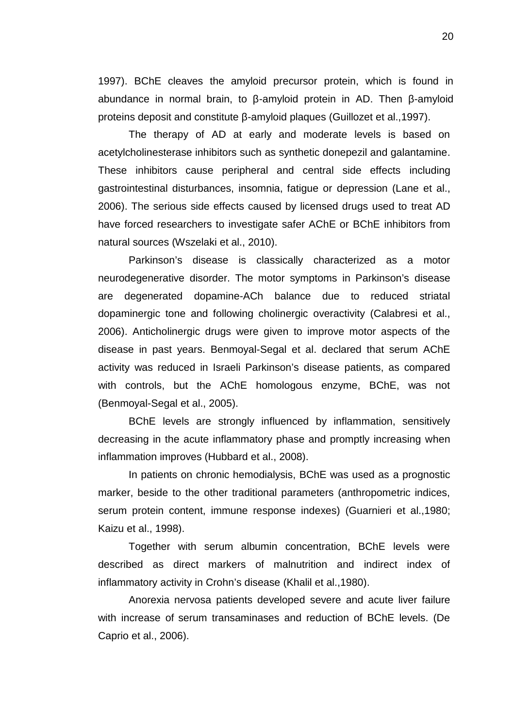1997). BChE cleaves the amyloid precursor protein, which is found in abundance in normal brain, to β-amyloid protein in AD. Then β-amyloid proteins deposit and constitute β-amyloid plaques (Guillozet et al.,1997).

The therapy of AD at early and moderate levels is based on acetylcholinesterase inhibitors such as synthetic donepezil and galantamine. These inhibitors cause peripheral and central side effects including gastrointestinal disturbances, insomnia, fatigue or depression (Lane et al., 2006). The serious side effects caused by licensed drugs used to treat AD have forced researchers to investigate safer AChE or BChE inhibitors from natural sources (Wszelaki et al., 2010).

Parkinson's disease is classically characterized as a motor neurodegenerative disorder. The motor symptoms in Parkinson's disease are degenerated dopamine-ACh balance due to reduced striatal dopaminergic tone and following cholinergic overactivity (Calabresi et al., 2006). Anticholinergic drugs were given to improve motor aspects of the disease in past years. Benmoyal-Segal et al. declared that serum AChE activity was reduced in Israeli Parkinson's disease patients, as compared with controls, but the AChE homologous enzyme, BChE, was not (Benmoyal-Segal et al., 2005).

BChE levels are strongly influenced by inflammation, sensitively decreasing in the acute inflammatory phase and promptly increasing when inflammation improves (Hubbard et al., 2008).

In patients on chronic hemodialysis, BChE was used as a prognostic marker, beside to the other traditional parameters (anthropometric indices, serum protein content, immune response indexes) (Guarnieri et al.,1980; Kaizu et al., 1998).

Together with serum albumin concentration, BChE levels were described as direct markers of malnutrition and indirect index of inflammatory activity in Crohn's disease (Khalil et al.,1980).

Anorexia nervosa patients developed severe and acute liver failure with increase of serum transaminases and reduction of BChE levels. (De Caprio et al., 2006).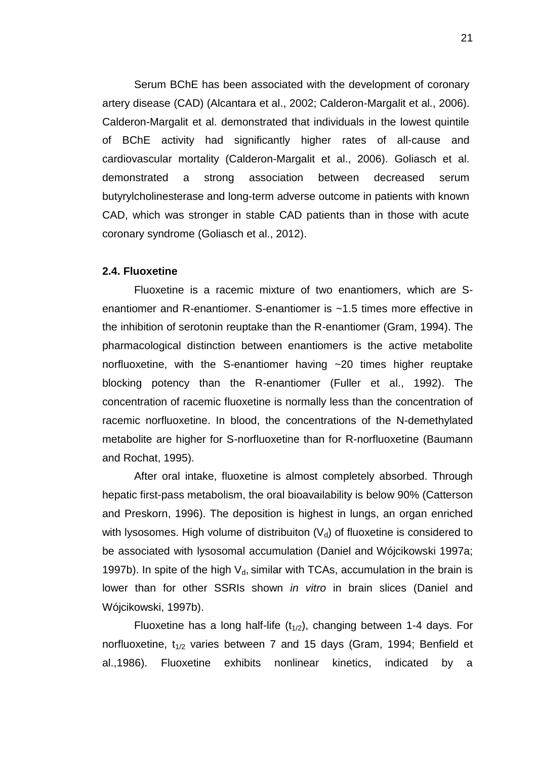Serum BChE has been associated with the development of coronary artery disease (CAD) (Alcantara et al., 2002; Calderon-Margalit et al., 2006). Calderon-Margalit et al. demonstrated that individuals in the lowest quintile of BChE activity had significantly higher rates of all-cause and cardiovascular mortality (Calderon-Margalit et al., 2006). Goliasch et al. demonstrated a strong association between decreased serum butyrylcholinesterase and long-term adverse outcome in patients with known CAD, which was stronger in stable CAD patients than in those with acute coronary syndrome (Goliasch et al., 2012).

### 2.4. Fluoxetine

Fluoxetine is a racemic mixture of two enantiomers, which are S-enantiomer and R-enantiomer. S-enantiomer is ~1.5 times more effective in the inhibition of serotonin reuptake than the R-enantiomer (Gram, 1994). The pharmacological distinction between enantiomers is the active metabolite norfluoxetine, with the S-enantiomer having ~20 times higher reuptake blocking potency than the R-enantiomer (Fuller et al., 1992). The concentration of racemic fluoxetine is normally less than the concentration of racemic norfluoxetine. In blood, the concentrations of the N-demethylated metabolite are higher for S-norfluoxetine than for R-norfluoxetine (Baumann and Rochat, 1995).

After oral intake, fluoxetine is almost completely absorbed. Through hepatic first-pass metabolism, the oral bioavailability is below 90% (Catterson and Preskorn, 1996). The deposition is highest in lungs, an organ enriched with lysosomes. High volume of distribuiton ($V_d$) of fluoxetine is considered to be associated with lysosomal accumulation (Daniel and Wójcikowski 1997a; 1997b). In spite of the high $V_d$, similar with TCAs, accumulation in the brain is lower than for other SSRIs shown *in vitro* in brain slices (Daniel and Wójcikowski, 1997b).

Fluoxetine has a long half-life ($t_{1/2}$), changing between 1-4 days. For norfluoxetine, $t_{1/2}$ varies between 7 and 15 days (Gram, 1994; Benfield et al.,1986). Fluoxetine exhibits nonlinear kinetics, indicated by a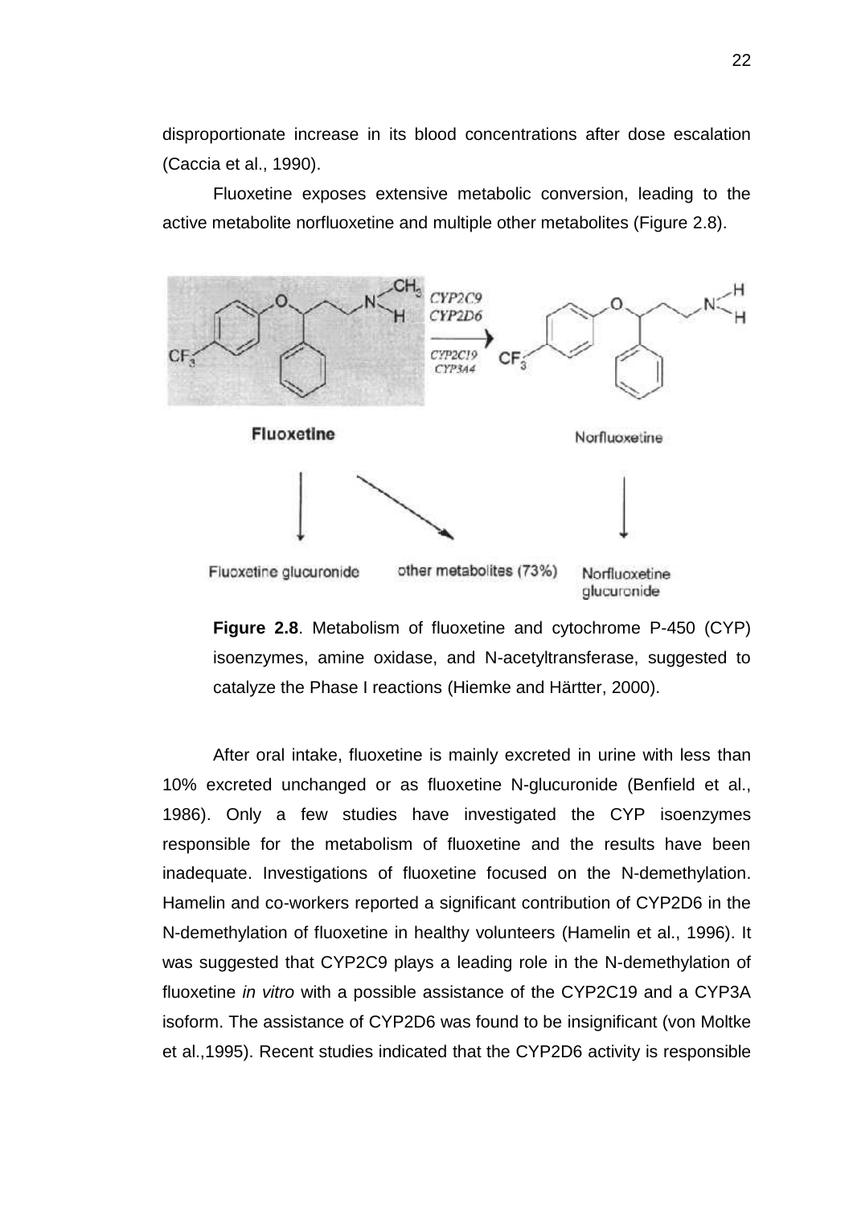disproportionate increase in its blood concentrations after dose escalation (Caccia et al., 1990).

Fluoxetine exposes extensive metabolic conversion, leading to the active metabolite norfluoxetine and multiple other metabolites (Figure 2.8).

**Figure 2.8**. Metabolism of fluoxetine and cytochrome P-450 (CYP) isoenzymes, amine oxidase, and N-acetyltransferase, suggested to catalyze the Phase I reactions (Hiemke and Härtter, 2000).

After oral intake, fluoxetine is mainly excreted in urine with less than 10% excreted unchanged or as fluoxetine N-glucuronide (Benfield et al., 1986). Only a few studies have investigated the CYP isoenzymes responsible for the metabolism of fluoxetine and the results have been inadequate. Investigations of fluoxetine focused on the N-demethylation. Hamelin and co-workers reported a significant contribution of CYP2D6 in the N-demethylation of fluoxetine in healthy volunteers (Hamelin et al., 1996). It was suggested that CYP2C9 plays a leading role in the N-demethylation of fluoxetine *in vitro* with a possible assistance of the CYP2C19 and a CYP3A isoform. The assistance of CYP2D6 was found to be insignificant (von Moltke et al.,1995). Recent studies indicated that the CYP2D6 activity is responsible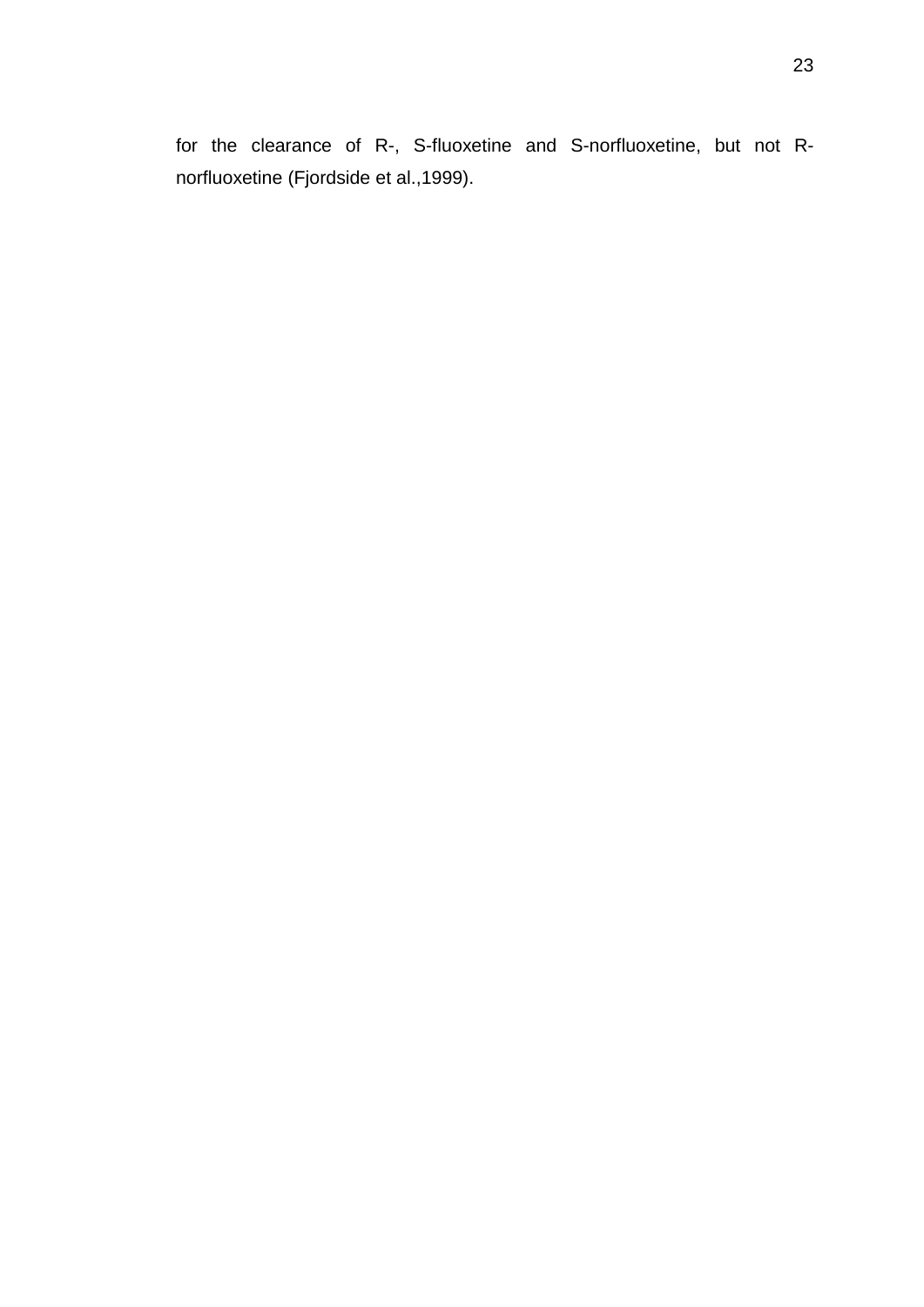for the clearance of R-, S-fluoxetine and S-norfluoxetine, but not R-norfluoxetine (Fjordside et al.,1999).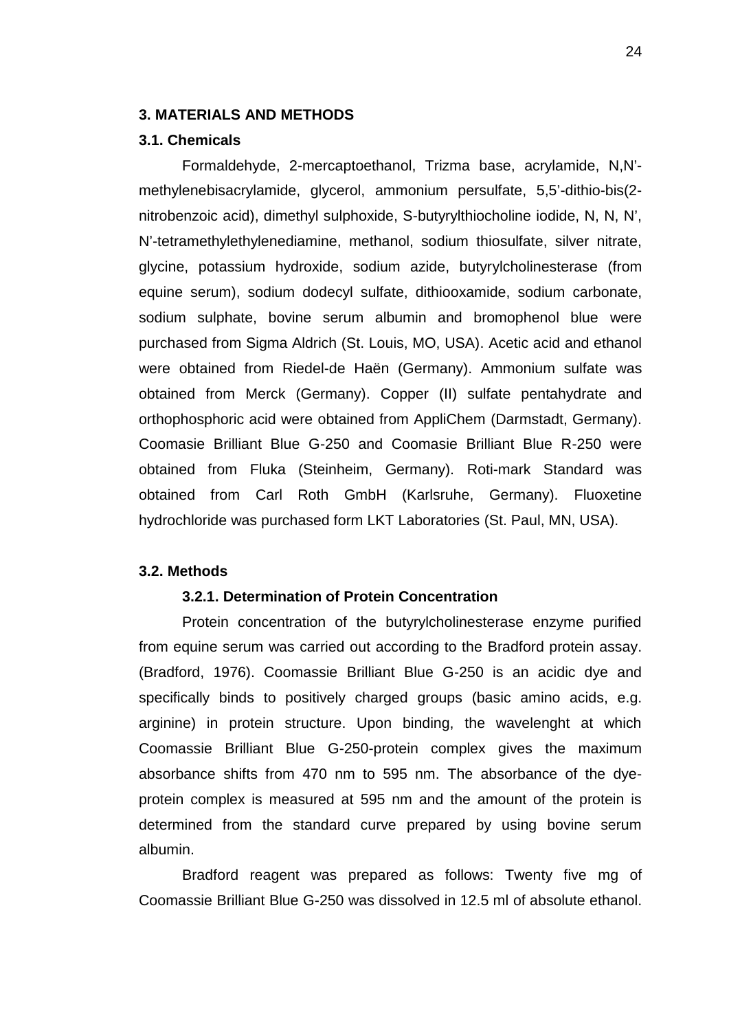# 3. MATERIALS AND METHODS

## 3.1. Chemicals

Formaldehyde, 2-mercaptoethanol, Trizma base, acrylamide, N,N'-methylenebisacrylamide, glycerol, ammonium persulfate, 5,5'-dithio-bis(2-nitrobenzoic acid), dimethyl sulphoxide, S-butyrylthiocholine iodide, N, N, N', N'-tetramethylethylenediamine, methanol, sodium thiosulfate, silver nitrate, glycine, potassium hydroxide, sodium azide, butyrylcholinesterase (from equine serum), sodium dodecyl sulfate, dithiooxamide, sodium carbonate, sodium sulphate, bovine serum albumin and bromophenol blue were purchased from Sigma Aldrich (St. Louis, MO, USA). Acetic acid and ethanol were obtained from Riedel-de Haën (Germany). Ammonium sulfate was obtained from Merck (Germany). Copper (II) sulfate pentahydrate and orthophosphoric acid were obtained from AppliChem (Darmstadt, Germany). Coomasie Brilliant Blue G-250 and Coomasie Brilliant Blue R-250 were obtained from Fluka (Steinheim, Germany). Roti-mark Standard was obtained from Carl Roth GmbH (Karlsruhe, Germany). Fluoxetine hydrochloride was purchased form LKT Laboratories (St. Paul, MN, USA).

## 3.2. Methods

### 3.2.1. Determination of Protein Concentration

Protein concentration of the butyrylcholinesterase enzyme purified from equine serum was carried out according to the Bradford protein assay. (Bradford, 1976). Coomassie Brilliant Blue G-250 is an acidic dye and specifically binds to positively charged groups (basic amino acids, e.g. arginine) in protein structure. Upon binding, the wavelenght at which Coomassie Brilliant Blue G-250-protein complex gives the maximum absorbance shifts from 470 nm to 595 nm. The absorbance of the dye-protein complex is measured at 595 nm and the amount of the protein is determined from the standard curve prepared by using bovine serum albumin.

Bradford reagent was prepared as follows: Twenty five mg of Coomassie Brilliant Blue G-250 was dissolved in 12.5 ml of absolute ethanol.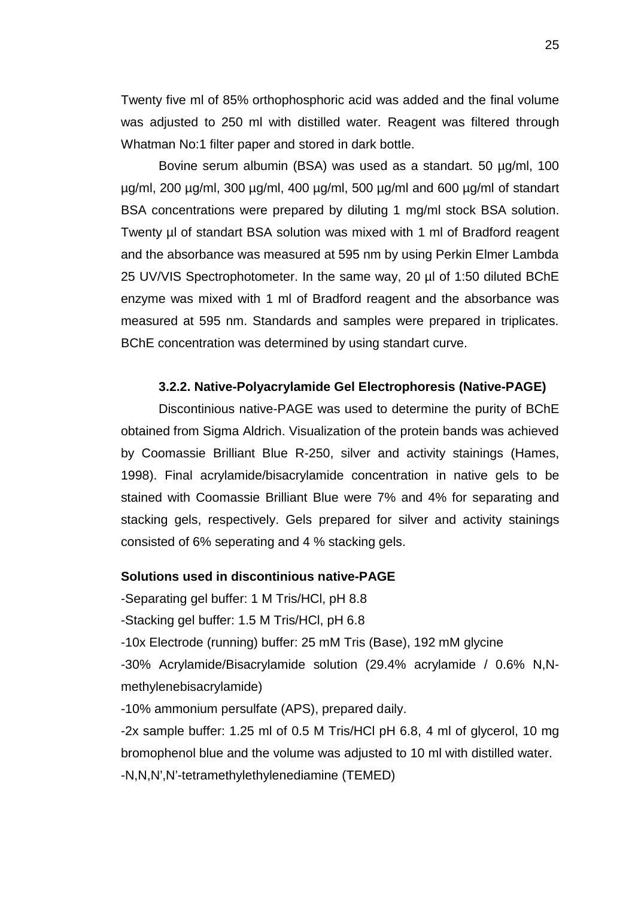Twenty five ml of 85% orthophosphoric acid was added and the final volume was adjusted to 250 ml with distilled water. Reagent was filtered through Whatman No:1 filter paper and stored in dark bottle.

Bovine serum albumin (BSA) was used as a standart. 50 µg/ml, 100 µg/ml, 200 µg/ml, 300 µg/ml, 400 µg/ml, 500 µg/ml and 600 µg/ml of standart BSA concentrations were prepared by diluting 1 mg/ml stock BSA solution. Twenty µl of standart BSA solution was mixed with 1 ml of Bradford reagent and the absorbance was measured at 595 nm by using Perkin Elmer Lambda 25 UV/VIS Spectrophotometer. In the same way, 20 µl of 1:50 diluted BChE enzyme was mixed with 1 ml of Bradford reagent and the absorbance was measured at 595 nm. Standards and samples were prepared in triplicates. BChE concentration was determined by using standart curve.

### 3.2.2. Native-Polyacrylamide Gel Electrophoresis (Native-PAGE)

Discontinious native-PAGE was used to determine the purity of BChE obtained from Sigma Aldrich. Visualization of the protein bands was achieved by Coomassie Brilliant Blue R-250, silver and activity stainings (Hames, 1998). Final acrylamide/bisacrylamide concentration in native gels to be stained with Coomassie Brilliant Blue were 7% and 4% for separating and stacking gels, respectively. Gels prepared for silver and activity stainings consisted of 6% seperating and 4 % stacking gels.

**Solutions used in discontinious native-PAGE**

-Separating gel buffer: 1 M Tris/HCl, pH 8.8

-Stacking gel buffer: 1.5 M Tris/HCl, pH 6.8

-10x Electrode (running) buffer: 25 mM Tris (Base), 192 mM glycine

-30% Acrylamide/Bisacrylamide solution (29.4% acrylamide / 0.6% N,N-methylenebisacrylamide)

-10% ammonium persulfate (APS), prepared daily.

-2x sample buffer: 1.25 ml of 0.5 M Tris/HCl pH 6.8, 4 ml of glycerol, 10 mg bromophenol blue and the volume was adjusted to 10 ml with distilled water.

-N,N,N',N'-tetramethylethylenediamine (TEMED)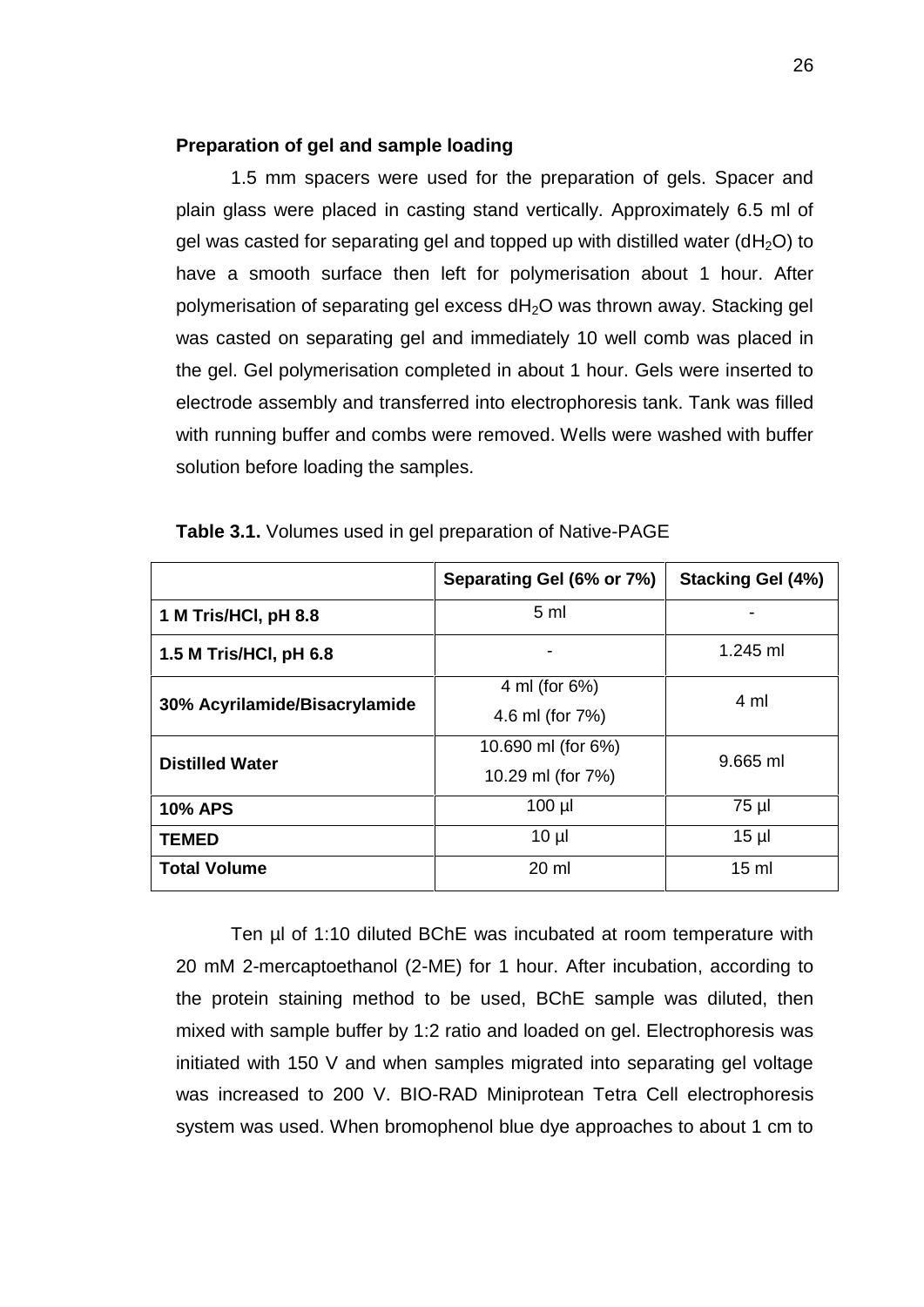### Preparation of gel and sample loading

1.5 mm spacers were used for the preparation of gels. Spacer and plain glass were placed in casting stand vertically. Approximately 6.5 ml of gel was casted for separating gel and topped up with distilled water ($dH_2O$) to have a smooth surface then left for polymerisation about 1 hour. After polymerisation of separating gel excess $dH_2O$ was thrown away. Stacking gel was casted on separating gel and immediately 10 well comb was placed in the gel. Gel polymerisation completed in about 1 hour. Gels were inserted to electrode assembly and transferred into electrophoresis tank. Tank was filled with running buffer and combs were removed. Wells were washed with buffer solution before loading the samples.

**Table 3.1.** Volumes used in gel preparation of Native-PAGE

| | Separating Gel (6% or 7%) | Stacking Gel (4%) |
|---|---|---|
| **1 M Tris/HCl, pH 8.8** | 5 ml | - |
| **1.5 M Tris/HCl, pH 6.8** | - | 1.245 ml |
| **30% Acyrilamide/Bisacrylamide** | 4 ml (for 6%)<br>4.6 ml (for 7%) | 4 ml |
| **Distilled Water** | 10.690 ml (for 6%)<br>10.29 ml (for 7%) | 9.665 ml |
| **10% APS** | 100 µl | 75 µl |
| **TEMED** | 10 µl | 15 µl |
| **Total Volume** | 20 ml | 15 ml |

Ten µl of 1:10 diluted BChE was incubated at room temperature with 20 mM 2-mercaptoethanol (2-ME) for 1 hour. After incubation, according to the protein staining method to be used, BChE sample was diluted, then mixed with sample buffer by 1:2 ratio and loaded on gel. Electrophoresis was initiated with 150 V and when samples migrated into separating gel voltage was increased to 200 V. BIO-RAD Miniprotean Tetra Cell electrophoresis system was used. When bromophenol blue dye approaches to about 1 cm to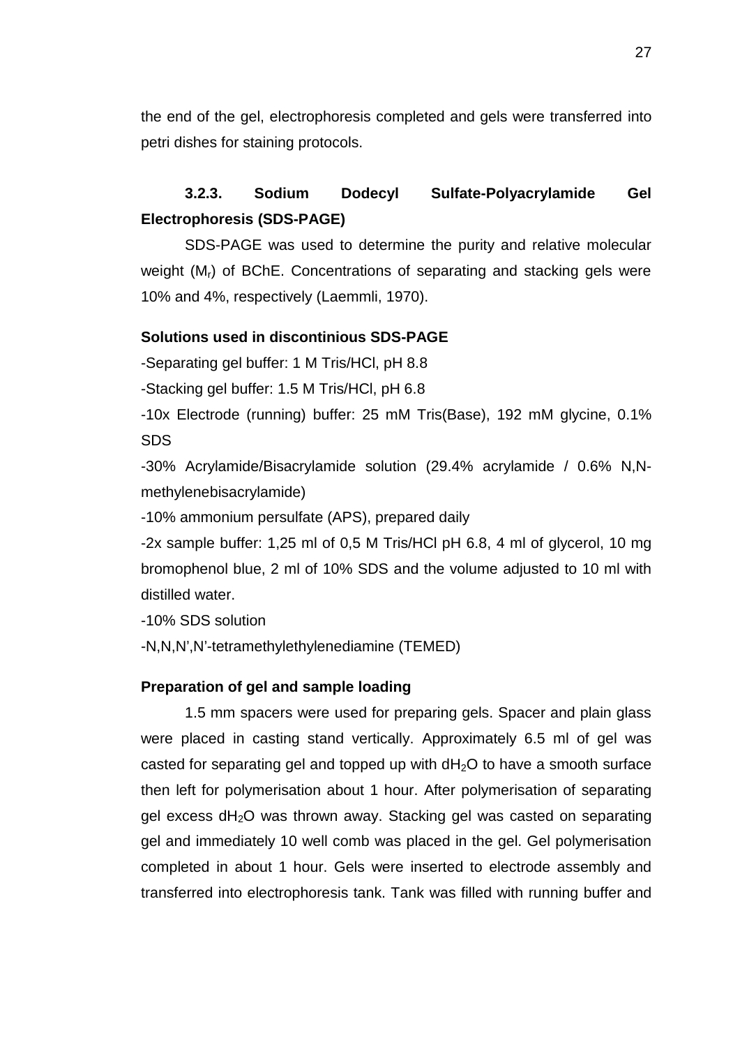the end of the gel, electrophoresis completed and gels were transferred into petri dishes for staining protocols.

### 3.2.3. Sodium Dodecyl Sulfate-Polyacrylamide Gel Electrophoresis (SDS-PAGE)

SDS-PAGE was used to determine the purity and relative molecular weight ($M_r$) of BChE. Concentrations of separating and stacking gels were 10% and 4%, respectively (Laemmli, 1970).

**Solutions used in discontinious SDS-PAGE**

-Separating gel buffer: 1 M Tris/HCl, pH 8.8

-Stacking gel buffer: 1.5 M Tris/HCl, pH 6.8

-10x Electrode (running) buffer: 25 mM Tris(Base), 192 mM glycine, 0.1% SDS

-30% Acrylamide/Bisacrylamide solution (29.4% acrylamide / 0.6% N,N-methylenebisacrylamide)

-10% ammonium persulfate (APS), prepared daily

-2x sample buffer: 1,25 ml of 0,5 M Tris/HCl pH 6.8, 4 ml of glycerol, 10 mg bromophenol blue, 2 ml of 10% SDS and the volume adjusted to 10 ml with distilled water.

-10% SDS solution

-N,N,N',N'-tetramethylethylenediamine (TEMED)

**Preparation of gel and sample loading**

1.5 mm spacers were used for preparing gels. Spacer and plain glass were placed in casting stand vertically. Approximately 6.5 ml of gel was casted for separating gel and topped up with $dH_2O$ to have a smooth surface then left for polymerisation about 1 hour. After polymerisation of separating gel excess $dH_2O$ was thrown away. Stacking gel was casted on separating gel and immediately 10 well comb was placed in the gel. Gel polymerisation completed in about 1 hour. Gels were inserted to electrode assembly and transferred into electrophoresis tank. Tank was filled with running buffer and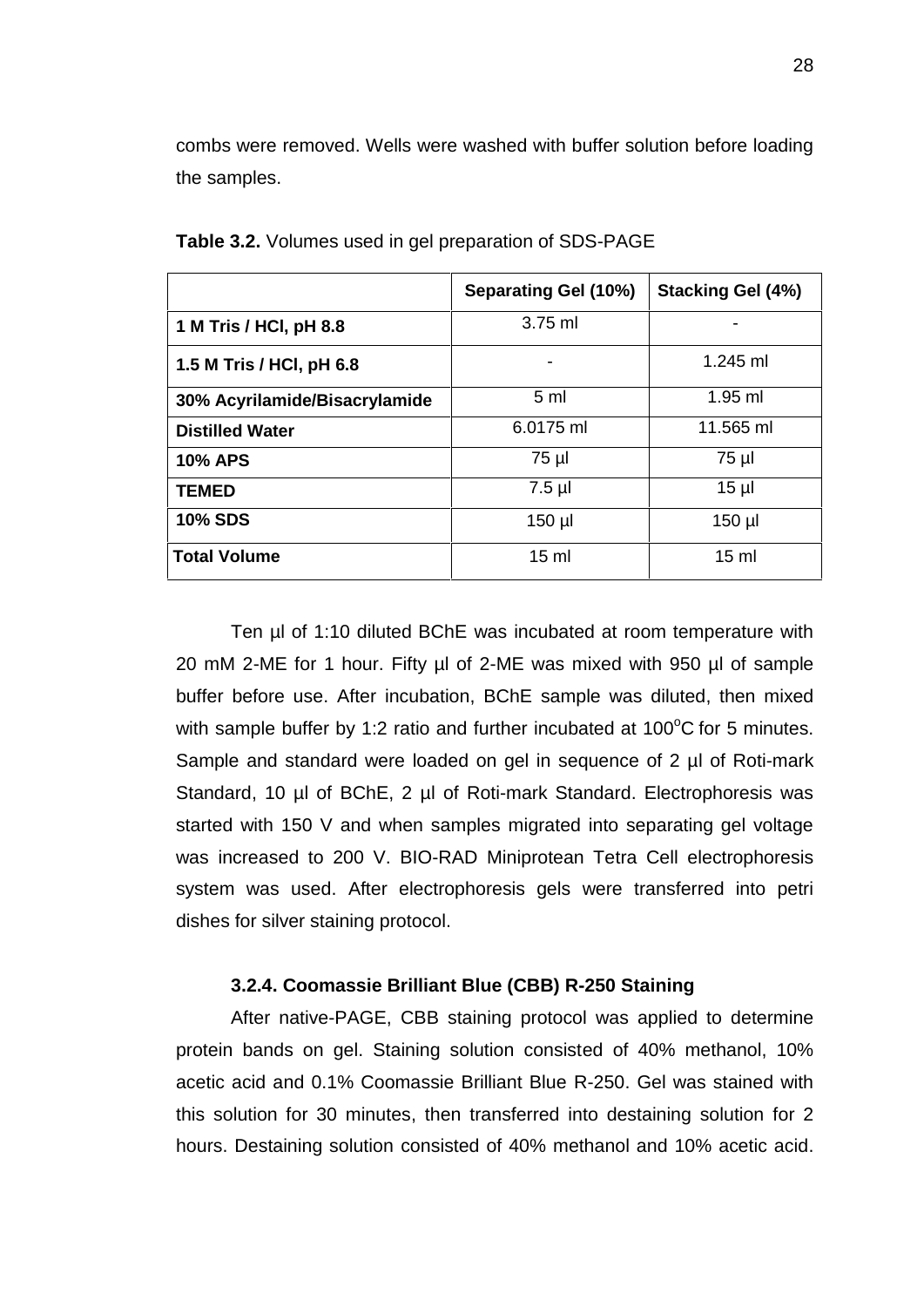combs were removed. Wells were washed with buffer solution before loading the samples.

**Table 3.2.** Volumes used in gel preparation of SDS-PAGE

| | Separating Gel (10%) | Stacking Gel (4%) |
|---|---|---|
| **1 M Tris / HCl, pH 8.8** | 3.75 ml | - |
| **1.5 M Tris / HCl, pH 6.8** | - | 1.245 ml |
| **30% Acyrilamide/Bisacrylamide** | 5 ml | 1.95 ml |
| **Distilled Water** | 6.0175 ml | 11.565 ml |
| **10% APS** | 75 µl | 75 µl |
| **TEMED** | 7.5 µl | 15 µl |
| **10% SDS** | 150 µl | 150 µl |
| **Total Volume** | 15 ml | 15 ml |

Ten µl of 1:10 diluted BChE was incubated at room temperature with 20 mM 2-ME for 1 hour. Fifty µl of 2-ME was mixed with 950 µl of sample buffer before use. After incubation, BChE sample was diluted, then mixed with sample buffer by 1:2 ratio and further incubated at 100°C for 5 minutes. Sample and standard were loaded on gel in sequence of 2 µl of Roti-mark Standard, 10 µl of BChE, 2 µl of Roti-mark Standard. Electrophoresis was started with 150 V and when samples migrated into separating gel voltage was increased to 200 V. BIO-RAD Miniprotean Tetra Cell electrophoresis system was used. After electrophoresis gels were transferred into petri dishes for silver staining protocol.

### 3.2.4. Coomassie Brilliant Blue (CBB) R-250 Staining

After native-PAGE, CBB staining protocol was applied to determine protein bands on gel. Staining solution consisted of 40% methanol, 10% acetic acid and 0.1% Coomassie Brilliant Blue R-250. Gel was stained with this solution for 30 minutes, then transferred into destaining solution for 2 hours. Destaining solution consisted of 40% methanol and 10% acetic acid.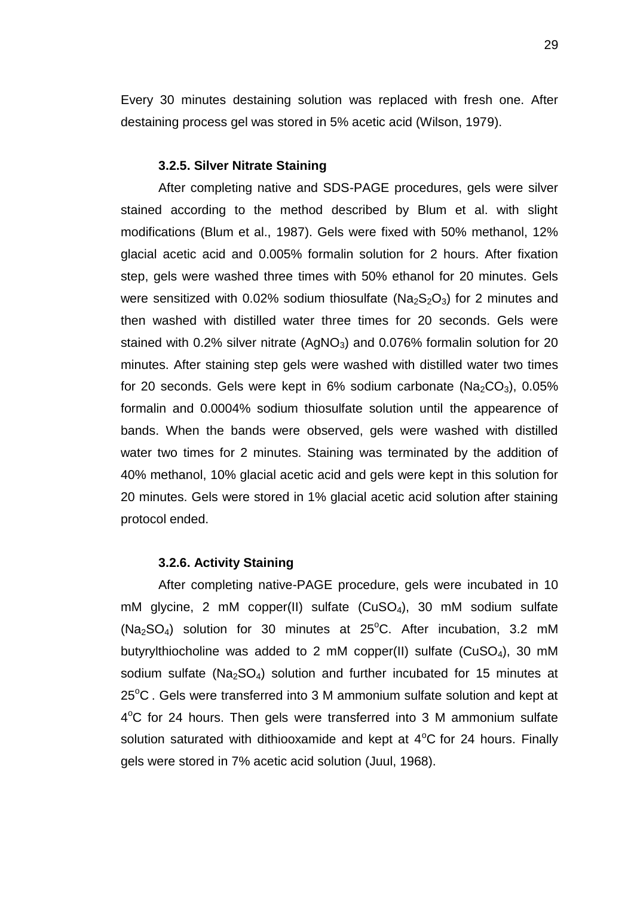Every 30 minutes destaining solution was replaced with fresh one. After destaining process gel was stored in 5% acetic acid (Wilson, 1979).

### 3.2.5. Silver Nitrate Staining

After completing native and SDS-PAGE procedures, gels were silver stained according to the method described by Blum et al. with slight modifications (Blum et al., 1987). Gels were fixed with 50% methanol, 12% glacial acetic acid and 0.005% formalin solution for 2 hours. After fixation step, gels were washed three times with 50% ethanol for 20 minutes. Gels were sensitized with 0.02% sodium thiosulfate ($Na_2S_2O_3$) for 2 minutes and then washed with distilled water three times for 20 seconds. Gels were stained with 0.2% silver nitrate ($AgNO_3$) and 0.076% formalin solution for 20 minutes. After staining step gels were washed with distilled water two times for 20 seconds. Gels were kept in 6% sodium carbonate ($Na_2CO_3$), 0.05% formalin and 0.0004% sodium thiosulfate solution until the appearence of bands. When the bands were observed, gels were washed with distilled water two times for 2 minutes. Staining was terminated by the addition of 40% methanol, 10% glacial acetic acid and gels were kept in this solution for 20 minutes. Gels were stored in 1% glacial acetic acid solution after staining protocol ended.

### 3.2.6. Activity Staining

After completing native-PAGE procedure, gels were incubated in 10 mM glycine, 2 mM copper(II) sulfate ($CuSO_4$), 30 mM sodium sulfate ($Na_2SO_4$) solution for 30 minutes at 25$^o$C. After incubation, 3.2 mM butyrylthiocholine was added to 2 mM copper(II) sulfate ($CuSO_4$), 30 mM sodium sulfate ($Na_2SO_4$) solution and further incubated for 15 minutes at 25$^o$C . Gels were transferred into 3 M ammonium sulfate solution and kept at 4$^o$C for 24 hours. Then gels were transferred into 3 M ammonium sulfate solution saturated with dithiooxamide and kept at 4$^o$C for 24 hours. Finally gels were stored in 7% acetic acid solution (Juul, 1968).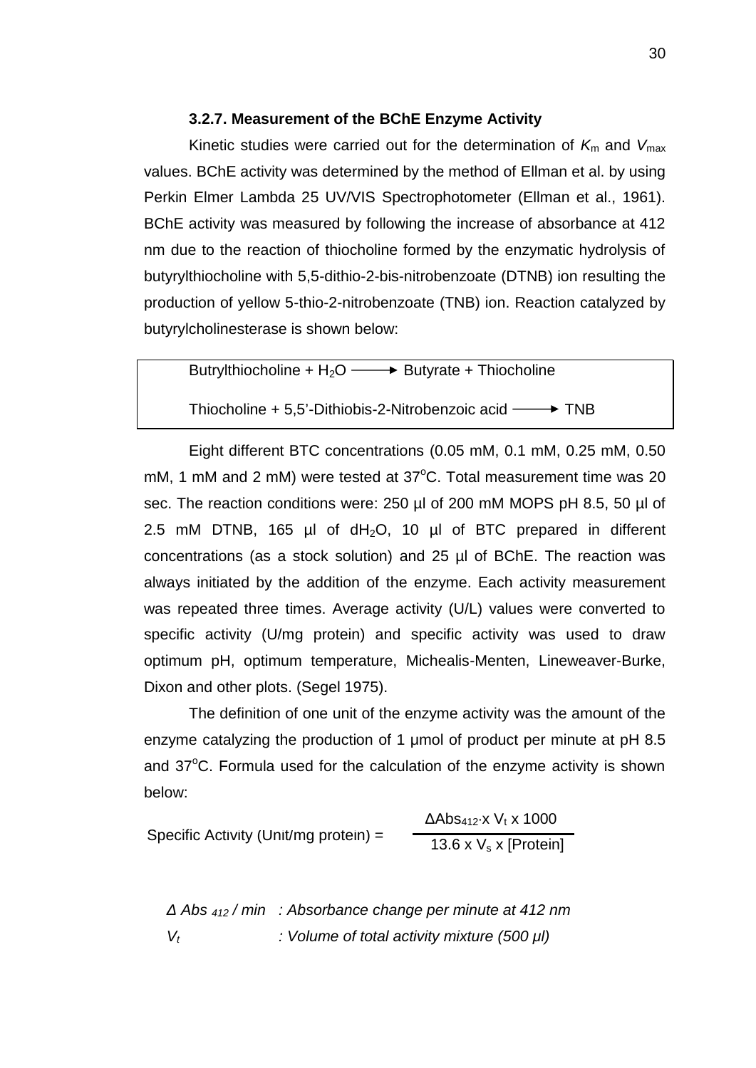### 3.2.7. Measurement of the BChE Enzyme Activity

Kinetic studies were carried out for the determination of $K_m$ and $V_{max}$ values. BChE activity was determined by the method of Ellman et al. by using Perkin Elmer Lambda 25 UV/VIS Spectrophotometer (Ellman et al., 1961). BChE activity was measured by following the increase of absorbance at 412 nm due to the reaction of thiocholine formed by the enzymatic hydrolysis of butyrylthiocholine with 5,5-dithio-2-bis-nitrobenzoate (DTNB) ion resulting the production of yellow 5-thio-2-nitrobenzoate (TNB) ion. Reaction catalyzed by butyrylcholinesterase is shown below:

Butrylthiocholine + $H_2O$ ⟶ Butyrate + Thiocholine

Thiocholine + 5,5'-Dithiobis-2-Nitrobenzoic acid ⟶ TNB

Eight different BTC concentrations (0.05 mM, 0.1 mM, 0.25 mM, 0.50 mM, 1 mM and 2 mM) were tested at 37°C. Total measurement time was 20 sec. The reaction conditions were: 250 µl of 200 mM MOPS pH 8.5, 50 µl of 2.5 mM DTNB, 165 µl of $dH_2O$, 10 µl of BTC prepared in different concentrations (as a stock solution) and 25 µl of BChE. The reaction was always initiated by the addition of the enzyme. Each activity measurement was repeated three times. Average activity (U/L) values were converted to specific activity (U/mg protein) and specific activity was used to draw optimum pH, optimum temperature, Michealis-Menten, Lineweaver-Burke, Dixon and other plots. (Segel 1975).

The definition of one unit of the enzyme activity was the amount of the enzyme catalyzing the production of 1 µmol of product per minute at pH 8.5 and 37°C. Formula used for the calculation of the enzyme activity is shown below:

$$\text{Specific Activity (Unit/mg protein)} = \frac{\Delta Abs_{412} \times V_t \times 1000}{13.6 \times V_s \times [\text{Protein}]}$$

*$\Delta Abs_{412}$ / min : Absorbance change per minute at 412 nm*

*$V_t$ : Volume of total activity mixture (500 µl)*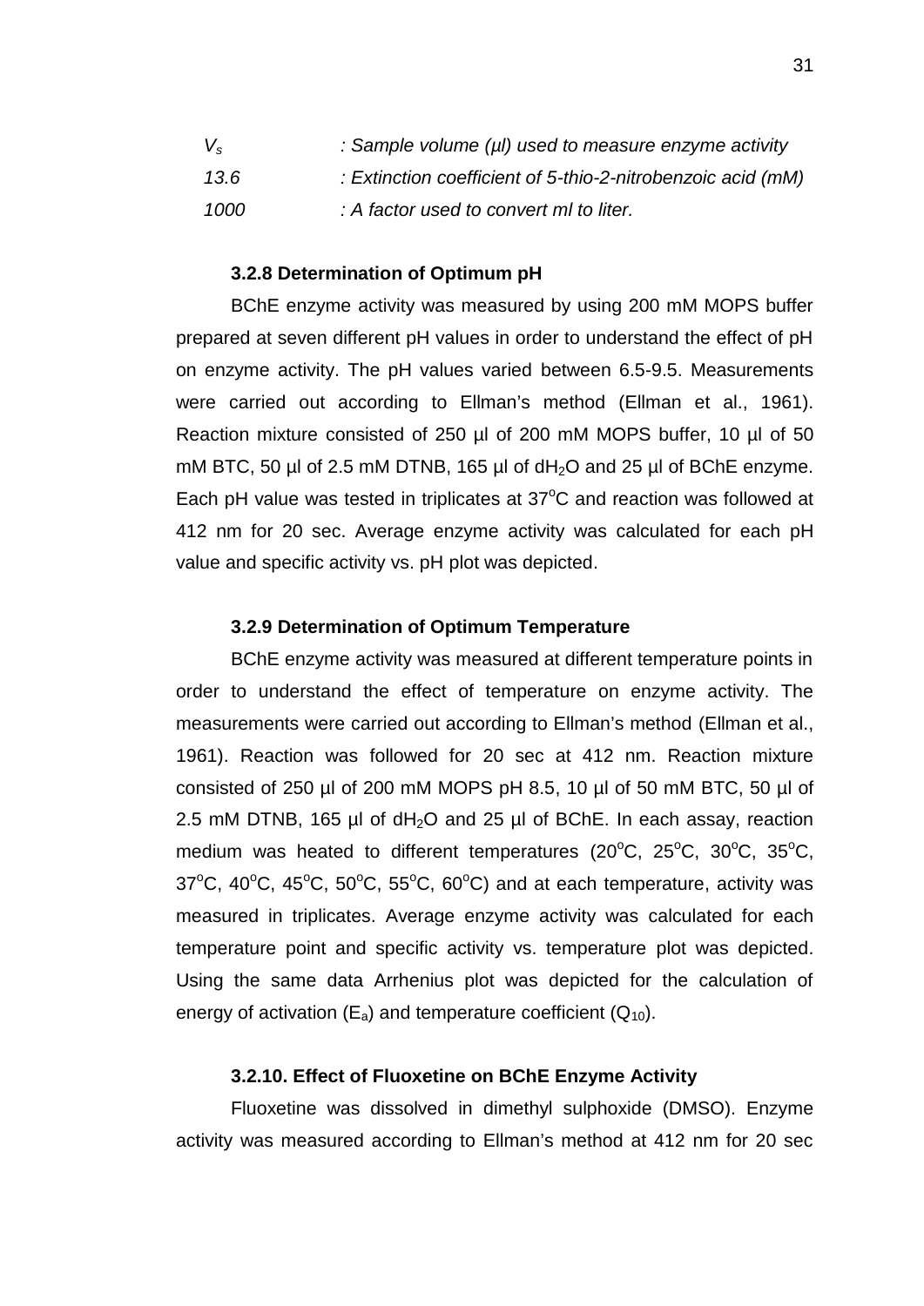| | |
|---|---|
| $V_s$ | *: Sample volume (µl) used to measure enzyme activity* |
| *13.6* | *: Extinction coefficient of 5-thio-2-nitrobenzoic acid (mM)* |
| *1000* | *: A factor used to convert ml to liter.* |

### 3.2.8 Determination of Optimum pH

BChE enzyme activity was measured by using 200 mM MOPS buffer prepared at seven different pH values in order to understand the effect of pH on enzyme activity. The pH values varied between 6.5-9.5. Measurements were carried out according to Ellman's method (Ellman et al., 1961). Reaction mixture consisted of 250 µl of 200 mM MOPS buffer, 10 µl of 50 mM BTC, 50 µl of 2.5 mM DTNB, 165 µl of $dH_2O$ and 25 µl of BChE enzyme. Each pH value was tested in triplicates at $37^oC$ and reaction was followed at 412 nm for 20 sec. Average enzyme activity was calculated for each pH value and specific activity vs. pH plot was depicted.

### 3.2.9 Determination of Optimum Temperature

BChE enzyme activity was measured at different temperature points in order to understand the effect of temperature on enzyme activity. The measurements were carried out according to Ellman's method (Ellman et al., 1961). Reaction was followed for 20 sec at 412 nm. Reaction mixture consisted of 250 µl of 200 mM MOPS pH 8.5, 10 µl of 50 mM BTC, 50 µl of 2.5 mM DTNB, 165 µl of $dH_2O$ and 25 µl of BChE. In each assay, reaction medium was heated to different temperatures ($20^oC$, $25^oC$, $30^oC$, $35^oC$, $37^oC$, $40^oC$, $45^oC$, $50^oC$, $55^oC$, $60^oC$) and at each temperature, activity was measured in triplicates. Average enzyme activity was calculated for each temperature point and specific activity vs. temperature plot was depicted. Using the same data Arrhenius plot was depicted for the calculation of energy of activation ($E_a$) and temperature coefficient ($Q_{10}$).

### 3.2.10. Effect of Fluoxetine on BChE Enzyme Activity

Fluoxetine was dissolved in dimethyl sulphoxide (DMSO). Enzyme activity was measured according to Ellman's method at 412 nm for 20 sec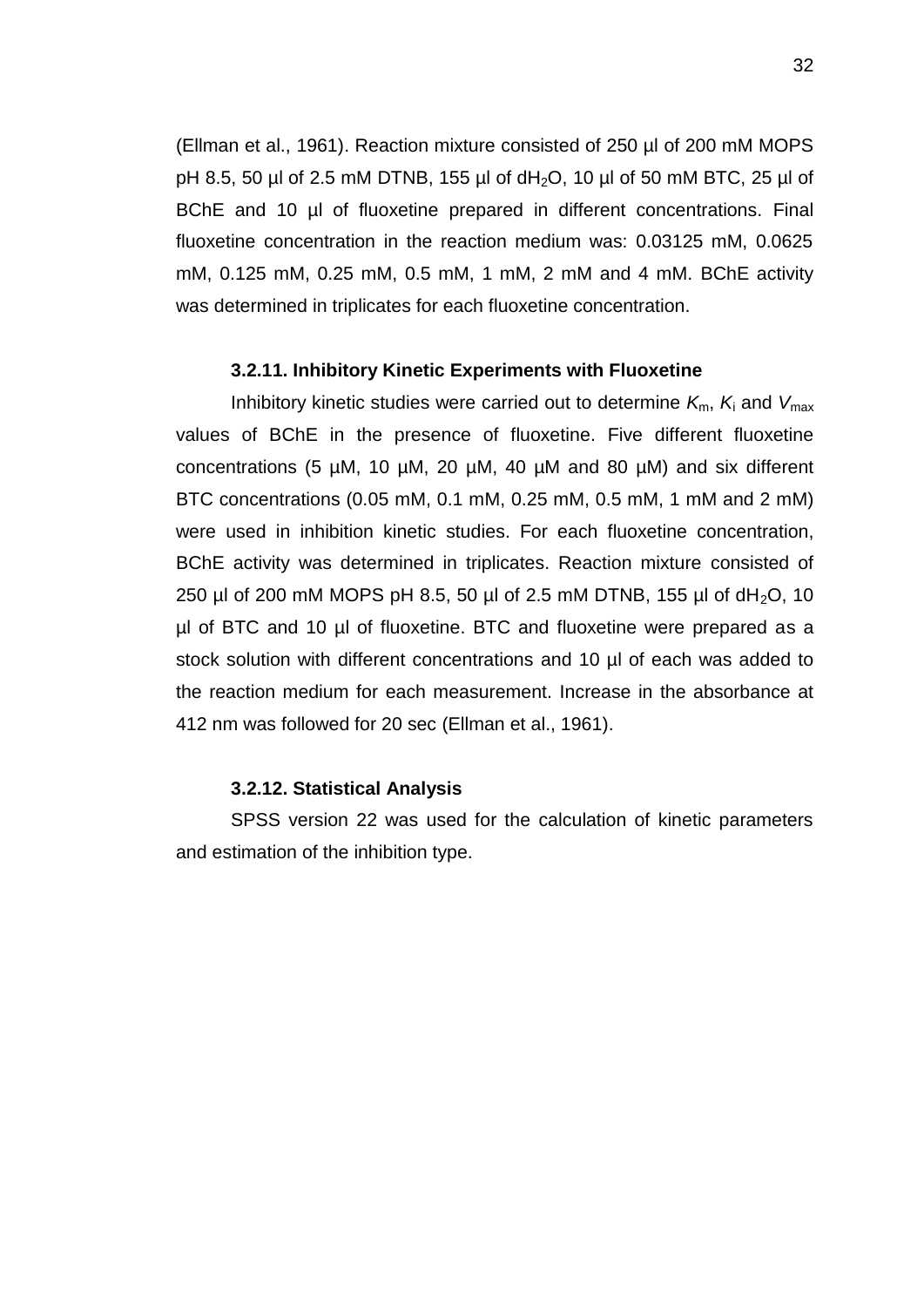(Ellman et al., 1961). Reaction mixture consisted of 250 µl of 200 mM MOPS pH 8.5, 50 µl of 2.5 mM DTNB, 155 µl of $dH_2O$, 10 µl of 50 mM BTC, 25 µl of BChE and 10 µl of fluoxetine prepared in different concentrations. Final fluoxetine concentration in the reaction medium was: 0.03125 mM, 0.0625 mM, 0.125 mM, 0.25 mM, 0.5 mM, 1 mM, 2 mM and 4 mM. BChE activity was determined in triplicates for each fluoxetine concentration.

### 3.2.11. Inhibitory Kinetic Experiments with Fluoxetine

Inhibitory kinetic studies were carried out to determine $K_m$, $K_i$ and $V_{max}$ values of BChE in the presence of fluoxetine. Five different fluoxetine concentrations (5 µM, 10 µM, 20 µM, 40 µM and 80 µM) and six different BTC concentrations (0.05 mM, 0.1 mM, 0.25 mM, 0.5 mM, 1 mM and 2 mM) were used in inhibition kinetic studies. For each fluoxetine concentration, BChE activity was determined in triplicates. Reaction mixture consisted of 250 µl of 200 mM MOPS pH 8.5, 50 µl of 2.5 mM DTNB, 155 µl of $dH_2O$, 10 µl of BTC and 10 µl of fluoxetine. BTC and fluoxetine were prepared as a stock solution with different concentrations and 10 µl of each was added to the reaction medium for each measurement. Increase in the absorbance at 412 nm was followed for 20 sec (Ellman et al., 1961).

### 3.2.12. Statistical Analysis

SPSS version 22 was used for the calculation of kinetic parameters and estimation of the inhibition type.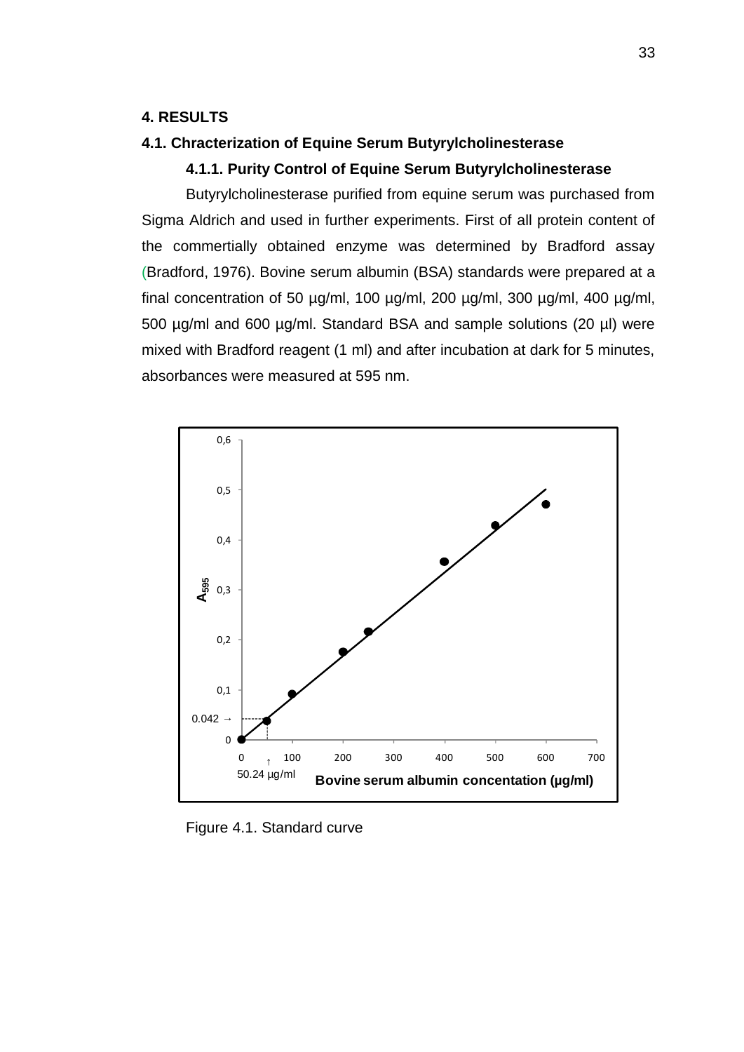# 4. RESULTS

## 4.1. Chracterization of Equine Serum Butyrylcholinesterase

### 4.1.1. Purity Control of Equine Serum Butyrylcholinesterase

Butyrylcholinesterase purified from equine serum was purchased from Sigma Aldrich and used in further experiments. First of all protein content of the commertially obtained enzyme was determined by Bradford assay (Bradford, 1976). Bovine serum albumin (BSA) standards were prepared at a final concentration of 50 µg/ml, 100 µg/ml, 200 µg/ml, 300 µg/ml, 400 µg/ml, 500 µg/ml and 600 µg/ml. Standard BSA and sample solutions (20 µl) were mixed with Bradford reagent (1 ml) and after incubation at dark for 5 minutes, absorbances were measured at 595 nm.

Figure 4.1. Standard curve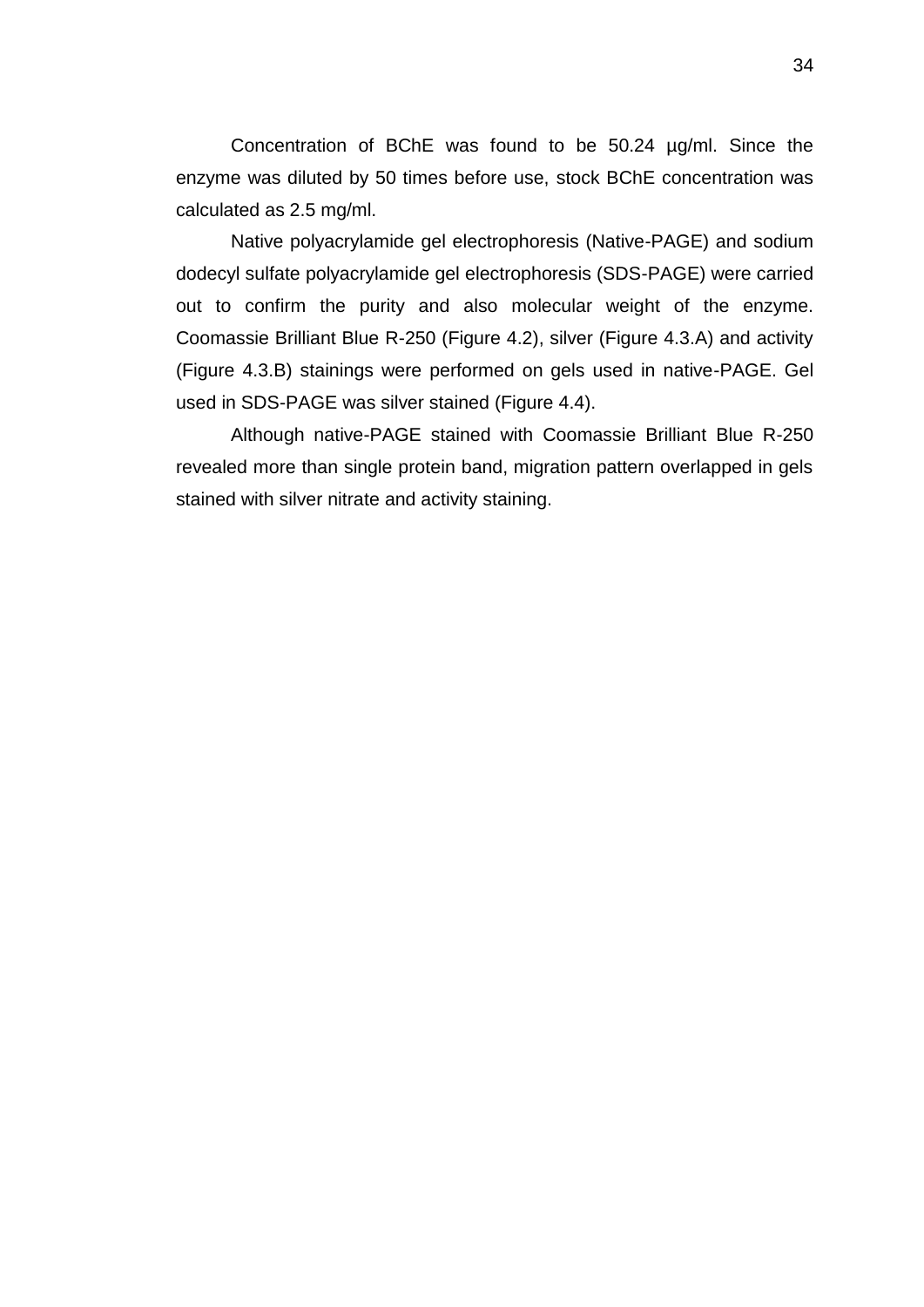Concentration of BChE was found to be 50.24 µg/ml. Since the enzyme was diluted by 50 times before use, stock BChE concentration was calculated as 2.5 mg/ml.

Native polyacrylamide gel electrophoresis (Native-PAGE) and sodium dodecyl sulfate polyacrylamide gel electrophoresis (SDS-PAGE) were carried out to confirm the purity and also molecular weight of the enzyme. Coomassie Brilliant Blue R-250 (Figure 4.2), silver (Figure 4.3.A) and activity (Figure 4.3.B) stainings were performed on gels used in native-PAGE. Gel used in SDS-PAGE was silver stained (Figure 4.4).

Although native-PAGE stained with Coomassie Brilliant Blue R-250 revealed more than single protein band, migration pattern overlapped in gels stained with silver nitrate and activity staining.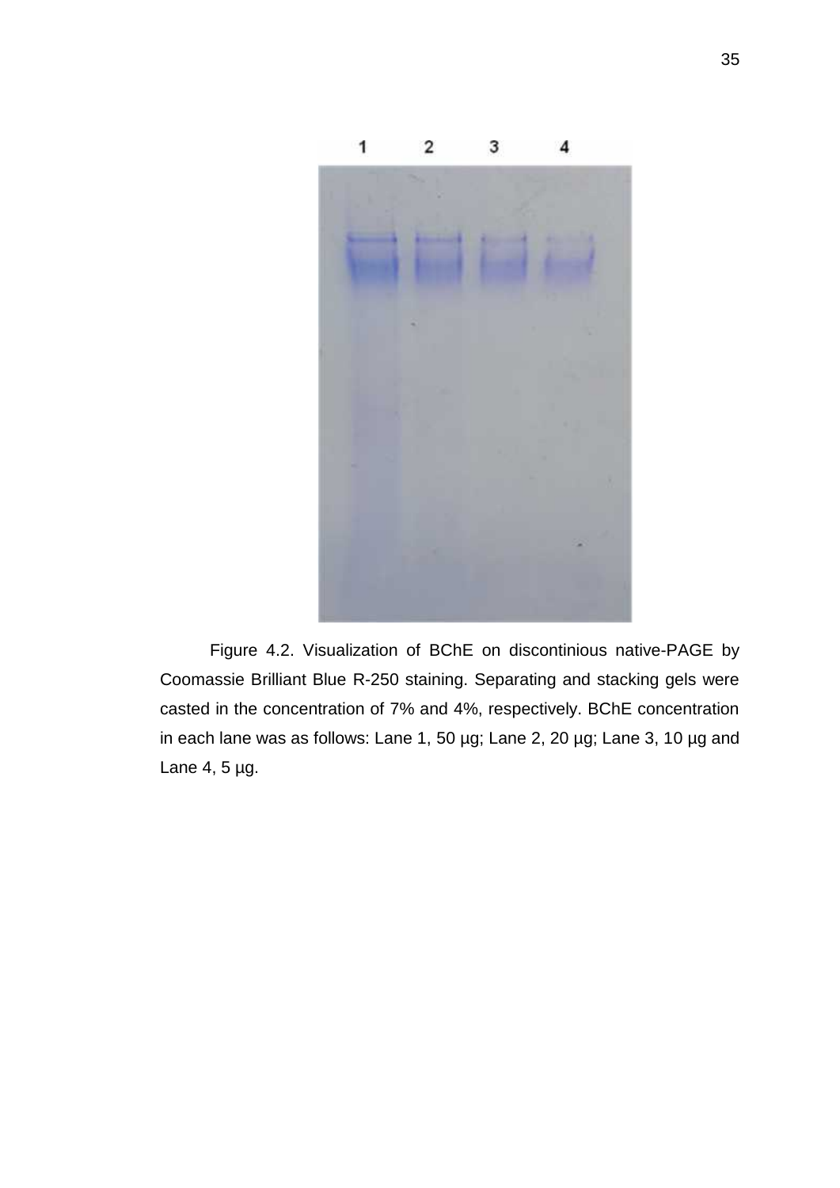Figure 4.2. Visualization of BChE on discontinious native-PAGE by Coomassie Brilliant Blue R-250 staining. Separating and stacking gels were casted in the concentration of 7% and 4%, respectively. BChE concentration in each lane was as follows: Lane 1, 50 µg; Lane 2, 20 µg; Lane 3, 10 µg and Lane 4, 5 µg.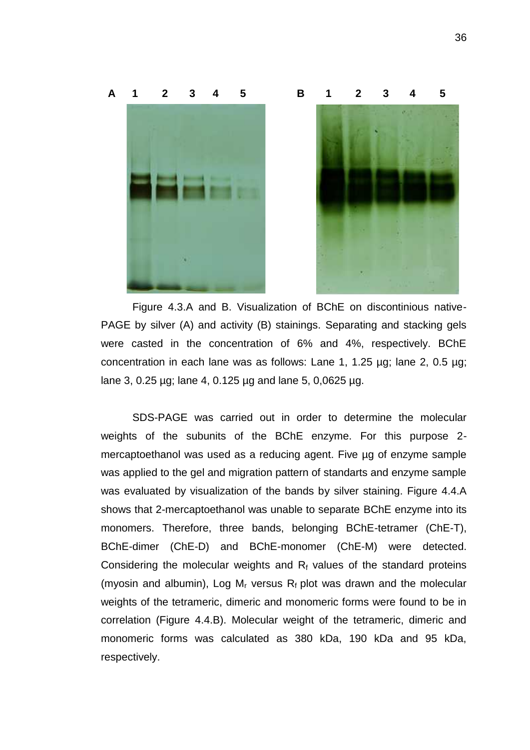A 1 2 3 4 5 B 1 2 3 4 5

Figure 4.3.A and B. Visualization of BChE on discontinious native-PAGE by silver (A) and activity (B) stainings. Separating and stacking gels were casted in the concentration of 6% and 4%, respectively. BChE concentration in each lane was as follows: Lane 1, 1.25 µg; lane 2, 0.5 µg; lane 3, 0.25 µg; lane 4, 0.125 µg and lane 5, 0,0625 µg.

SDS-PAGE was carried out in order to determine the molecular weights of the subunits of the BChE enzyme. For this purpose 2-mercaptoethanol was used as a reducing agent. Five µg of enzyme sample was applied to the gel and migration pattern of standarts and enzyme sample was evaluated by visualization of the bands by silver staining. Figure 4.4.A shows that 2-mercaptoethanol was unable to separate BChE enzyme into its monomers. Therefore, three bands, belonging BChE-tetramer (ChE-T), BChE-dimer (ChE-D) and BChE-monomer (ChE-M) were detected. Considering the molecular weights and $R_f$ values of the standard proteins (myosin and albumin), Log $M_r$ versus $R_f$ plot was drawn and the molecular weights of the tetrameric, dimeric and monomeric forms were found to be in correlation (Figure 4.4.B). Molecular weight of the tetrameric, dimeric and monomeric forms was calculated as 380 kDa, 190 kDa and 95 kDa, respectively.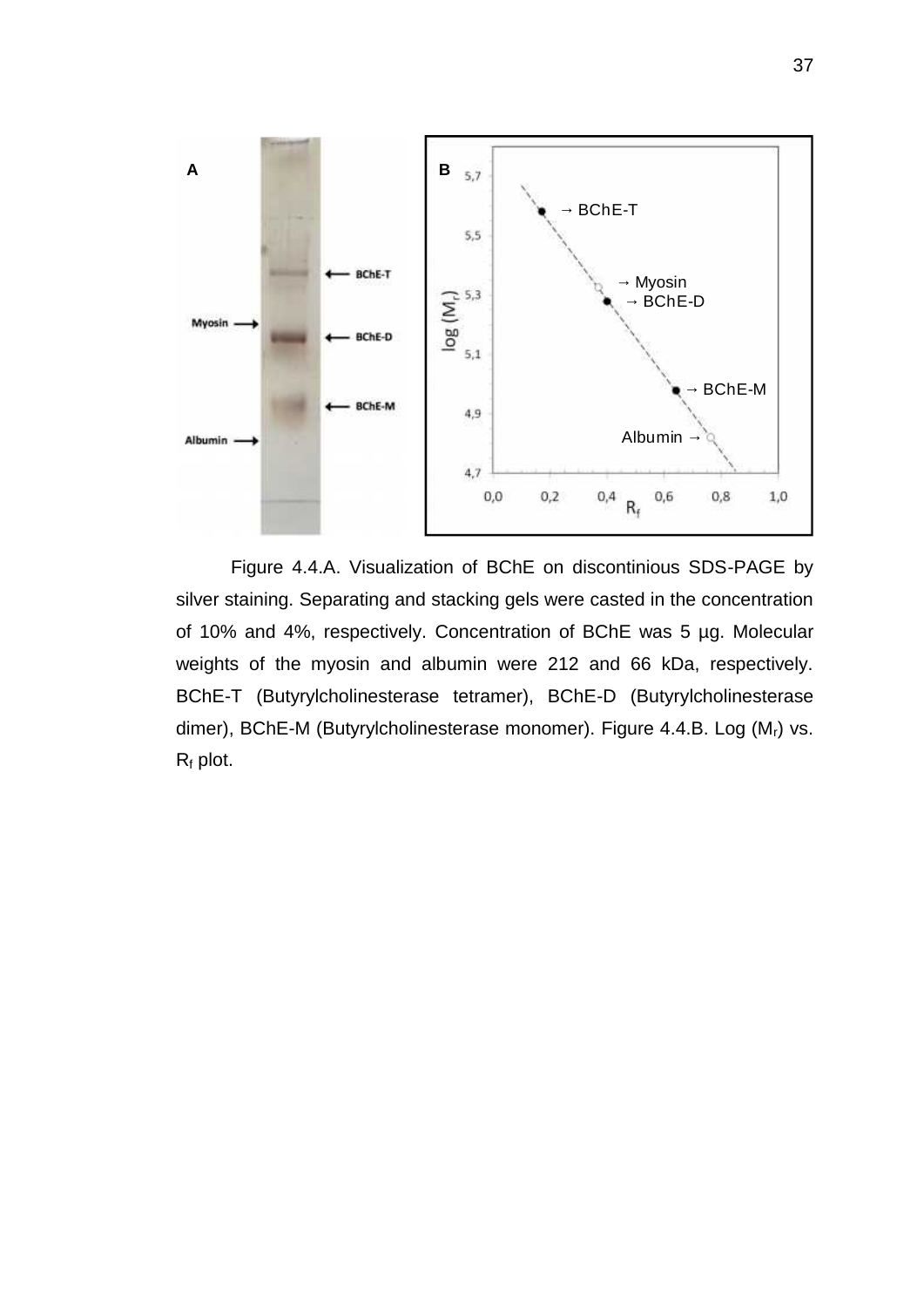Figure 4.4.A. Visualization of BChE on discontinious SDS-PAGE by silver staining. Separating and stacking gels were casted in the concentration of 10% and 4%, respectively. Concentration of BChE was 5 µg. Molecular weights of the myosin and albumin were 212 and 66 kDa, respectively. BChE-T (Butyrylcholinesterase tetramer), BChE-D (Butyrylcholinesterase dimer), BChE-M (Butyrylcholinesterase monomer). Figure 4.4.B. Log ($M_r$) vs. $R_f$ plot.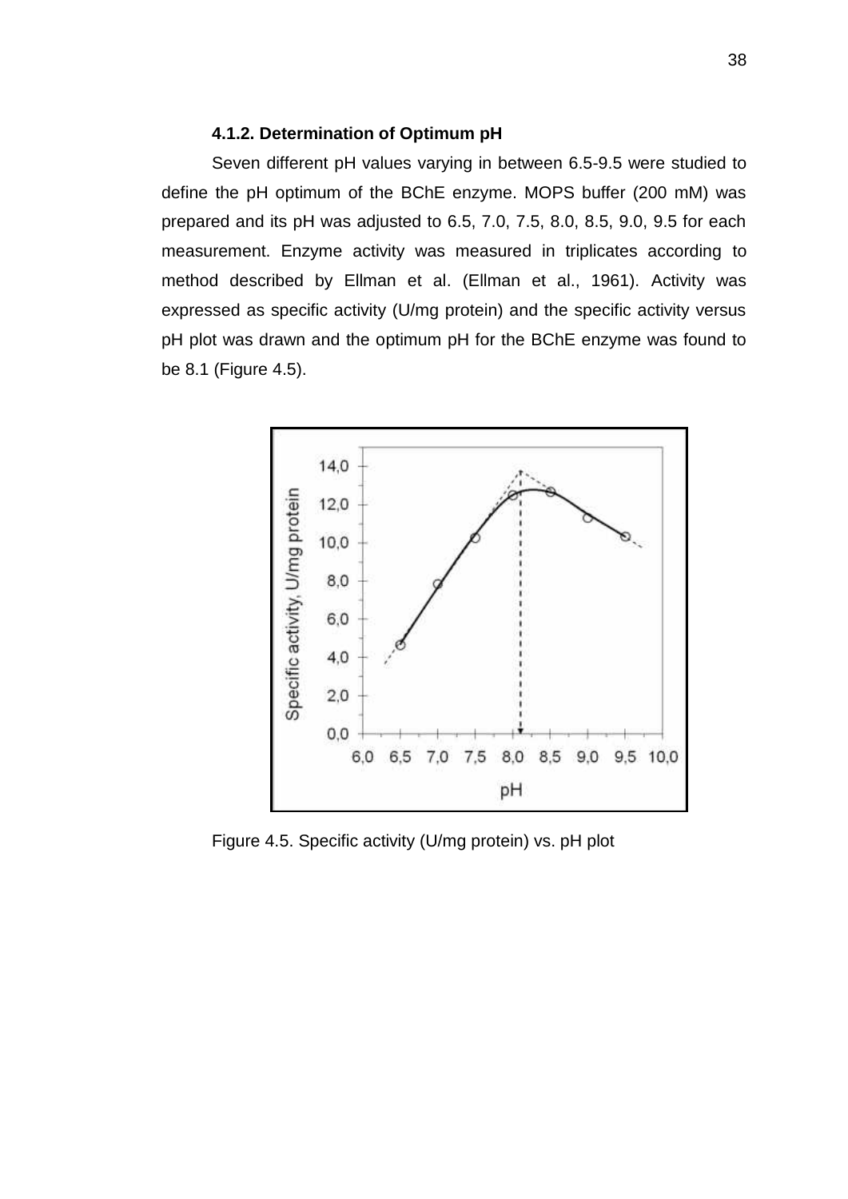#### 4.1.2. Determination of Optimum pH

Seven different pH values varying in between 6.5-9.5 were studied to define the pH optimum of the BChE enzyme. MOPS buffer (200 mM) was prepared and its pH was adjusted to 6.5, 7.0, 7.5, 8.0, 8.5, 9.0, 9.5 for each measurement. Enzyme activity was measured in triplicates according to method described by Ellman et al. (Ellman et al., 1961). Activity was expressed as specific activity (U/mg protein) and the specific activity versus pH plot was drawn and the optimum pH for the BChE enzyme was found to be 8.1 (Figure 4.5).

Figure 4.5. Specific activity (U/mg protein) vs. pH plot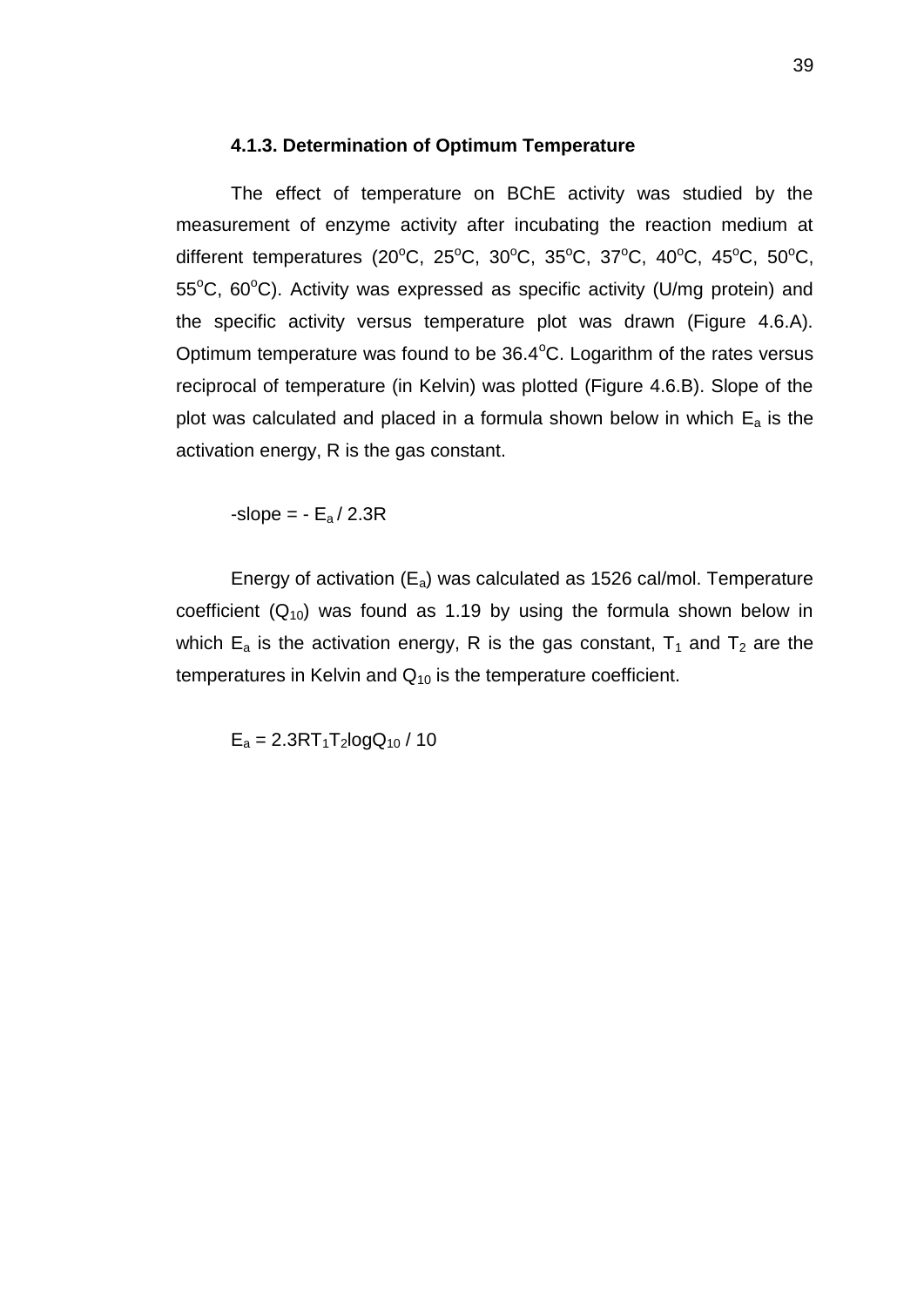### 4.1.3. Determination of Optimum Temperature

The effect of temperature on BChE activity was studied by the measurement of enzyme activity after incubating the reaction medium at different temperatures (20$^{o}$C, 25$^{o}$C, 30$^{o}$C, 35$^{o}$C, 37$^{o}$C, 40$^{o}$C, 45$^{o}$C, 50$^{o}$C, 55$^{o}$C, 60$^{o}$C). Activity was expressed as specific activity (U/mg protein) and the specific activity versus temperature plot was drawn (Figure 4.6.A). Optimum temperature was found to be 36.4$^{o}$C. Logarithm of the rates versus reciprocal of temperature (in Kelvin) was plotted (Figure 4.6.B). Slope of the plot was calculated and placed in a formula shown below in which $E_a$ is the activation energy, R is the gas constant.

$$-\text{slope} = -E_a / 2.3R$$

Energy of activation ($E_a$) was calculated as 1526 cal/mol. Temperature coefficient ($Q_{10}$) was found as 1.19 by using the formula shown below in which $E_a$ is the activation energy, R is the gas constant, $T_1$ and $T_2$ are the temperatures in Kelvin and $Q_{10}$ is the temperature coefficient.

$$E_a = 2.3RT_1T_2\log Q_{10} / 10$$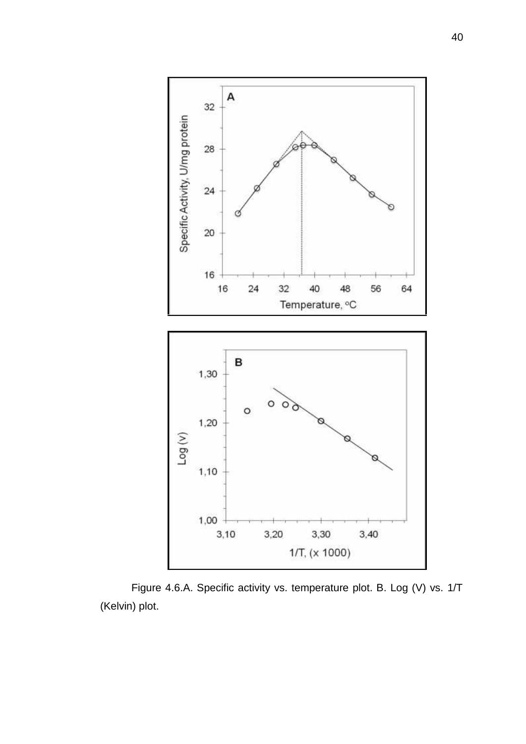Figure 4.6.A. Specific activity vs. temperature plot. B. Log (V) vs. 1/T (Kelvin) plot.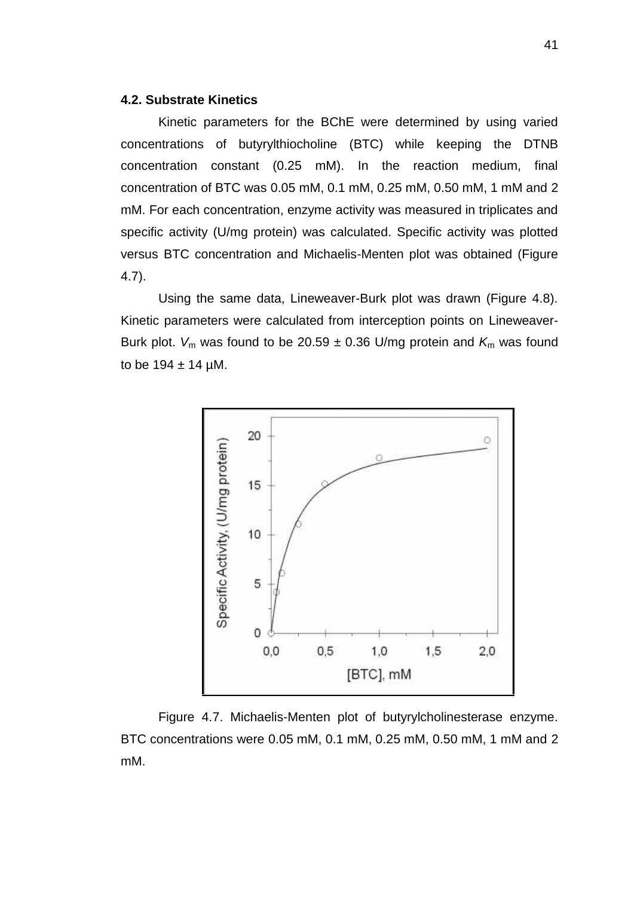### 4.2. Substrate Kinetics

Kinetic parameters for the BChE were determined by using varied concentrations of butyrylthiocholine (BTC) while keeping the DTNB concentration constant (0.25 mM). In the reaction medium, final concentration of BTC was 0.05 mM, 0.1 mM, 0.25 mM, 0.50 mM, 1 mM and 2 mM. For each concentration, enzyme activity was measured in triplicates and specific activity (U/mg protein) was calculated. Specific activity was plotted versus BTC concentration and Michaelis-Menten plot was obtained (Figure 4.7).

Using the same data, Lineweaver-Burk plot was drawn (Figure 4.8). Kinetic parameters were calculated from interception points on Lineweaver-Burk plot. $V_m$ was found to be 20.59 ± 0.36 U/mg protein and $K_m$ was found to be 194 ± 14 µM.

Figure 4.7. Michaelis-Menten plot of butyrylcholinesterase enzyme. BTC concentrations were 0.05 mM, 0.1 mM, 0.25 mM, 0.50 mM, 1 mM and 2 mM.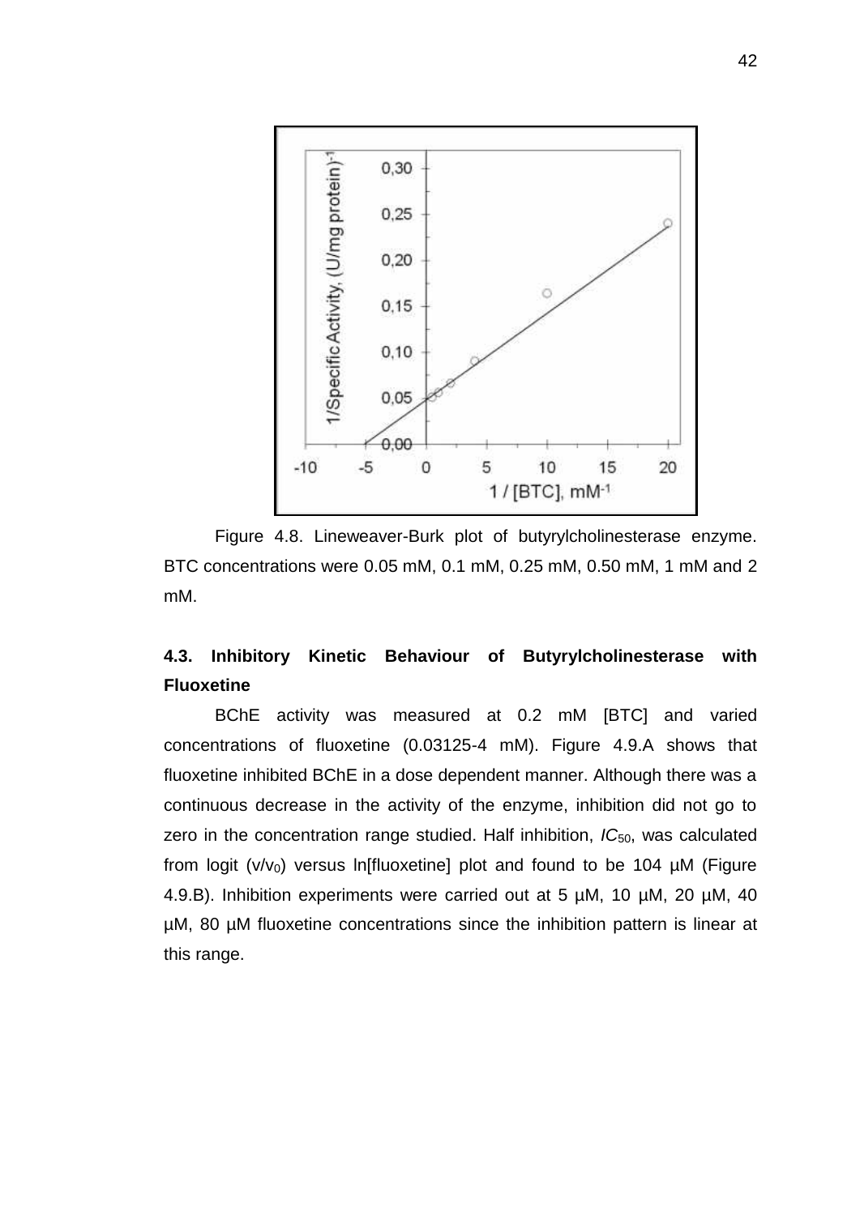Figure 4.8. Lineweaver-Burk plot of butyrylcholinesterase enzyme. BTC concentrations were 0.05 mM, 0.1 mM, 0.25 mM, 0.50 mM, 1 mM and 2 mM.

### 4.3. Inhibitory Kinetic Behaviour of Butyrylcholinesterase with Fluoxetine

BChE activity was measured at 0.2 mM [BTC] and varied concentrations of fluoxetine (0.03125-4 mM). Figure 4.9.A shows that fluoxetine inhibited BChE in a dose dependent manner. Although there was a continuous decrease in the activity of the enzyme, inhibition did not go to zero in the concentration range studied. Half inhibition, $IC_{50}$, was calculated from logit ($v/v_0$) versus ln[fluoxetine] plot and found to be 104 µM (Figure 4.9.B). Inhibition experiments were carried out at 5 µM, 10 µM, 20 µM, 40 µM, 80 µM fluoxetine concentrations since the inhibition pattern is linear at this range.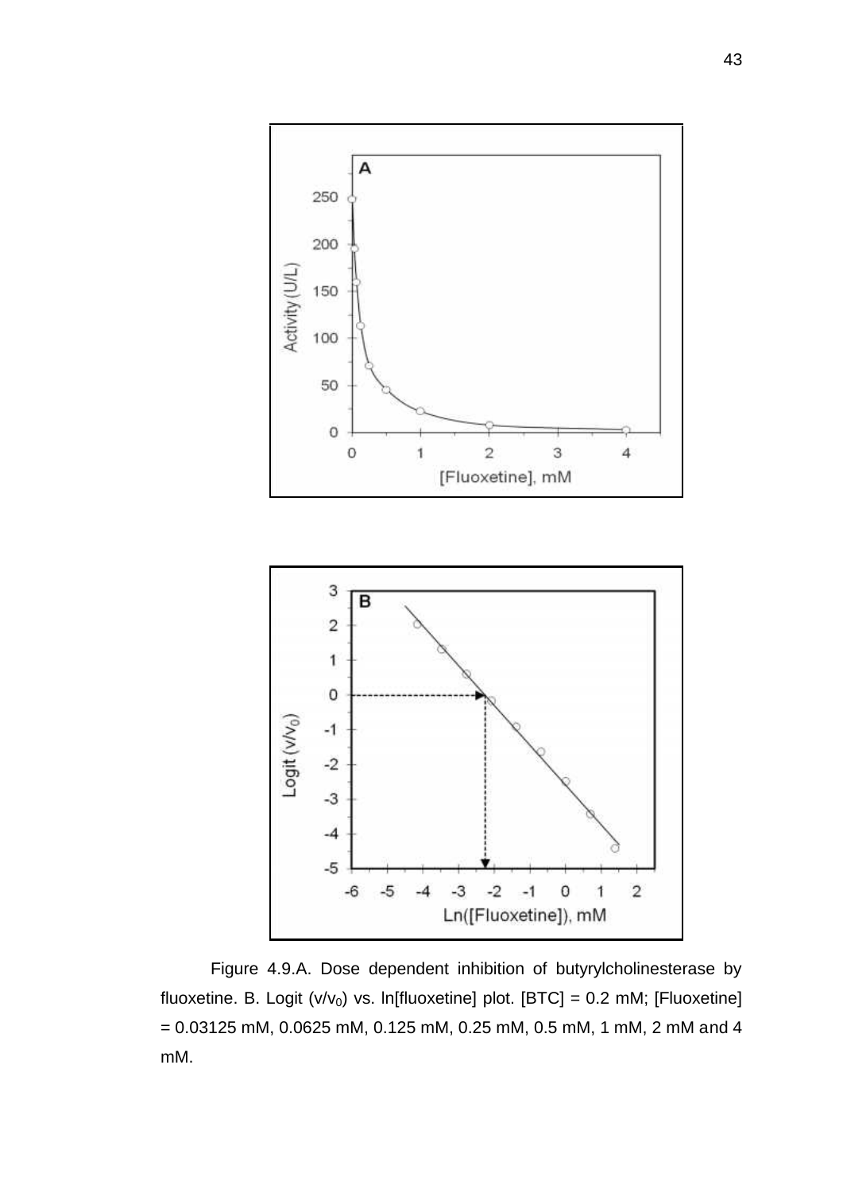Figure 4.9.A. Dose dependent inhibition of butyrylcholinesterase by fluoxetine. B. Logit ($v/v_0$) vs. ln[fluoxetine] plot. [BTC] = 0.2 mM; [Fluoxetine] = 0.03125 mM, 0.0625 mM, 0.125 mM, 0.25 mM, 0.5 mM, 1 mM, 2 mM and 4 mM.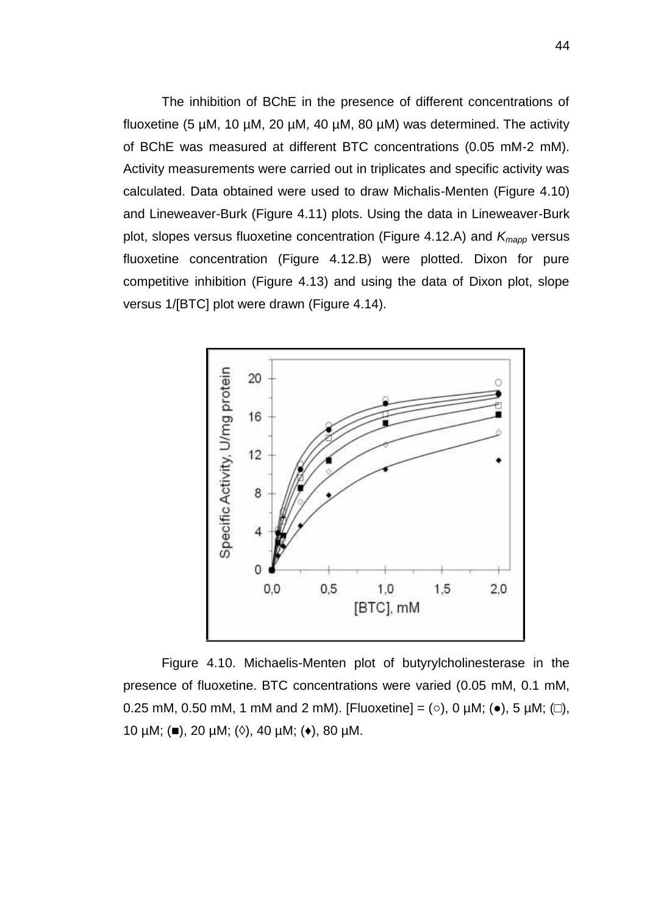The inhibition of BChE in the presence of different concentrations of fluoxetine (5 µM, 10 µM, 20 µM, 40 µM, 80 µM) was determined. The activity of BChE was measured at different BTC concentrations (0.05 mM-2 mM). Activity measurements were carried out in triplicates and specific activity was calculated. Data obtained were used to draw Michalis-Menten (Figure 4.10) and Lineweaver-Burk (Figure 4.11) plots. Using the data in Lineweaver-Burk plot, slopes versus fluoxetine concentration (Figure 4.12.A) and $K_{mapp}$ versus fluoxetine concentration (Figure 4.12.B) were plotted. Dixon for pure competitive inhibition (Figure 4.13) and using the data of Dixon plot, slope versus 1/[BTC] plot were drawn (Figure 4.14).

Figure 4.10. Michaelis-Menten plot of butyrylcholinesterase in the presence of fluoxetine. BTC concentrations were varied (0.05 mM, 0.1 mM, 0.25 mM, 0.50 mM, 1 mM and 2 mM). [Fluoxetine] = (○), 0 µM; (●), 5 µM; (□), 10 µM; (■), 20 µM; (◊), 40 µM; (♦), 80 µM.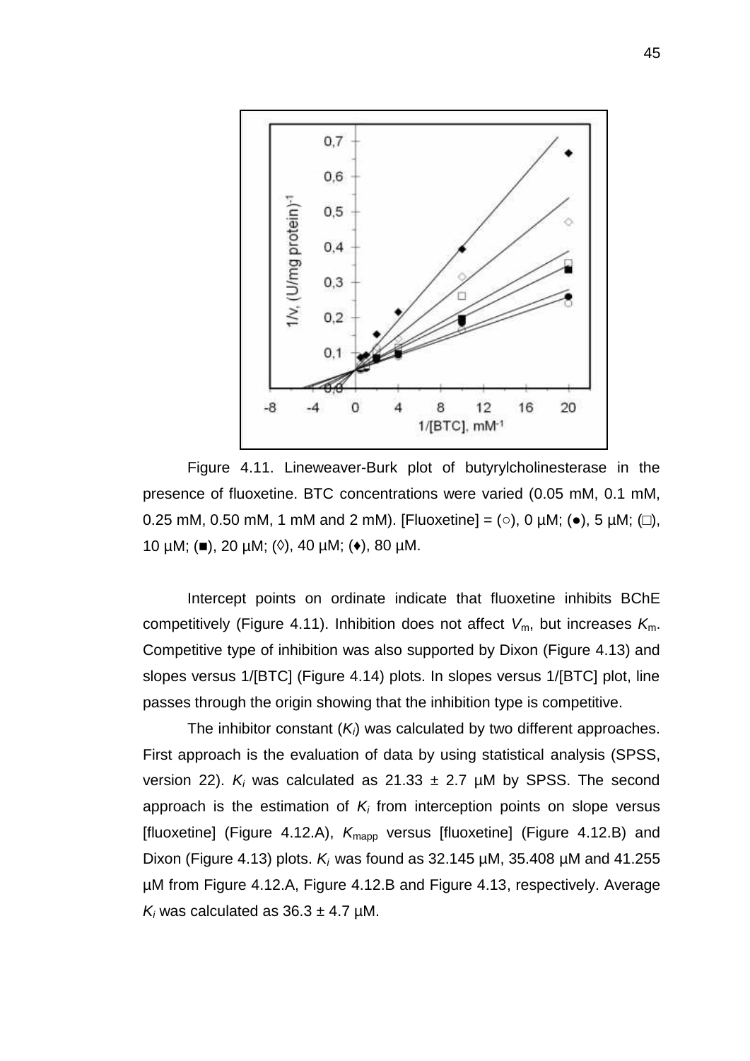Figure 4.11. Lineweaver-Burk plot of butyrylcholinesterase in the presence of fluoxetine. BTC concentrations were varied (0.05 mM, 0.1 mM, 0.25 mM, 0.50 mM, 1 mM and 2 mM). [Fluoxetine] = (○), 0 µM; (●), 5 µM; (□), 10 µM; (■), 20 µM; (◊), 40 µM; (♦), 80 µM.

Intercept points on ordinate indicate that fluoxetine inhibits BChE competitively (Figure 4.11). Inhibition does not affect $V_m$, but increases $K_m$. Competitive type of inhibition was also supported by Dixon (Figure 4.13) and slopes versus 1/[BTC] (Figure 4.14) plots. In slopes versus 1/[BTC] plot, line passes through the origin showing that the inhibition type is competitive.

The inhibitor constant ($K_i$) was calculated by two different approaches. First approach is the evaluation of data by using statistical analysis (SPSS, version 22). $K_i$ was calculated as 21.33 ± 2.7 µM by SPSS. The second approach is the estimation of $K_i$ from interception points on slope versus [fluoxetine] (Figure 4.12.A), $K_{mapp}$ versus [fluoxetine] (Figure 4.12.B) and Dixon (Figure 4.13) plots. $K_i$ was found as 32.145 µM, 35.408 µM and 41.255 µM from Figure 4.12.A, Figure 4.12.B and Figure 4.13, respectively. Average $K_i$ was calculated as 36.3 ± 4.7 µM.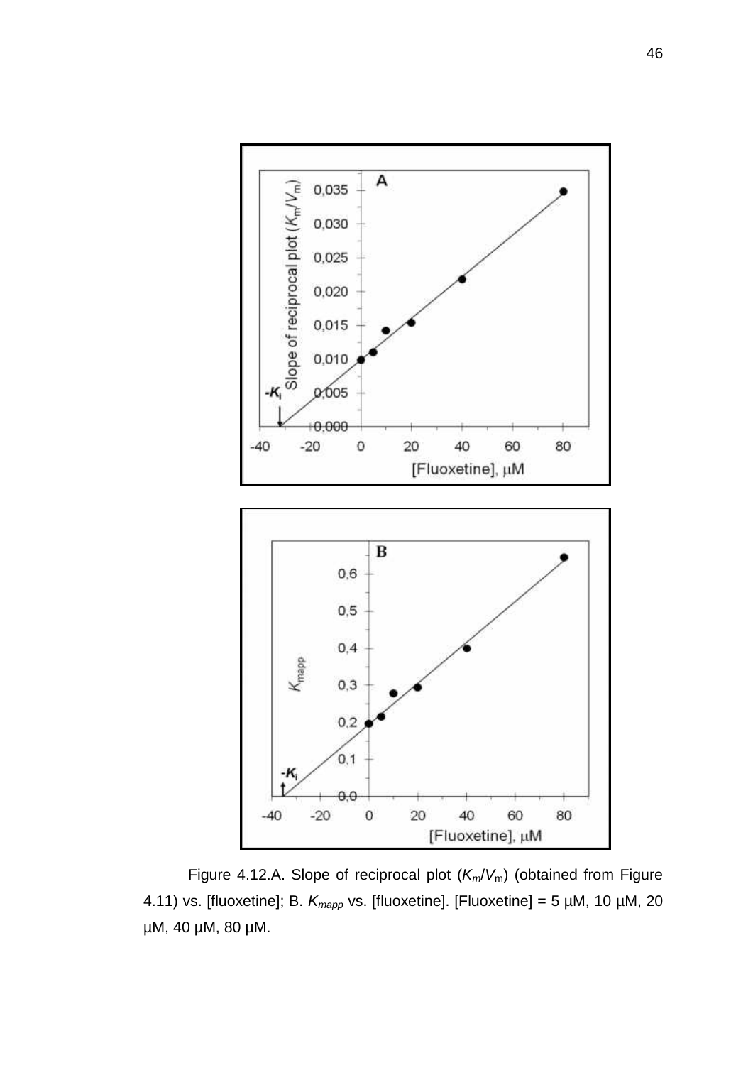Figure 4.12.A. Slope of reciprocal plot ($K_m/V_m$) (obtained from Figure 4.11) vs. [fluoxetine]; B. $K_{mapp}$ vs. [fluoxetine]. [Fluoxetine] = 5 µM, 10 µM, 20 µM, 40 µM, 80 µM.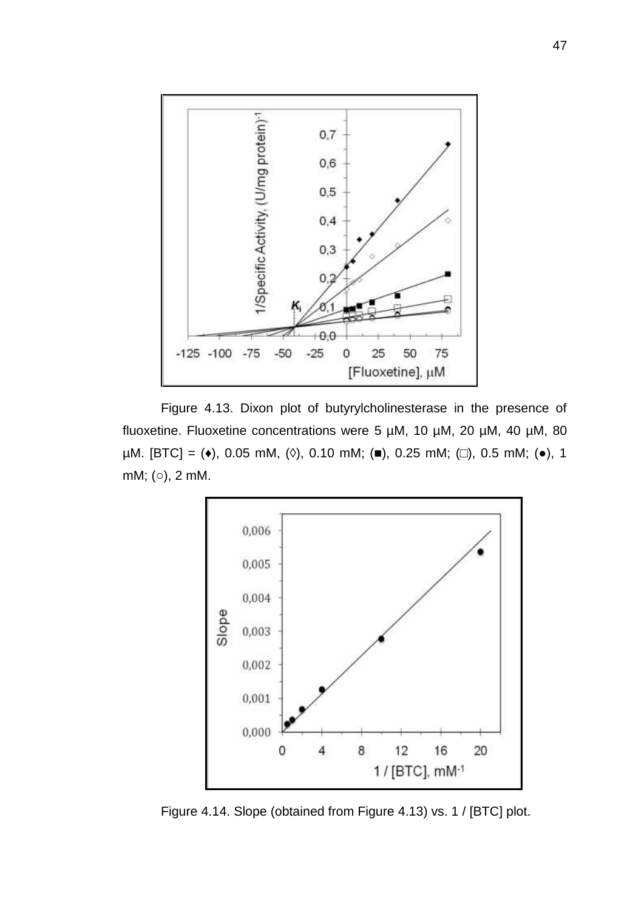Figure 4.13. Dixon plot of butyrylcholinesterase in the presence of fluoxetine. Fluoxetine concentrations were 5 µM, 10 µM, 20 µM, 40 µM, 80 µM. [BTC] = (♦), 0.05 mM, (◊), 0.10 mM; (■), 0.25 mM; (□), 0.5 mM; (●), 1 mM; (○), 2 mM.

Figure 4.14. Slope (obtained from Figure 4.13) vs. 1 / [BTC] plot.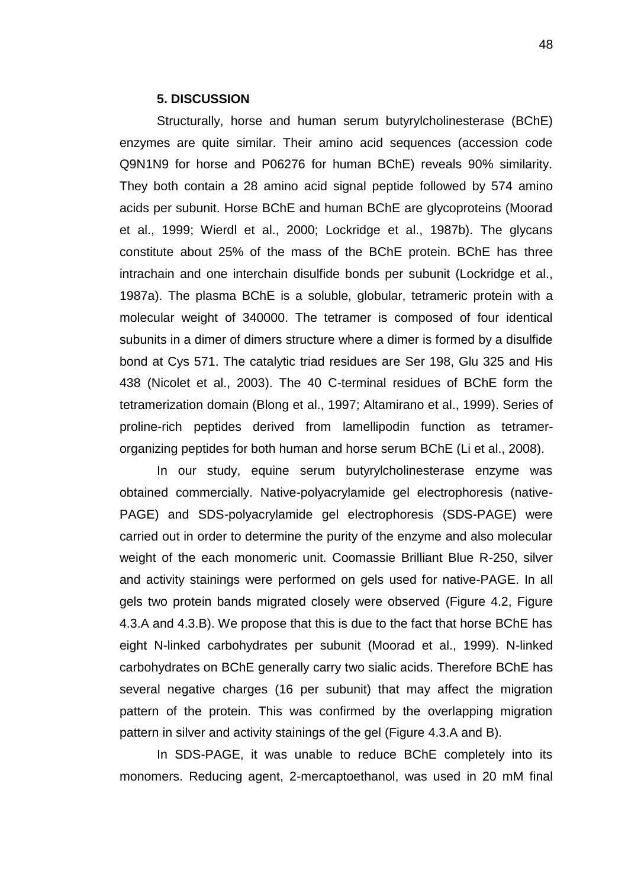## 5. DISCUSSION

Structurally, horse and human serum butyrylcholinesterase (BChE) enzymes are quite similar. Their amino acid sequences (accession code Q9N1N9 for horse and P06276 for human BChE) reveals 90% similarity. They both contain a 28 amino acid signal peptide followed by 574 amino acids per subunit. Horse BChE and human BChE are glycoproteins (Moorad et al., 1999; Wierdl et al., 2000; Lockridge et al., 1987b). The glycans constitute about 25% of the mass of the BChE protein. BChE has three intrachain and one interchain disulfide bonds per subunit (Lockridge et al., 1987a). The plasma BChE is a soluble, globular, tetrameric protein with a molecular weight of 340000. The tetramer is composed of four identical subunits in a dimer of dimers structure where a dimer is formed by a disulfide bond at Cys 571. The catalytic triad residues are Ser 198, Glu 325 and His 438 (Nicolet et al., 2003). The 40 C-terminal residues of BChE form the tetramerization domain (Blong et al., 1997; Altamirano et al., 1999). Series of proline-rich peptides derived from lamellipodin function as tetramer-organizing peptides for both human and horse serum BChE (Li et al., 2008).

In our study, equine serum butyrylcholinesterase enzyme was obtained commercially. Native-polyacrylamide gel electrophoresis (native-PAGE) and SDS-polyacrylamide gel electrophoresis (SDS-PAGE) were carried out in order to determine the purity of the enzyme and also molecular weight of the each monomeric unit. Coomassie Brilliant Blue R-250, silver and activity stainings were performed on gels used for native-PAGE. In all gels two protein bands migrated closely were observed (Figure 4.2, Figure 4.3.A and 4.3.B). We propose that this is due to the fact that horse BChE has eight N-linked carbohydrates per subunit (Moorad et al., 1999). N-linked carbohydrates on BChE generally carry two sialic acids. Therefore BChE has several negative charges (16 per subunit) that may affect the migration pattern of the protein. This was confirmed by the overlapping migration pattern in silver and activity stainings of the gel (Figure 4.3.A and B).

In SDS-PAGE, it was unable to reduce BChE completely into its monomers. Reducing agent, 2-mercaptoethanol, was used in 20 mM final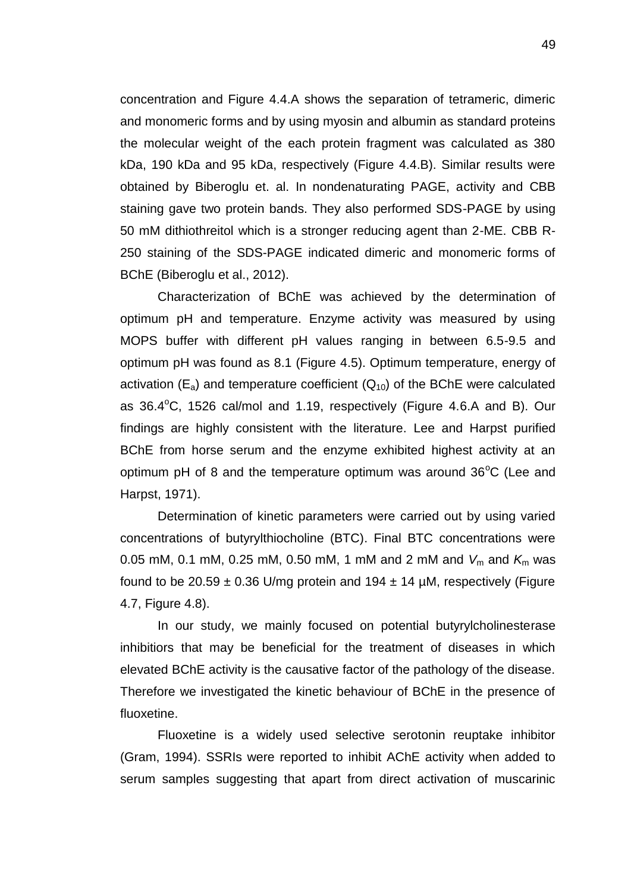concentration and Figure 4.4.A shows the separation of tetrameric, dimeric and monomeric forms and by using myosin and albumin as standard proteins the molecular weight of the each protein fragment was calculated as 380 kDa, 190 kDa and 95 kDa, respectively (Figure 4.4.B). Similar results were obtained by Biberoglu et. al. In nondenaturating PAGE, activity and CBB staining gave two protein bands. They also performed SDS-PAGE by using 50 mM dithiothreitol which is a stronger reducing agent than 2-ME. CBB R-250 staining of the SDS-PAGE indicated dimeric and monomeric forms of BChE (Biberoglu et al., 2012).

Characterization of BChE was achieved by the determination of optimum pH and temperature. Enzyme activity was measured by using MOPS buffer with different pH values ranging in between 6.5-9.5 and optimum pH was found as 8.1 (Figure 4.5). Optimum temperature, energy of activation ($E_a$) and temperature coefficient ($Q_{10}$) of the BChE were calculated as 36.4$^o$C, 1526 cal/mol and 1.19, respectively (Figure 4.6.A and B). Our findings are highly consistent with the literature. Lee and Harpst purified BChE from horse serum and the enzyme exhibited highest activity at an optimum pH of 8 and the temperature optimum was around 36$^o$C (Lee and Harpst, 1971).

Determination of kinetic parameters were carried out by using varied concentrations of butyrylthiocholine (BTC). Final BTC concentrations were 0.05 mM, 0.1 mM, 0.25 mM, 0.50 mM, 1 mM and 2 mM and $V_m$ and $K_m$ was found to be 20.59 ± 0.36 U/mg protein and 194 ± 14 µM, respectively (Figure 4.7, Figure 4.8).

In our study, we mainly focused on potential butyrylcholinesterase inhibitiors that may be beneficial for the treatment of diseases in which elevated BChE activity is the causative factor of the pathology of the disease. Therefore we investigated the kinetic behaviour of BChE in the presence of fluoxetine.

Fluoxetine is a widely used selective serotonin reuptake inhibitor (Gram, 1994). SSRIs were reported to inhibit AChE activity when added to serum samples suggesting that apart from direct activation of muscarinic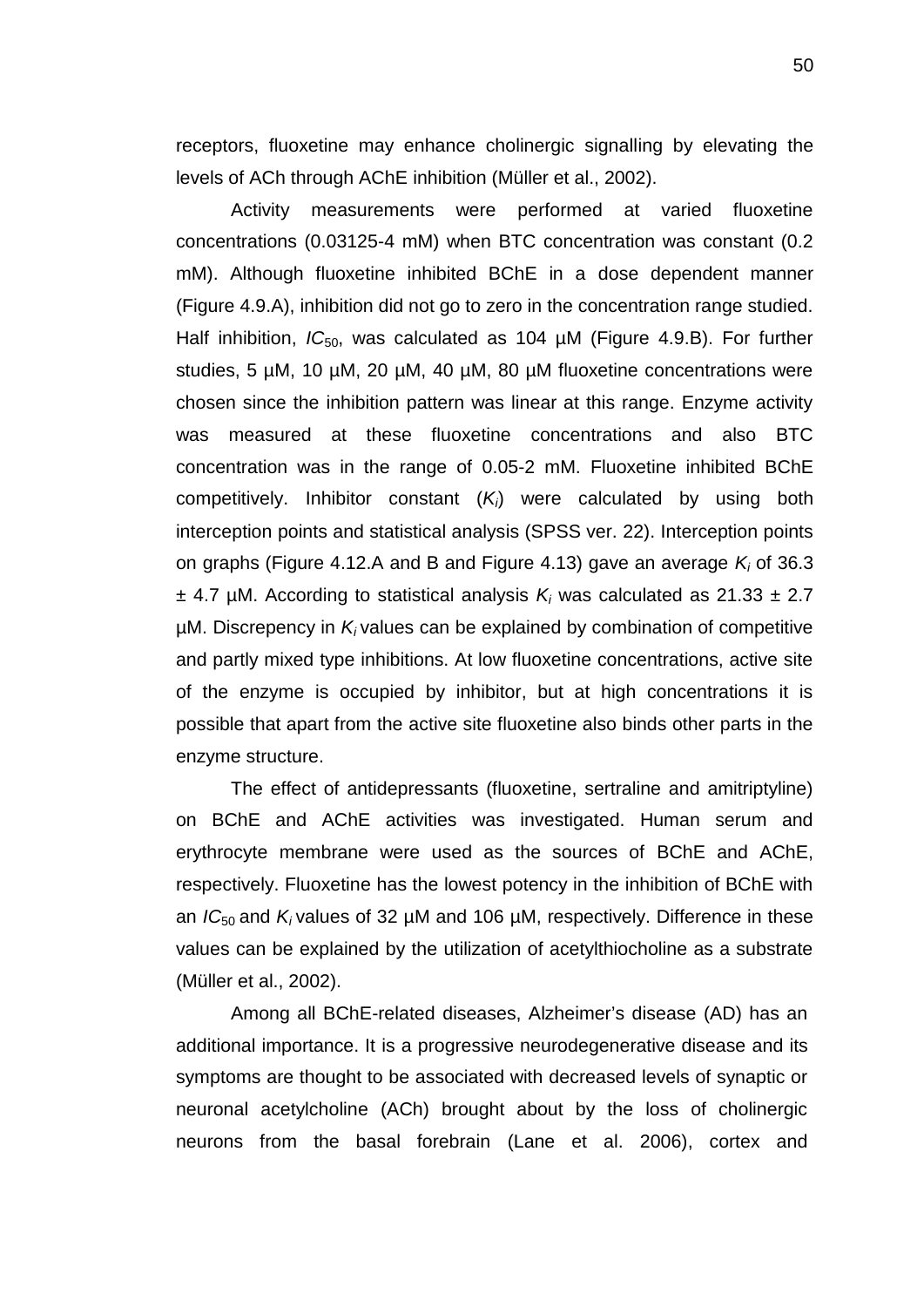receptors, fluoxetine may enhance cholinergic signalling by elevating the levels of ACh through AChE inhibition (Müller et al., 2002).

Activity measurements were performed at varied fluoxetine concentrations (0.03125-4 mM) when BTC concentration was constant (0.2 mM). Although fluoxetine inhibited BChE in a dose dependent manner (Figure 4.9.A), inhibition did not go to zero in the concentration range studied. Half inhibition, $IC_{50}$, was calculated as 104 µM (Figure 4.9.B). For further studies, 5 µM, 10 µM, 20 µM, 40 µM, 80 µM fluoxetine concentrations were chosen since the inhibition pattern was linear at this range. Enzyme activity was measured at these fluoxetine concentrations and also BTC concentration was in the range of 0.05-2 mM. Fluoxetine inhibited BChE competitively. Inhibitor constant ($K_i$) were calculated by using both interception points and statistical analysis (SPSS ver. 22). Interception points on graphs (Figure 4.12.A and B and Figure 4.13) gave an average $K_i$ of 36.3 $\pm$ 4.7 µM. According to statistical analysis $K_i$ was calculated as 21.33 $\pm$ 2.7 µM. Discrepency in $K_i$ values can be explained by combination of competitive and partly mixed type inhibitions. At low fluoxetine concentrations, active site of the enzyme is occupied by inhibitor, but at high concentrations it is possible that apart from the active site fluoxetine also binds other parts in the enzyme structure.

The effect of antidepressants (fluoxetine, sertraline and amitriptyline) on BChE and AChE activities was investigated. Human serum and erythrocyte membrane were used as the sources of BChE and AChE, respectively. Fluoxetine has the lowest potency in the inhibition of BChE with an $IC_{50}$ and $K_i$ values of 32 µM and 106 µM, respectively. Difference in these values can be explained by the utilization of acetylthiocholine as a substrate (Müller et al., 2002).

Among all BChE-related diseases, Alzheimer's disease (AD) has an additional importance. It is a progressive neurodegenerative disease and its symptoms are thought to be associated with decreased levels of synaptic or neuronal acetylcholine (ACh) brought about by the loss of cholinergic neurons from the basal forebrain (Lane et al. 2006), cortex and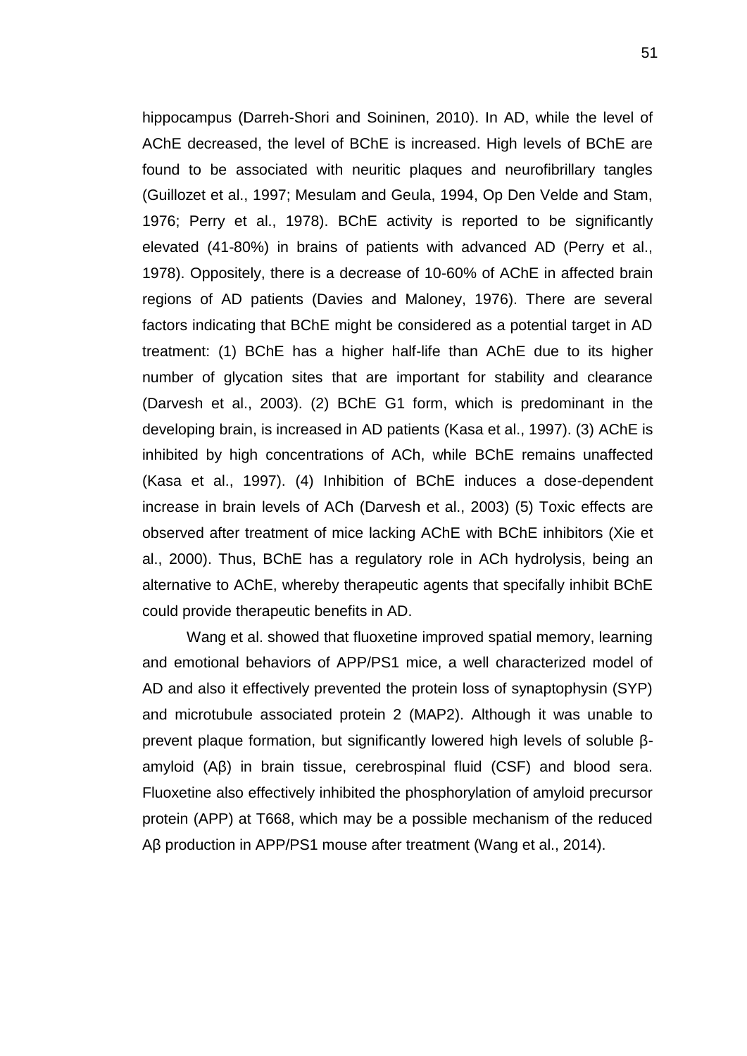hippocampus (Darreh-Shori and Soininen, 2010). In AD, while the level of AChE decreased, the level of BChE is increased. High levels of BChE are found to be associated with neuritic plaques and neurofibrillary tangles (Guillozet et al., 1997; Mesulam and Geula, 1994, Op Den Velde and Stam, 1976; Perry et al., 1978). BChE activity is reported to be significantly elevated (41-80%) in brains of patients with advanced AD (Perry et al., 1978). Oppositely, there is a decrease of 10-60% of AChE in affected brain regions of AD patients (Davies and Maloney, 1976). There are several factors indicating that BChE might be considered as a potential target in AD treatment: (1) BChE has a higher half-life than AChE due to its higher number of glycation sites that are important for stability and clearance (Darvesh et al., 2003). (2) BChE G1 form, which is predominant in the developing brain, is increased in AD patients (Kasa et al., 1997). (3) AChE is inhibited by high concentrations of ACh, while BChE remains unaffected (Kasa et al., 1997). (4) Inhibition of BChE induces a dose-dependent increase in brain levels of ACh (Darvesh et al., 2003) (5) Toxic effects are observed after treatment of mice lacking AChE with BChE inhibitors (Xie et al., 2000). Thus, BChE has a regulatory role in ACh hydrolysis, being an alternative to AChE, whereby therapeutic agents that specifally inhibit BChE could provide therapeutic benefits in AD.

Wang et al. showed that fluoxetine improved spatial memory, learning and emotional behaviors of APP/PS1 mice, a well characterized model of AD and also it effectively prevented the protein loss of synaptophysin (SYP) and microtubule associated protein 2 (MAP2). Although it was unable to prevent plaque formation, but significantly lowered high levels of soluble β-amyloid (Aβ) in brain tissue, cerebrospinal fluid (CSF) and blood sera. Fluoxetine also effectively inhibited the phosphorylation of amyloid precursor protein (APP) at T668, which may be a possible mechanism of the reduced Aβ production in APP/PS1 mouse after treatment (Wang et al., 2014).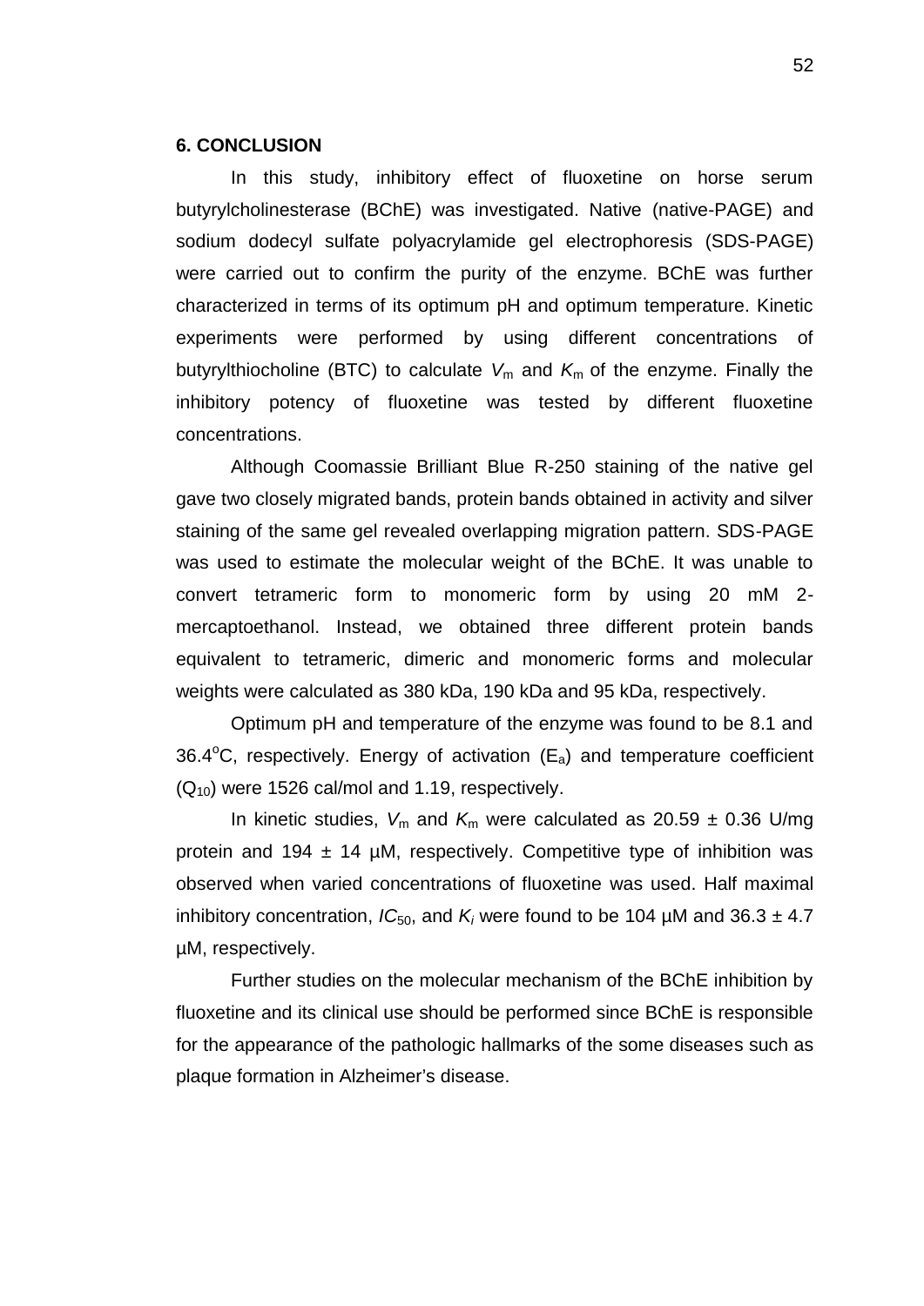## 6. CONCLUSION

In this study, inhibitory effect of fluoxetine on horse serum butyrylcholinesterase (BChE) was investigated. Native (native-PAGE) and sodium dodecyl sulfate polyacrylamide gel electrophoresis (SDS-PAGE) were carried out to confirm the purity of the enzyme. BChE was further characterized in terms of its optimum pH and optimum temperature. Kinetic experiments were performed by using different concentrations of butyrylthiocholine (BTC) to calculate $V_m$ and $K_m$ of the enzyme. Finally the inhibitory potency of fluoxetine was tested by different fluoxetine concentrations.

Although Coomassie Brilliant Blue R-250 staining of the native gel gave two closely migrated bands, protein bands obtained in activity and silver staining of the same gel revealed overlapping migration pattern. SDS-PAGE was used to estimate the molecular weight of the BChE. It was unable to convert tetrameric form to monomeric form by using 20 mM 2-mercaptoethanol. Instead, we obtained three different protein bands equivalent to tetrameric, dimeric and monomeric forms and molecular weights were calculated as 380 kDa, 190 kDa and 95 kDa, respectively.

Optimum pH and temperature of the enzyme was found to be 8.1 and 36.4$^o$C, respectively. Energy of activation ($E_a$) and temperature coefficient ($Q_{10}$) were 1526 cal/mol and 1.19, respectively.

In kinetic studies, $V_m$ and $K_m$ were calculated as 20.59 ± 0.36 U/mg protein and 194 ± 14 µM, respectively. Competitive type of inhibition was observed when varied concentrations of fluoxetine was used. Half maximal inhibitory concentration, $IC_{50}$, and $K_i$ were found to be 104 µM and 36.3 ± 4.7 µM, respectively.

Further studies on the molecular mechanism of the BChE inhibition by fluoxetine and its clinical use should be performed since BChE is responsible for the appearance of the pathologic hallmarks of the some diseases such as plaque formation in Alzheimer's disease.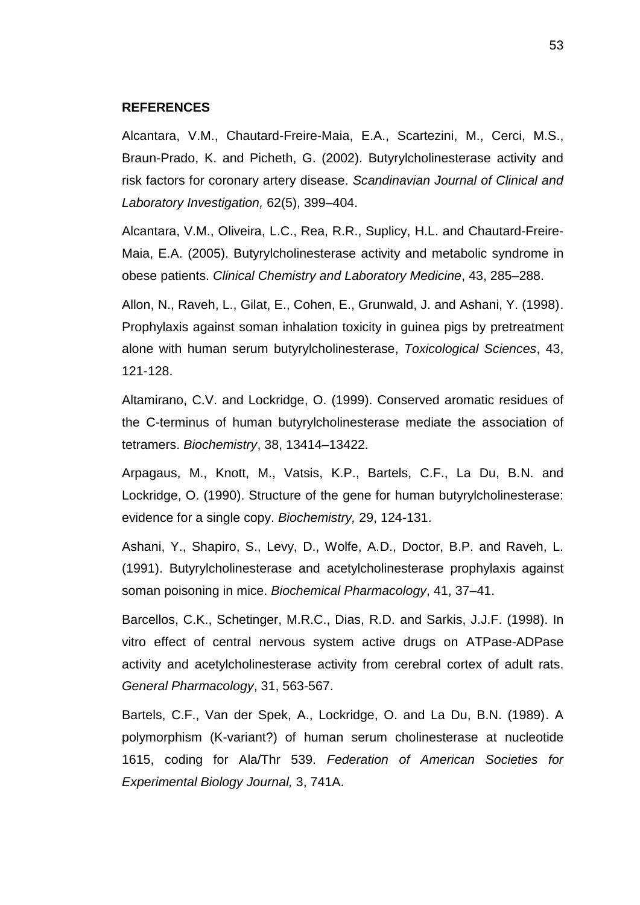**REFERENCES**

Alcantara, V.M., Chautard-Freire-Maia, E.A., Scartezini, M., Cerci, M.S., Braun-Prado, K. and Picheth, G. (2002). Butyrylcholinesterase activity and risk factors for coronary artery disease. *Scandinavian Journal of Clinical and Laboratory Investigation,* 62(5), 399–404.

Alcantara, V.M., Oliveira, L.C., Rea, R.R., Suplicy, H.L. and Chautard-Freire-Maia, E.A. (2005). Butyrylcholinesterase activity and metabolic syndrome in obese patients. *Clinical Chemistry and Laboratory Medicine*, 43, 285–288.

Allon, N., Raveh, L., Gilat, E., Cohen, E., Grunwald, J. and Ashani, Y. (1998). Prophylaxis against soman inhalation toxicity in guinea pigs by pretreatment alone with human serum butyrylcholinesterase, *Toxicological Sciences*, 43, 121-128.

Altamirano, C.V. and Lockridge, O. (1999). Conserved aromatic residues of the C-terminus of human butyrylcholinesterase mediate the association of tetramers. *Biochemistry*, 38, 13414–13422.

Arpagaus, M., Knott, M., Vatsis, K.P., Bartels, C.F., La Du, B.N. and Lockridge, O. (1990). Structure of the gene for human butyrylcholinesterase: evidence for a single copy. *Biochemistry,* 29, 124-131.

Ashani, Y., Shapiro, S., Levy, D., Wolfe, A.D., Doctor, B.P. and Raveh, L. (1991). Butyrylcholinesterase and acetylcholinesterase prophylaxis against soman poisoning in mice. *Biochemical Pharmacology*, 41, 37–41.

Barcellos, C.K., Schetinger, M.R.C., Dias, R.D. and Sarkis, J.J.F. (1998). In vitro effect of central nervous system active drugs on ATPase-ADPase activity and acetylcholinesterase activity from cerebral cortex of adult rats. *General Pharmacology*, 31, 563-567.

Bartels, C.F., Van der Spek, A., Lockridge, O. and La Du, B.N. (1989). A polymorphism (K-variant?) of human serum cholinesterase at nucleotide 1615, coding for Ala/Thr 539. *Federation of American Societies for Experimental Biology Journal,* 3, 741A.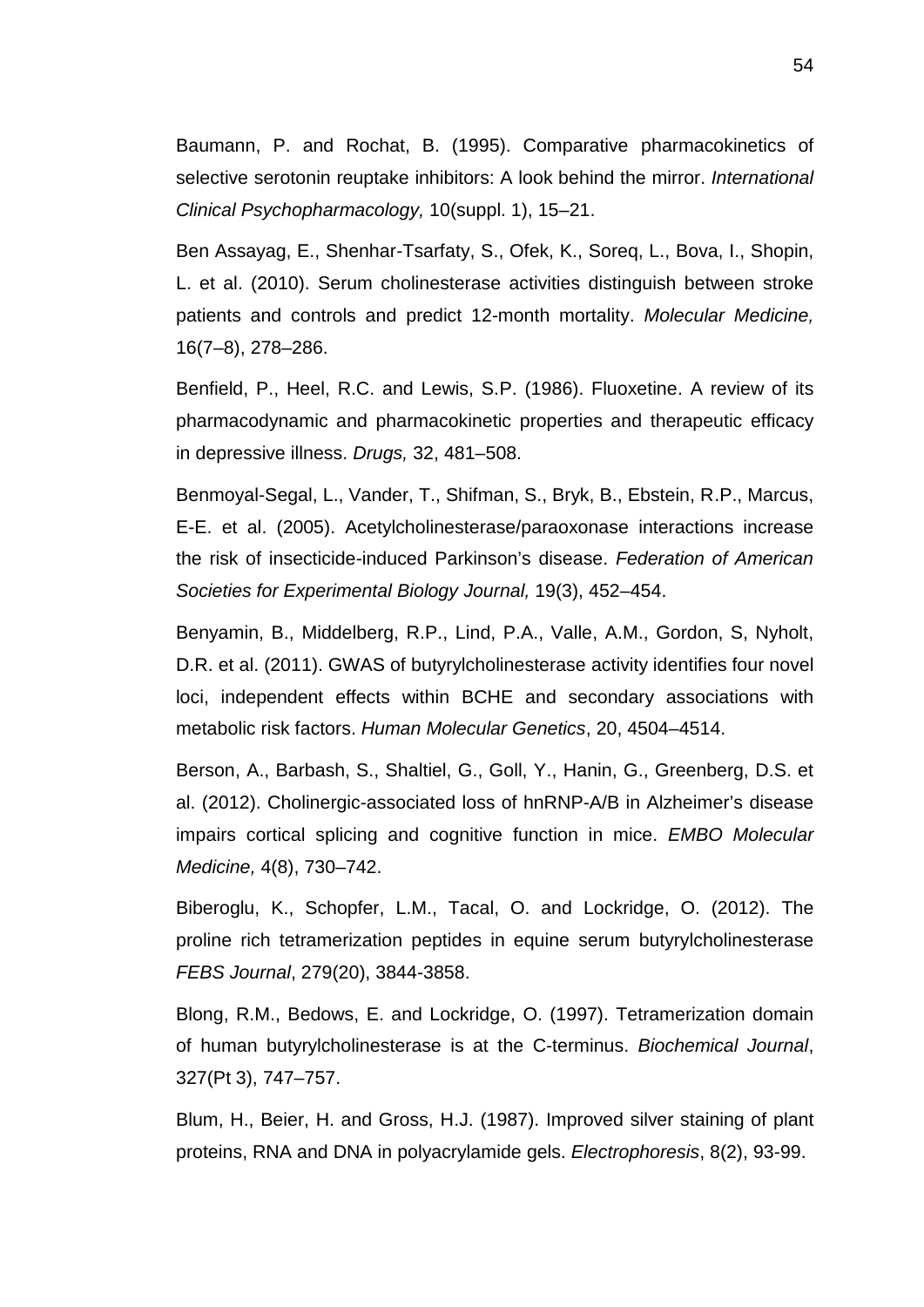Baumann, P. and Rochat, B. (1995). Comparative pharmacokinetics of selective serotonin reuptake inhibitors: A look behind the mirror. *International Clinical Psychopharmacology,* 10(suppl. 1), 15–21.

Ben Assayag, E., Shenhar-Tsarfaty, S., Ofek, K., Soreq, L., Bova, I., Shopin, L. et al. (2010). Serum cholinesterase activities distinguish between stroke patients and controls and predict 12-month mortality. *Molecular Medicine,* 16(7–8), 278–286.

Benfield, P., Heel, R.C. and Lewis, S.P. (1986). Fluoxetine. A review of its pharmacodynamic and pharmacokinetic properties and therapeutic efficacy in depressive illness. *Drugs,* 32, 481–508.

Benmoyal-Segal, L., Vander, T., Shifman, S., Bryk, B., Ebstein, R.P., Marcus, E-E. et al. (2005). Acetylcholinesterase/paraoxonase interactions increase the risk of insecticide-induced Parkinson's disease. *Federation of American Societies for Experimental Biology Journal,* 19(3), 452–454.

Benyamin, B., Middelberg, R.P., Lind, P.A., Valle, A.M., Gordon, S, Nyholt, D.R. et al. (2011). GWAS of butyrylcholinesterase activity identifies four novel loci, independent effects within BCHE and secondary associations with metabolic risk factors. *Human Molecular Genetics*, 20, 4504–4514.

Berson, A., Barbash, S., Shaltiel, G., Goll, Y., Hanin, G., Greenberg, D.S. et al. (2012). Cholinergic-associated loss of hnRNP-A/B in Alzheimer's disease impairs cortical splicing and cognitive function in mice. *EMBO Molecular Medicine,* 4(8), 730–742.

Biberoglu, K., Schopfer, L.M., Tacal, O. and Lockridge, O. (2012). The proline rich tetramerization peptides in equine serum butyrylcholinesterase *FEBS Journal*, 279(20), 3844-3858.

Blong, R.M., Bedows, E. and Lockridge, O. (1997). Tetramerization domain of human butyrylcholinesterase is at the C-terminus. *Biochemical Journal*, 327(Pt 3), 747–757.

Blum, H., Beier, H. and Gross, H.J. (1987). Improved silver staining of plant proteins, RNA and DNA in polyacrylamide gels. *Electrophoresis*, 8(2), 93-99.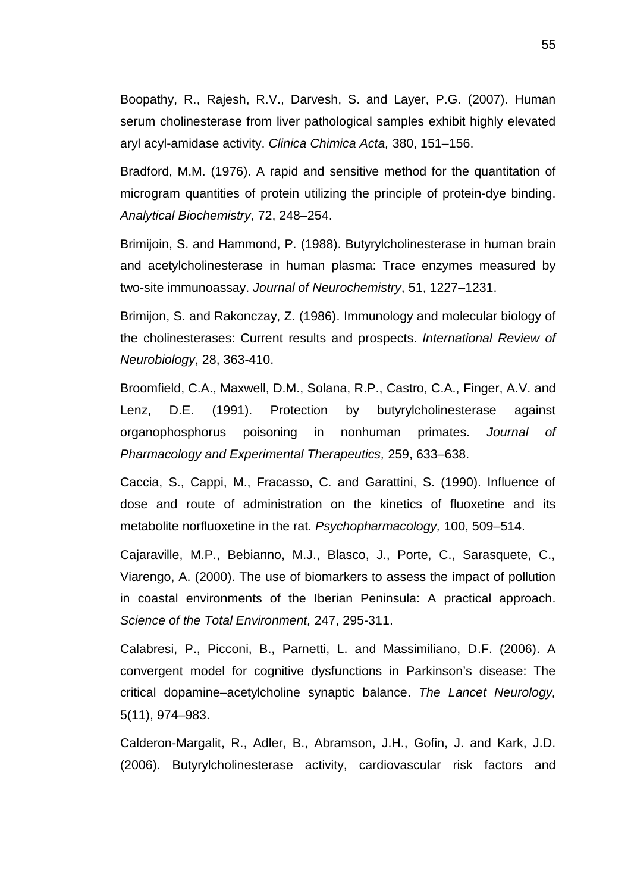Boopathy, R., Rajesh, R.V., Darvesh, S. and Layer, P.G. (2007). Human serum cholinesterase from liver pathological samples exhibit highly elevated aryl acyl-amidase activity. *Clinica Chimica Acta,* 380, 151–156.

Bradford, M.M. (1976). A rapid and sensitive method for the quantitation of microgram quantities of protein utilizing the principle of protein-dye binding. *Analytical Biochemistry*, 72, 248–254.

Brimijoin, S. and Hammond, P. (1988). Butyrylcholinesterase in human brain and acetylcholinesterase in human plasma: Trace enzymes measured by two-site immunoassay. *Journal of Neurochemistry*, 51, 1227–1231.

Brimijon, S. and Rakonczay, Z. (1986). Immunology and molecular biology of the cholinesterases: Current results and prospects. *International Review of Neurobiology*, 28, 363-410.

Broomfield, C.A., Maxwell, D.M., Solana, R.P., Castro, C.A., Finger, A.V. and Lenz, D.E. (1991). Protection by butyrylcholinesterase against organophosphorus poisoning in nonhuman primates. *Journal of Pharmacology and Experimental Therapeutics,* 259, 633–638.

Caccia, S., Cappi, M., Fracasso, C. and Garattini, S. (1990). Influence of dose and route of administration on the kinetics of fluoxetine and its metabolite norfluoxetine in the rat. *Psychopharmacology,* 100, 509–514.

Cajaraville, M.P., Bebianno, M.J., Blasco, J., Porte, C., Sarasquete, C., Viarengo, A. (2000). The use of biomarkers to assess the impact of pollution in coastal environments of the Iberian Peninsula: A practical approach. *Science of the Total Environment,* 247, 295-311.

Calabresi, P., Picconi, B., Parnetti, L. and Massimiliano, D.F. (2006). A convergent model for cognitive dysfunctions in Parkinson's disease: The critical dopamine–acetylcholine synaptic balance. *The Lancet Neurology,* 5(11), 974–983.

Calderon-Margalit, R., Adler, B., Abramson, J.H., Gofin, J. and Kark, J.D. (2006). Butyrylcholinesterase activity, cardiovascular risk factors and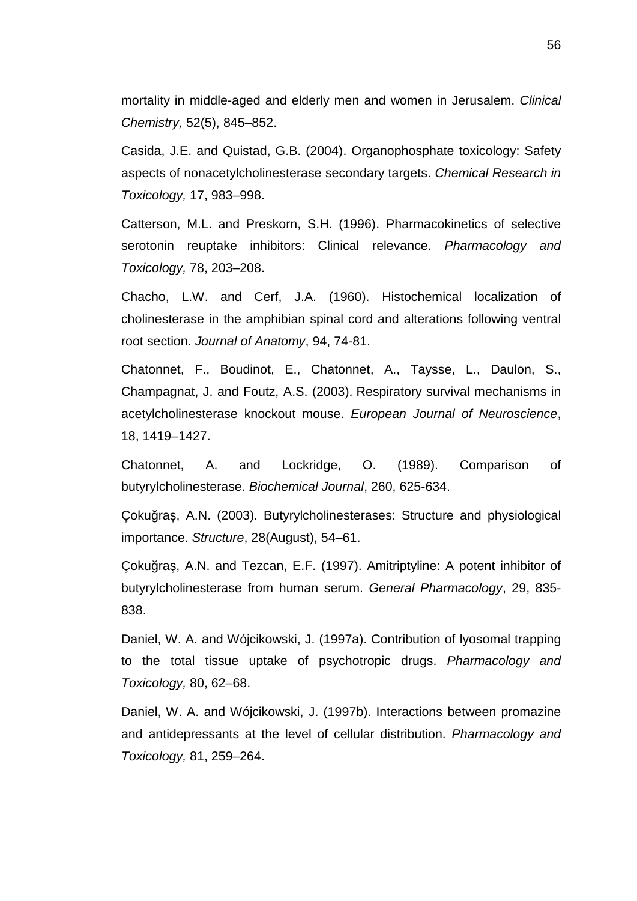mortality in middle-aged and elderly men and women in Jerusalem. *Clinical Chemistry,* 52(5), 845–852.

Casida, J.E. and Quistad, G.B. (2004). Organophosphate toxicology: Safety aspects of nonacetylcholinesterase secondary targets. *Chemical Research in Toxicology,* 17, 983–998.

Catterson, M.L. and Preskorn, S.H. (1996). Pharmacokinetics of selective serotonin reuptake inhibitors: Clinical relevance. *Pharmacology and Toxicology,* 78, 203–208.

Chacho, L.W. and Cerf, J.A. (1960). Histochemical localization of cholinesterase in the amphibian spinal cord and alterations following ventral root section. *Journal of Anatomy*, 94, 74-81.

Chatonnet, F., Boudinot, E., Chatonnet, A., Taysse, L., Daulon, S., Champagnat, J. and Foutz, A.S. (2003). Respiratory survival mechanisms in acetylcholinesterase knockout mouse. *European Journal of Neuroscience*, 18, 1419–1427.

Chatonnet, A. and Lockridge, O. (1989). Comparison of butyrylcholinesterase. *Biochemical Journal*, 260, 625-634.

Çokuğraş, A.N. (2003). Butyrylcholinesterases: Structure and physiological importance. *Structure*, 28(August), 54–61.

Çokuğraş, A.N. and Tezcan, E.F. (1997). Amitriptyline: A potent inhibitor of butyrylcholinesterase from human serum. *General Pharmacology*, 29, 835-838.

Daniel, W. A. and Wójcikowski, J. (1997a). Contribution of lyosomal trapping to the total tissue uptake of psychotropic drugs. *Pharmacology and Toxicology,* 80, 62–68.

Daniel, W. A. and Wójcikowski, J. (1997b). Interactions between promazine and antidepressants at the level of cellular distribution. *Pharmacology and Toxicology,* 81, 259–264.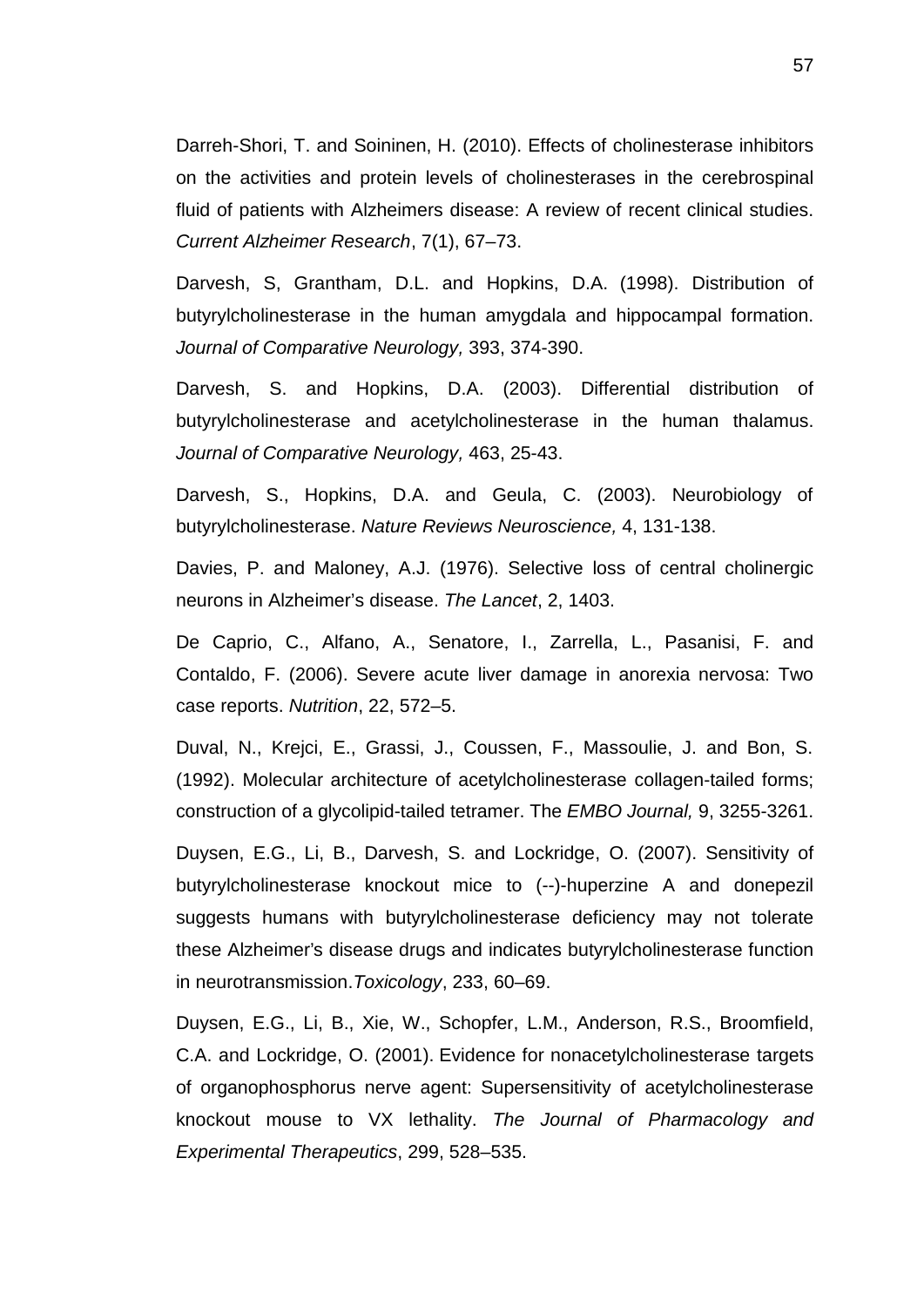Darreh-Shori, T. and Soininen, H. (2010). Effects of cholinesterase inhibitors on the activities and protein levels of cholinesterases in the cerebrospinal fluid of patients with Alzheimers disease: A review of recent clinical studies. *Current Alzheimer Research*, 7(1), 67–73.

Darvesh, S, Grantham, D.L. and Hopkins, D.A. (1998). Distribution of butyrylcholinesterase in the human amygdala and hippocampal formation. *Journal of Comparative Neurology,* 393, 374-390.

Darvesh, S. and Hopkins, D.A. (2003). Differential distribution of butyrylcholinesterase and acetylcholinesterase in the human thalamus. *Journal of Comparative Neurology,* 463, 25-43.

Darvesh, S., Hopkins, D.A. and Geula, C. (2003). Neurobiology of butyrylcholinesterase. *Nature Reviews Neuroscience,* 4, 131-138.

Davies, P. and Maloney, A.J. (1976). Selective loss of central cholinergic neurons in Alzheimer's disease. *The Lancet*, 2, 1403.

De Caprio, C., Alfano, A., Senatore, I., Zarrella, L., Pasanisi, F. and Contaldo, F. (2006). Severe acute liver damage in anorexia nervosa: Two case reports. *Nutrition*, 22, 572–5.

Duval, N., Krejci, E., Grassi, J., Coussen, F., Massoulie, J. and Bon, S. (1992). Molecular architecture of acetylcholinesterase collagen-tailed forms; construction of a glycolipid-tailed tetramer. The *EMBO Journal,* 9, 3255-3261.

Duysen, E.G., Li, B., Darvesh, S. and Lockridge, O. (2007). Sensitivity of butyrylcholinesterase knockout mice to (--)-huperzine A and donepezil suggests humans with butyrylcholinesterase deficiency may not tolerate these Alzheimer's disease drugs and indicates butyrylcholinesterase function in neurotransmission.*Toxicology*, 233, 60–69.

Duysen, E.G., Li, B., Xie, W., Schopfer, L.M., Anderson, R.S., Broomfield, C.A. and Lockridge, O. (2001). Evidence for nonacetylcholinesterase targets of organophosphorus nerve agent: Supersensitivity of acetylcholinesterase knockout mouse to VX lethality. *The Journal of Pharmacology and Experimental Therapeutics*, 299, 528–535.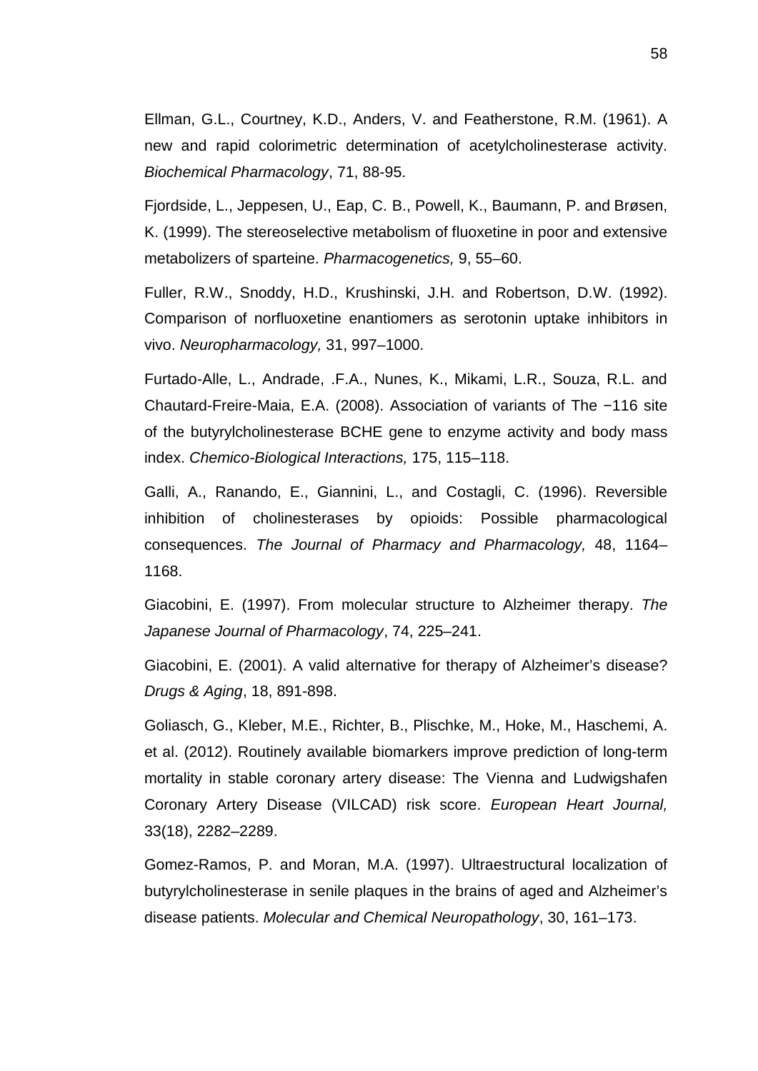Ellman, G.L., Courtney, K.D., Anders, V. and Featherstone, R.M. (1961). A new and rapid colorimetric determination of acetylcholinesterase activity. *Biochemical Pharmacology*, 71, 88-95.

Fjordside, L., Jeppesen, U., Eap, C. B., Powell, K., Baumann, P. and Brøsen, K. (1999). The stereoselective metabolism of fluoxetine in poor and extensive metabolizers of sparteine. *Pharmacogenetics,* 9, 55–60.

Fuller, R.W., Snoddy, H.D., Krushinski, J.H. and Robertson, D.W. (1992). Comparison of norfluoxetine enantiomers as serotonin uptake inhibitors in vivo. *Neuropharmacology,* 31, 997–1000.

Furtado-Alle, L., Andrade, .F.A., Nunes, K., Mikami, L.R., Souza, R.L. and Chautard-Freire-Maia, E.A. (2008). Association of variants of The −116 site of the butyrylcholinesterase BCHE gene to enzyme activity and body mass index. *Chemico-Biological Interactions,* 175, 115–118.

Galli, A., Ranando, E., Giannini, L., and Costagli, C. (1996). Reversible inhibition of cholinesterases by opioids: Possible pharmacological consequences. *The Journal of Pharmacy and Pharmacology,* 48, 1164–1168.

Giacobini, E. (1997). From molecular structure to Alzheimer therapy. *The Japanese Journal of Pharmacology*, 74, 225–241.

Giacobini, E. (2001). A valid alternative for therapy of Alzheimer's disease? *Drugs & Aging*, 18, 891-898.

Goliasch, G., Kleber, M.E., Richter, B., Plischke, M., Hoke, M., Haschemi, A. et al. (2012). Routinely available biomarkers improve prediction of long-term mortality in stable coronary artery disease: The Vienna and Ludwigshafen Coronary Artery Disease (VILCAD) risk score. *European Heart Journal,* 33(18), 2282–2289.

Gomez-Ramos, P. and Moran, M.A. (1997). Ultraestructural localization of butyrylcholinesterase in senile plaques in the brains of aged and Alzheimer's disease patients. *Molecular and Chemical Neuropathology*, 30, 161–173.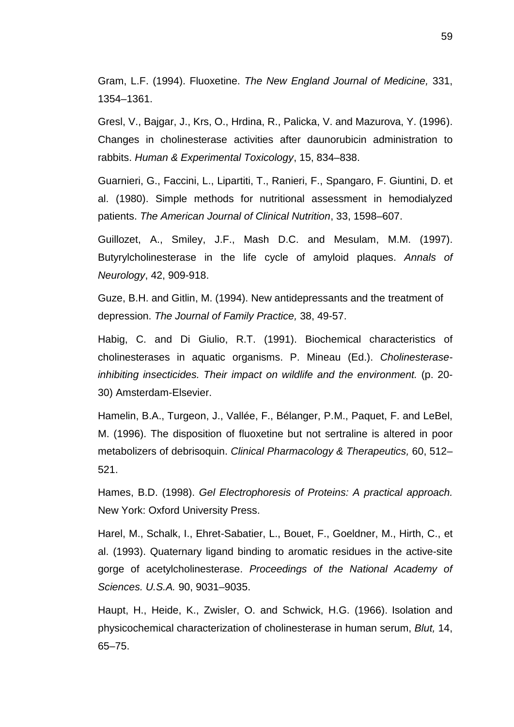Gram, L.F. (1994). Fluoxetine. *The New England Journal of Medicine,* 331, 1354–1361.

Gresl, V., Bajgar, J., Krs, O., Hrdina, R., Palicka, V. and Mazurova, Y. (1996). Changes in cholinesterase activities after daunorubicin administration to rabbits. *Human & Experimental Toxicology*, 15, 834–838.

Guarnieri, G., Faccini, L., Lipartiti, T., Ranieri, F., Spangaro, F. Giuntini, D. et al. (1980). Simple methods for nutritional assessment in hemodialyzed patients. *The American Journal of Clinical Nutrition*, 33, 1598–607.

Guillozet, A., Smiley, J.F., Mash D.C. and Mesulam, M.M. (1997). Butyrylcholinesterase in the life cycle of amyloid plaques. *Annals of Neurology*, 42, 909-918.

Guze, B.H. and Gitlin, M. (1994). New antidepressants and the treatment of depression. *The Journal of Family Practice,* 38, 49-57.

Habig, C. and Di Giulio, R.T. (1991). Biochemical characteristics of cholinesterases in aquatic organisms. P. Mineau (Ed.). *Cholinesterase-inhibiting insecticides. Their impact on wildlife and the environment.* (p. 20-30) Amsterdam-Elsevier.

Hamelin, B.A., Turgeon, J., Vallée, F., Bélanger, P.M., Paquet, F. and LeBel, M. (1996). The disposition of fluoxetine but not sertraline is altered in poor metabolizers of debrisoquin. *Clinical Pharmacology & Therapeutics,* 60, 512–521.

Hames, B.D. (1998). *Gel Electrophoresis of Proteins: A practical approach.* New York: Oxford University Press.

Harel, M., Schalk, I., Ehret-Sabatier, L., Bouet, F., Goeldner, M., Hirth, C., et al. (1993). Quaternary ligand binding to aromatic residues in the active-site gorge of acetylcholinesterase. *Proceedings of the National Academy of Sciences. U.S.A.* 90, 9031–9035.

Haupt, H., Heide, K., Zwisler, O. and Schwick, H.G. (1966). Isolation and physicochemical characterization of cholinesterase in human serum, *Blut,* 14, 65–75.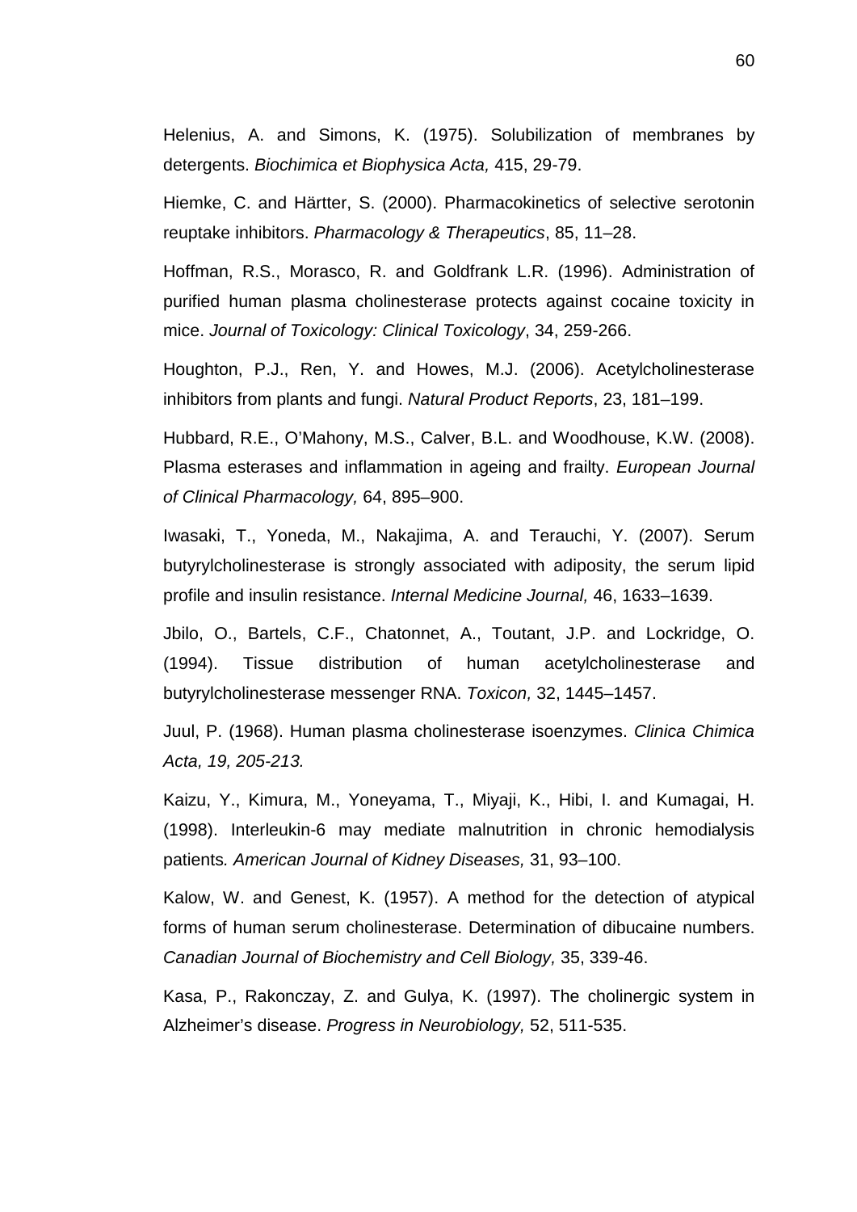Helenius, A. and Simons, K. (1975). Solubilization of membranes by detergents. *Biochimica et Biophysica Acta,* 415, 29-79.

Hiemke, C. and Härtter, S. (2000). Pharmacokinetics of selective serotonin reuptake inhibitors. *Pharmacology & Therapeutics*, 85, 11–28.

Hoffman, R.S., Morasco, R. and Goldfrank L.R. (1996). Administration of purified human plasma cholinesterase protects against cocaine toxicity in mice. *Journal of Toxicology: Clinical Toxicology*, 34, 259-266.

Houghton, P.J., Ren, Y. and Howes, M.J. (2006). Acetylcholinesterase inhibitors from plants and fungi. *Natural Product Reports*, 23, 181–199.

Hubbard, R.E., O'Mahony, M.S., Calver, B.L. and Woodhouse, K.W. (2008). Plasma esterases and inflammation in ageing and frailty. *European Journal of Clinical Pharmacology,* 64, 895–900.

Iwasaki, T., Yoneda, M., Nakajima, A. and Terauchi, Y. (2007). Serum butyrylcholinesterase is strongly associated with adiposity, the serum lipid profile and insulin resistance. *Internal Medicine Journal,* 46, 1633–1639.

Jbilo, O., Bartels, C.F., Chatonnet, A., Toutant, J.P. and Lockridge, O. (1994). Tissue distribution of human acetylcholinesterase and butyrylcholinesterase messenger RNA. *Toxicon,* 32, 1445–1457.

Juul, P. (1968). Human plasma cholinesterase isoenzymes. *Clinica Chimica Acta, 19, 205-213.*

Kaizu, Y., Kimura, M., Yoneyama, T., Miyaji, K., Hibi, I. and Kumagai, H. (1998). Interleukin-6 may mediate malnutrition in chronic hemodialysis patients*. American Journal of Kidney Diseases,* 31, 93–100.

Kalow, W. and Genest, K. (1957). A method for the detection of atypical forms of human serum cholinesterase. Determination of dibucaine numbers. *Canadian Journal of Biochemistry and Cell Biology,* 35, 339-46.

Kasa, P., Rakonczay, Z. and Gulya, K. (1997). The cholinergic system in Alzheimer's disease. *Progress in Neurobiology,* 52, 511-535.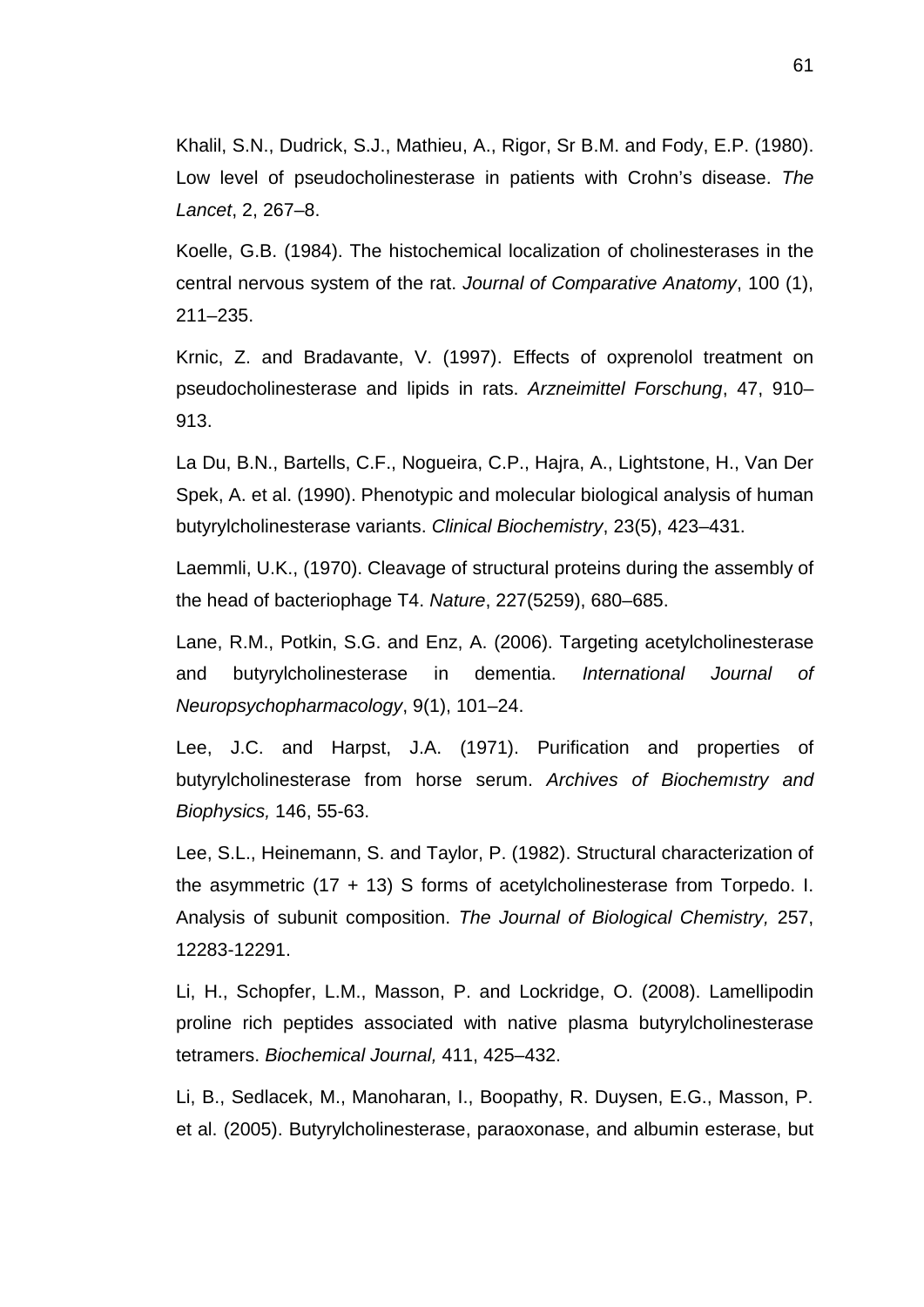Khalil, S.N., Dudrick, S.J., Mathieu, A., Rigor, Sr B.M. and Fody, E.P. (1980). Low level of pseudocholinesterase in patients with Crohn's disease. *The Lancet*, 2, 267–8.

Koelle, G.B. (1984). The histochemical localization of cholinesterases in the central nervous system of the rat. *Journal of Comparative Anatomy*, 100 (1), 211–235.

Krnic, Z. and Bradavante, V. (1997). Effects of oxprenolol treatment on pseudocholinesterase and lipids in rats. *Arzneimittel Forschung*, 47, 910–913.

La Du, B.N., Bartells, C.F., Nogueira, C.P., Hajra, A., Lightstone, H., Van Der Spek, A. et al. (1990). Phenotypic and molecular biological analysis of human butyrylcholinesterase variants. *Clinical Biochemistry*, 23(5), 423–431.

Laemmli, U.K., (1970). Cleavage of structural proteins during the assembly of the head of bacteriophage T4. *Nature*, 227(5259), 680–685.

Lane, R.M., Potkin, S.G. and Enz, A. (2006). Targeting acetylcholinesterase and butyrylcholinesterase in dementia. *International Journal of Neuropsychopharmacology*, 9(1), 101–24.

Lee, J.C. and Harpst, J.A. (1971). Purification and properties of butyrylcholinesterase from horse serum. *Archives of Biochemıstry and Biophysics,* 146, 55-63.

Lee, S.L., Heinemann, S. and Taylor, P. (1982). Structural characterization of the asymmetric (17 + 13) S forms of acetylcholinesterase from Torpedo. I. Analysis of subunit composition. *The Journal of Biological Chemistry,* 257, 12283-12291.

Li, H., Schopfer, L.M., Masson, P. and Lockridge, O. (2008). Lamellipodin proline rich peptides associated with native plasma butyrylcholinesterase tetramers. *Biochemical Journal,* 411, 425–432.

Li, B., Sedlacek, M., Manoharan, I., Boopathy, R. Duysen, E.G., Masson, P. et al. (2005). Butyrylcholinesterase, paraoxonase, and albumin esterase, but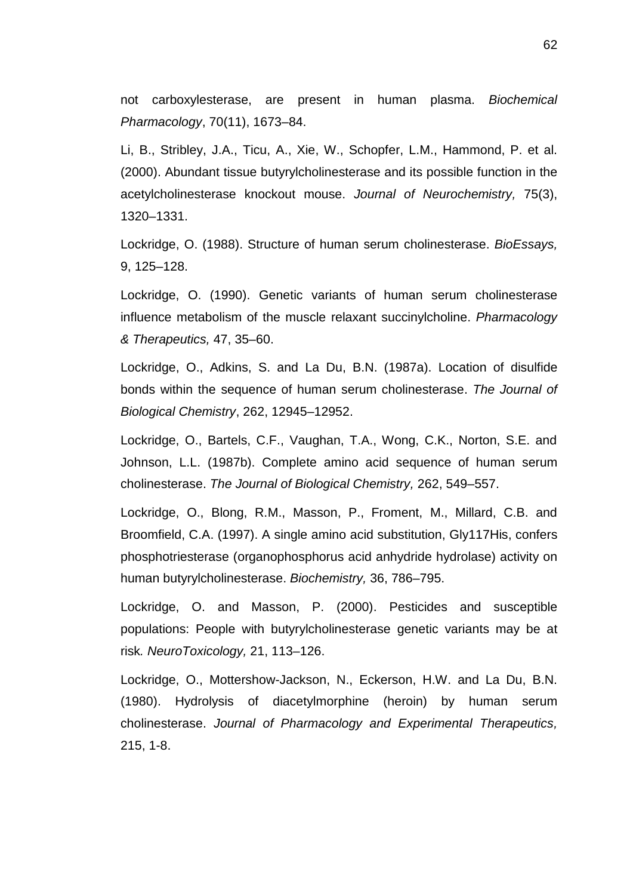not carboxylesterase, are present in human plasma. *Biochemical Pharmacology*, 70(11), 1673–84.

Li, B., Stribley, J.A., Ticu, A., Xie, W., Schopfer, L.M., Hammond, P. et al. (2000). Abundant tissue butyrylcholinesterase and its possible function in the acetylcholinesterase knockout mouse. *Journal of Neurochemistry,* 75(3), 1320–1331.

Lockridge, O. (1988). Structure of human serum cholinesterase. *BioEssays,* 9, 125–128.

Lockridge, O. (1990). Genetic variants of human serum cholinesterase influence metabolism of the muscle relaxant succinylcholine. *Pharmacology & Therapeutics,* 47, 35–60.

Lockridge, O., Adkins, S. and La Du, B.N. (1987a). Location of disulfide bonds within the sequence of human serum cholinesterase. *The Journal of Biological Chemistry*, 262, 12945–12952.

Lockridge, O., Bartels, C.F., Vaughan, T.A., Wong, C.K., Norton, S.E. and Johnson, L.L. (1987b). Complete amino acid sequence of human serum cholinesterase. *The Journal of Biological Chemistry,* 262, 549–557.

Lockridge, O., Blong, R.M., Masson, P., Froment, M., Millard, C.B. and Broomfield, C.A. (1997). A single amino acid substitution, Gly117His, confers phosphotriesterase (organophosphorus acid anhydride hydrolase) activity on human butyrylcholinesterase. *Biochemistry,* 36, 786–795.

Lockridge, O. and Masson, P. (2000). Pesticides and susceptible populations: People with butyrylcholinesterase genetic variants may be at risk*. NeuroToxicology,* 21, 113–126.

Lockridge, O., Mottershow-Jackson, N., Eckerson, H.W. and La Du, B.N. (1980). Hydrolysis of diacetylmorphine (heroin) by human serum cholinesterase. *Journal of Pharmacology and Experimental Therapeutics,* 215, 1-8.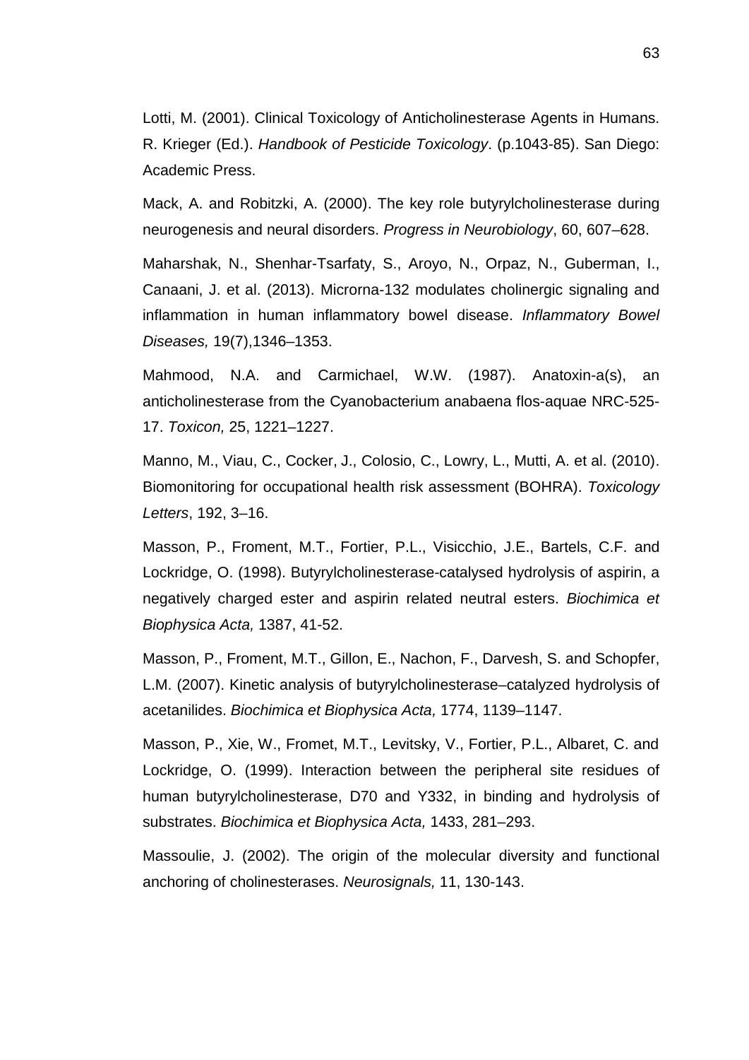Lotti, M. (2001). Clinical Toxicology of Anticholinesterase Agents in Humans. R. Krieger (Ed.). *Handbook of Pesticide Toxicology*. (p.1043-85). San Diego: Academic Press.

Mack, A. and Robitzki, A. (2000). The key role butyrylcholinesterase during neurogenesis and neural disorders. *Progress in Neurobiology*, 60, 607–628.

Maharshak, N., Shenhar-Tsarfaty, S., Aroyo, N., Orpaz, N., Guberman, I., Canaani, J. et al. (2013). Microrna-132 modulates cholinergic signaling and inflammation in human inflammatory bowel disease. *Inflammatory Bowel Diseases,* 19(7),1346–1353.

Mahmood, N.A. and Carmichael, W.W. (1987). Anatoxin-a(s), an anticholinesterase from the Cyanobacterium anabaena flos-aquae NRC-525-17. *Toxicon,* 25, 1221–1227.

Manno, M., Viau, C., Cocker, J., Colosio, C., Lowry, L., Mutti, A. et al. (2010). Biomonitoring for occupational health risk assessment (BOHRA). *Toxicology Letters*, 192, 3–16.

Masson, P., Froment, M.T., Fortier, P.L., Visicchio, J.E., Bartels, C.F. and Lockridge, O. (1998). Butyrylcholinesterase-catalysed hydrolysis of aspirin, a negatively charged ester and aspirin related neutral esters. *Biochimica et Biophysica Acta,* 1387, 41-52.

Masson, P., Froment, M.T., Gillon, E., Nachon, F., Darvesh, S. and Schopfer, L.M. (2007). Kinetic analysis of butyrylcholinesterase–catalyzed hydrolysis of acetanilides. *Biochimica et Biophysica Acta,* 1774, 1139–1147.

Masson, P., Xie, W., Fromet, M.T., Levitsky, V., Fortier, P.L., Albaret, C. and Lockridge, O. (1999). Interaction between the peripheral site residues of human butyrylcholinesterase, D70 and Y332, in binding and hydrolysis of substrates. *Biochimica et Biophysica Acta,* 1433, 281–293.

Massoulie, J. (2002). The origin of the molecular diversity and functional anchoring of cholinesterases. *Neurosignals,* 11, 130-143.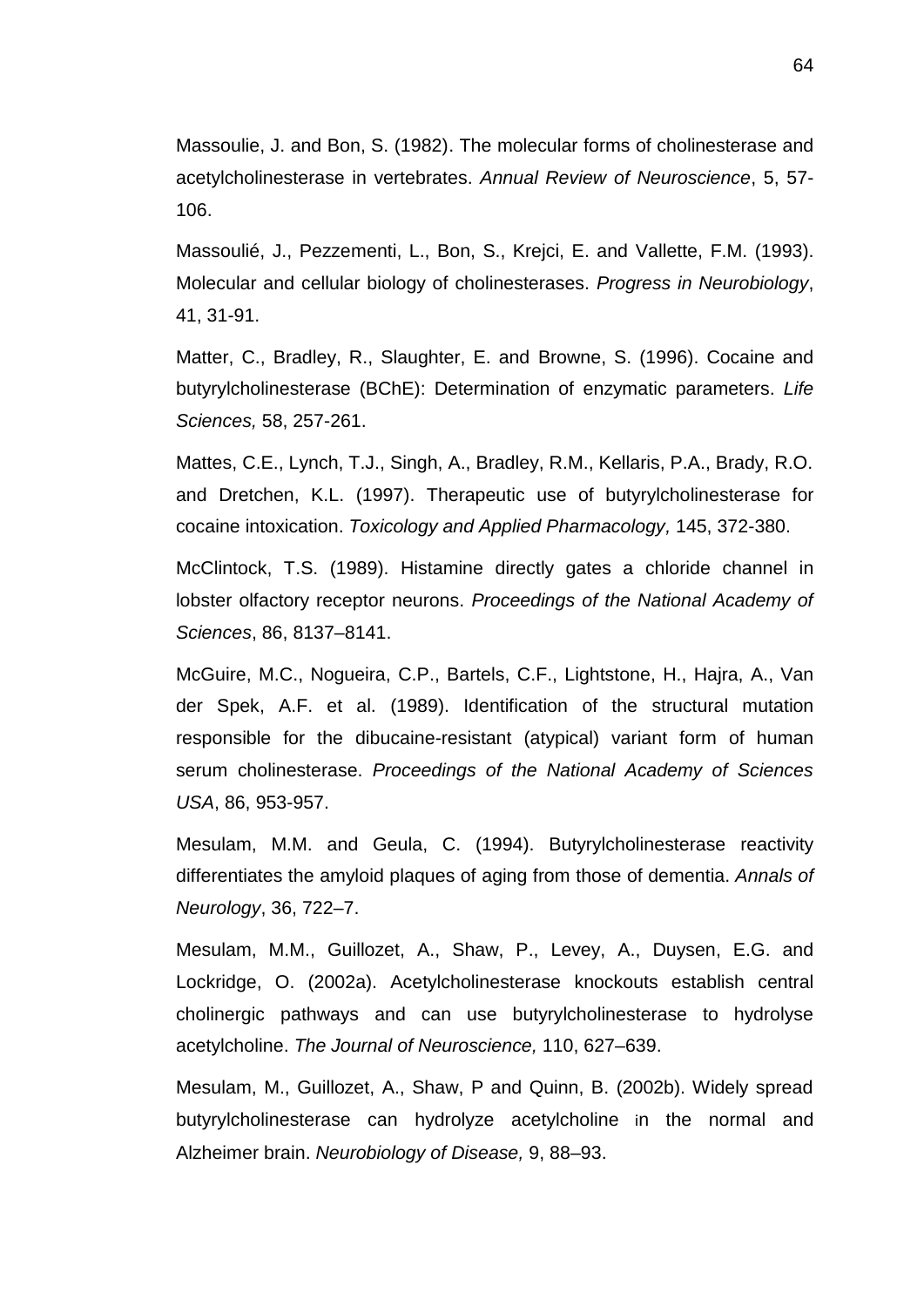Massoulie, J. and Bon, S. (1982). The molecular forms of cholinesterase and acetylcholinesterase in vertebrates. *Annual Review of Neuroscience*, 5, 57-106.

Massoulié, J., Pezzementi, L., Bon, S., Krejci, E. and Vallette, F.M. (1993). Molecular and cellular biology of cholinesterases. *Progress in Neurobiology*, 41, 31-91.

Matter, C., Bradley, R., Slaughter, E. and Browne, S. (1996). Cocaine and butyrylcholinesterase (BChE): Determination of enzymatic parameters. *Life Sciences,* 58, 257-261.

Mattes, C.E., Lynch, T.J., Singh, A., Bradley, R.M., Kellaris, P.A., Brady, R.O. and Dretchen, K.L. (1997). Therapeutic use of butyrylcholinesterase for cocaine intoxication. *Toxicology and Applied Pharmacology,* 145, 372-380.

McClintock, T.S. (1989). Histamine directly gates a chloride channel in lobster olfactory receptor neurons. *Proceedings of the National Academy of Sciences*, 86, 8137–8141.

McGuire, M.C., Nogueira, C.P., Bartels, C.F., Lightstone, H., Hajra, A., Van der Spek, A.F. et al. (1989). Identification of the structural mutation responsible for the dibucaine-resistant (atypical) variant form of human serum cholinesterase. *Proceedings of the National Academy of Sciences USA*, 86, 953-957.

Mesulam, M.M. and Geula, C. (1994). Butyrylcholinesterase reactivity differentiates the amyloid plaques of aging from those of dementia. *Annals of Neurology*, 36, 722–7.

Mesulam, M.M., Guillozet, A., Shaw, P., Levey, A., Duysen, E.G. and Lockridge, O. (2002a). Acetylcholinesterase knockouts establish central cholinergic pathways and can use butyrylcholinesterase to hydrolyse acetylcholine. *The Journal of Neuroscience,* 110, 627–639.

Mesulam, M., Guillozet, A., Shaw, P and Quinn, B. (2002b). Widely spread butyrylcholinesterase can hydrolyze acetylcholine in the normal and Alzheimer brain. *Neurobiology of Disease,* 9, 88–93.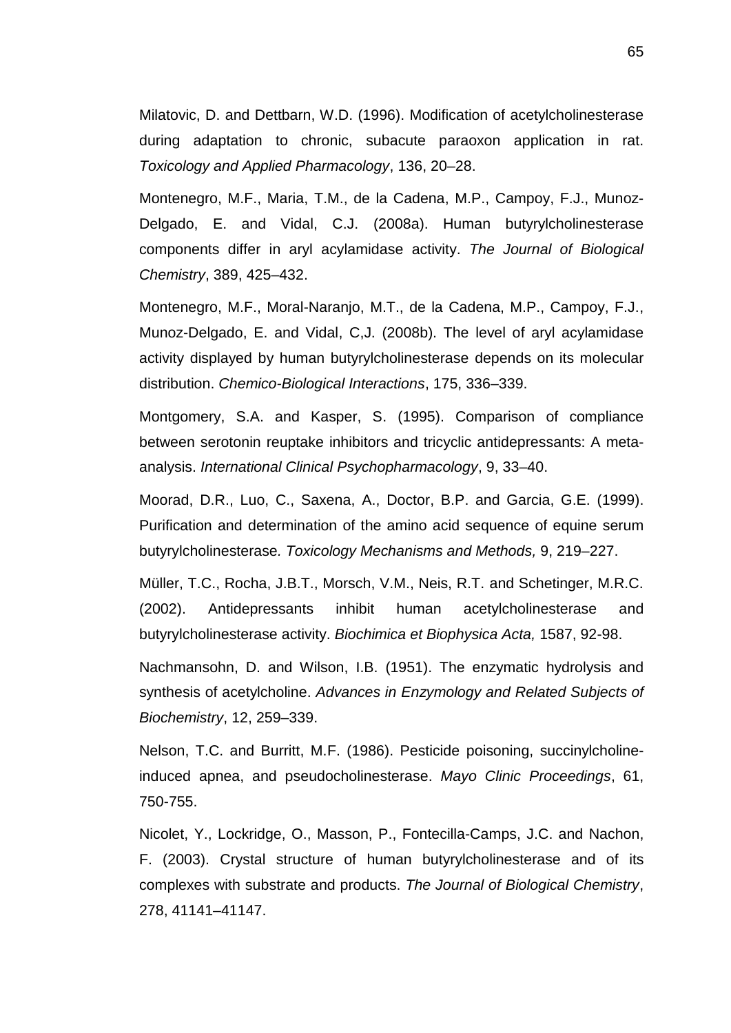Milatovic, D. and Dettbarn, W.D. (1996). Modification of acetylcholinesterase during adaptation to chronic, subacute paraoxon application in rat. *Toxicology and Applied Pharmacology*, 136, 20–28.

Montenegro, M.F., Maria, T.M., de la Cadena, M.P., Campoy, F.J., Munoz-Delgado, E. and Vidal, C.J. (2008a). Human butyrylcholinesterase components differ in aryl acylamidase activity. *The Journal of Biological Chemistry*, 389, 425–432.

Montenegro, M.F., Moral-Naranjo, M.T., de la Cadena, M.P., Campoy, F.J., Munoz-Delgado, E. and Vidal, C,J. (2008b). The level of aryl acylamidase activity displayed by human butyrylcholinesterase depends on its molecular distribution. *Chemico-Biological Interactions*, 175, 336–339.

Montgomery, S.A. and Kasper, S. (1995). Comparison of compliance between serotonin reuptake inhibitors and tricyclic antidepressants: A meta-analysis. *International Clinical Psychopharmacology*, 9, 33–40.

Moorad, D.R., Luo, C., Saxena, A., Doctor, B.P. and Garcia, G.E. (1999). Purification and determination of the amino acid sequence of equine serum butyrylcholinesterase*. Toxicology Mechanisms and Methods,* 9, 219–227.

Müller, T.C., Rocha, J.B.T., Morsch, V.M., Neis, R.T. and Schetinger, M.R.C. (2002). Antidepressants inhibit human acetylcholinesterase and butyrylcholinesterase activity. *Biochimica et Biophysica Acta,* 1587, 92-98.

Nachmansohn, D. and Wilson, I.B. (1951). The enzymatic hydrolysis and synthesis of acetylcholine. *Advances in Enzymology and Related Subjects of Biochemistry*, 12, 259–339.

Nelson, T.C. and Burritt, M.F. (1986). Pesticide poisoning, succinylcholine-induced apnea, and pseudocholinesterase. *Mayo Clinic Proceedings*, 61, 750-755.

Nicolet, Y., Lockridge, O., Masson, P., Fontecilla-Camps, J.C. and Nachon, F. (2003). Crystal structure of human butyrylcholinesterase and of its complexes with substrate and products. *The Journal of Biological Chemistry*, 278, 41141–41147.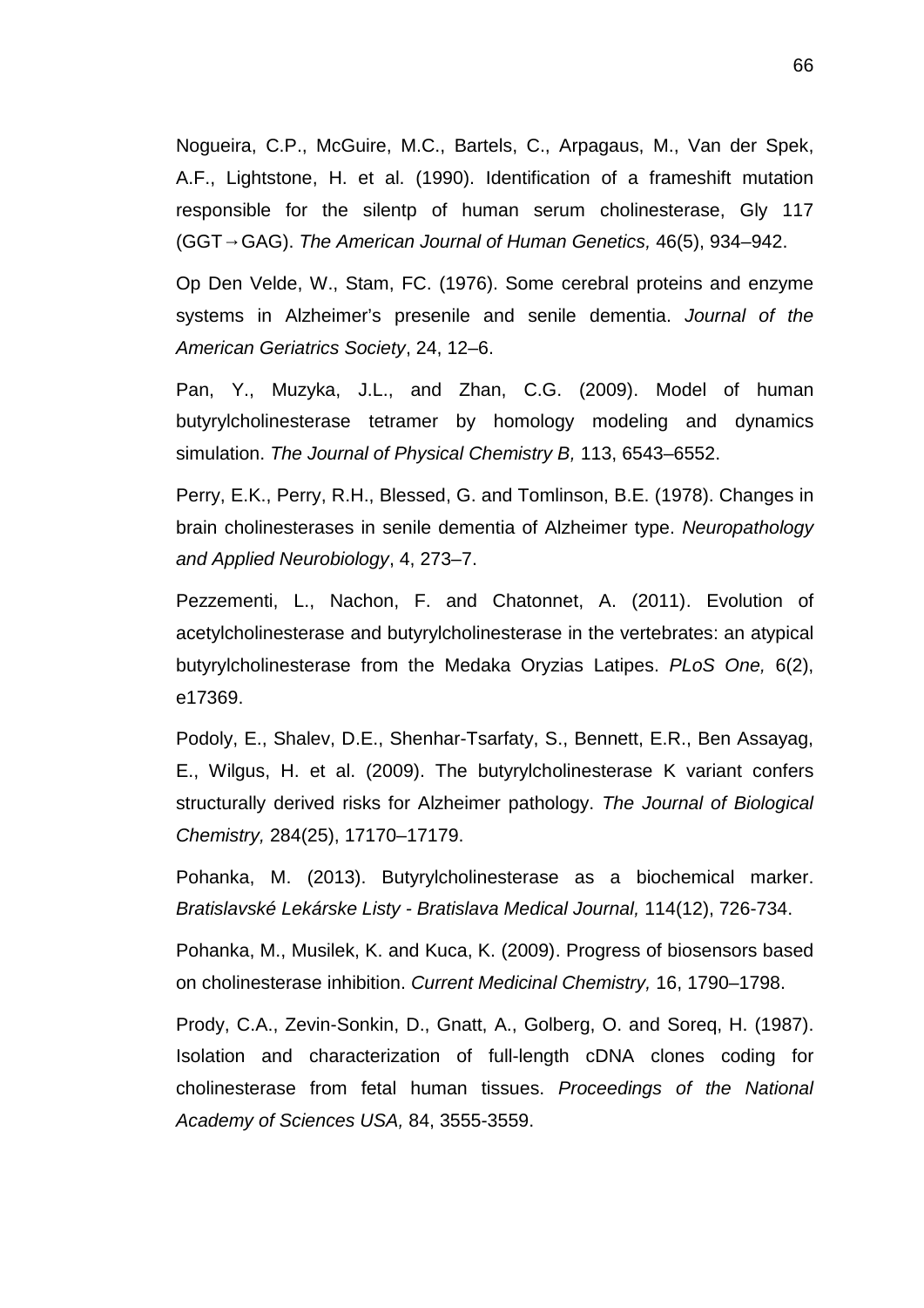Nogueira, C.P., McGuire, M.C., Bartels, C., Arpagaus, M., Van der Spek, A.F., Lightstone, H. et al. (1990). Identification of a frameshift mutation responsible for the silentp of human serum cholinesterase, Gly 117 (GGT→GAG). *The American Journal of Human Genetics,* 46(5), 934–942.

Op Den Velde, W., Stam, FC. (1976). Some cerebral proteins and enzyme systems in Alzheimer's presenile and senile dementia. *Journal of the American Geriatrics Society*, 24, 12–6.

Pan, Y., Muzyka, J.L., and Zhan, C.G. (2009). Model of human butyrylcholinesterase tetramer by homology modeling and dynamics simulation. *The Journal of Physical Chemistry B,* 113, 6543–6552.

Perry, E.K., Perry, R.H., Blessed, G. and Tomlinson, B.E. (1978). Changes in brain cholinesterases in senile dementia of Alzheimer type. *Neuropathology and Applied Neurobiology*, 4, 273–7.

Pezzementi, L., Nachon, F. and Chatonnet, A. (2011). Evolution of acetylcholinesterase and butyrylcholinesterase in the vertebrates: an atypical butyrylcholinesterase from the Medaka Oryzias Latipes. *PLoS One,* 6(2), e17369.

Podoly, E., Shalev, D.E., Shenhar-Tsarfaty, S., Bennett, E.R., Ben Assayag, E., Wilgus, H. et al. (2009). The butyrylcholinesterase K variant confers structurally derived risks for Alzheimer pathology. *The Journal of Biological Chemistry,* 284(25), 17170–17179.

Pohanka, M. (2013). Butyrylcholinesterase as a biochemical marker. *Bratislavské Lekárske Listy - Bratislava Medical Journal,* 114(12), 726-734.

Pohanka, M., Musilek, K. and Kuca, K. (2009). Progress of biosensors based on cholinesterase inhibition. *Current Medicinal Chemistry,* 16, 1790–1798.

Prody, C.A., Zevin-Sonkin, D., Gnatt, A., Golberg, O. and Soreq, H. (1987). Isolation and characterization of full-length cDNA clones coding for cholinesterase from fetal human tissues. *Proceedings of the National Academy of Sciences USA,* 84, 3555-3559.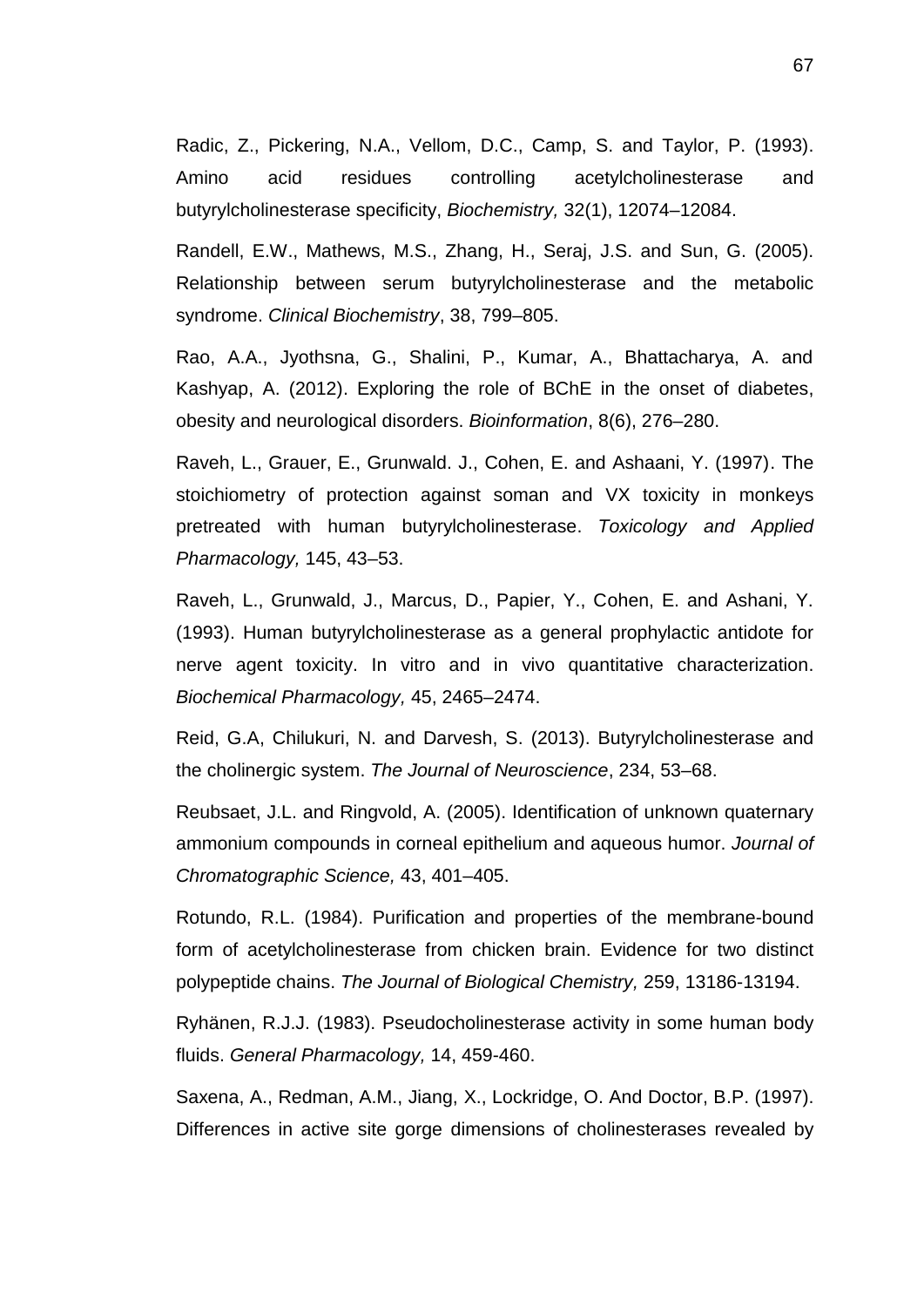Radic, Z., Pickering, N.A., Vellom, D.C., Camp, S. and Taylor, P. (1993). Amino acid residues controlling acetylcholinesterase and butyrylcholinesterase specificity, *Biochemistry,* 32(1), 12074–12084.

Randell, E.W., Mathews, M.S., Zhang, H., Seraj, J.S. and Sun, G. (2005). Relationship between serum butyrylcholinesterase and the metabolic syndrome. *Clinical Biochemistry*, 38, 799–805.

Rao, A.A., Jyothsna, G., Shalini, P., Kumar, A., Bhattacharya, A. and Kashyap, A. (2012). Exploring the role of BChE in the onset of diabetes, obesity and neurological disorders. *Bioinformation*, 8(6), 276–280.

Raveh, L., Grauer, E., Grunwald. J., Cohen, E. and Ashaani, Y. (1997). The stoichiometry of protection against soman and VX toxicity in monkeys pretreated with human butyrylcholinesterase. *Toxicology and Applied Pharmacology,* 145, 43–53.

Raveh, L., Grunwald, J., Marcus, D., Papier, Y., Cohen, E. and Ashani, Y. (1993). Human butyrylcholinesterase as a general prophylactic antidote for nerve agent toxicity. In vitro and in vivo quantitative characterization. *Biochemical Pharmacology,* 45, 2465–2474.

Reid, G.A, Chilukuri, N. and Darvesh, S. (2013). Butyrylcholinesterase and the cholinergic system. *The Journal of Neuroscience*, 234, 53–68.

Reubsaet, J.L. and Ringvold, A. (2005). Identification of unknown quaternary ammonium compounds in corneal epithelium and aqueous humor. *Journal of Chromatographic Science,* 43, 401–405.

Rotundo, R.L. (1984). Purification and properties of the membrane-bound form of acetylcholinesterase from chicken brain. Evidence for two distinct polypeptide chains. *The Journal of Biological Chemistry,* 259, 13186-13194.

Ryhänen, R.J.J. (1983). Pseudocholinesterase activity in some human body fluids. *General Pharmacology,* 14, 459-460.

Saxena, A., Redman, A.M., Jiang, X., Lockridge, O. And Doctor, B.P. (1997). Differences in active site gorge dimensions of cholinesterases revealed by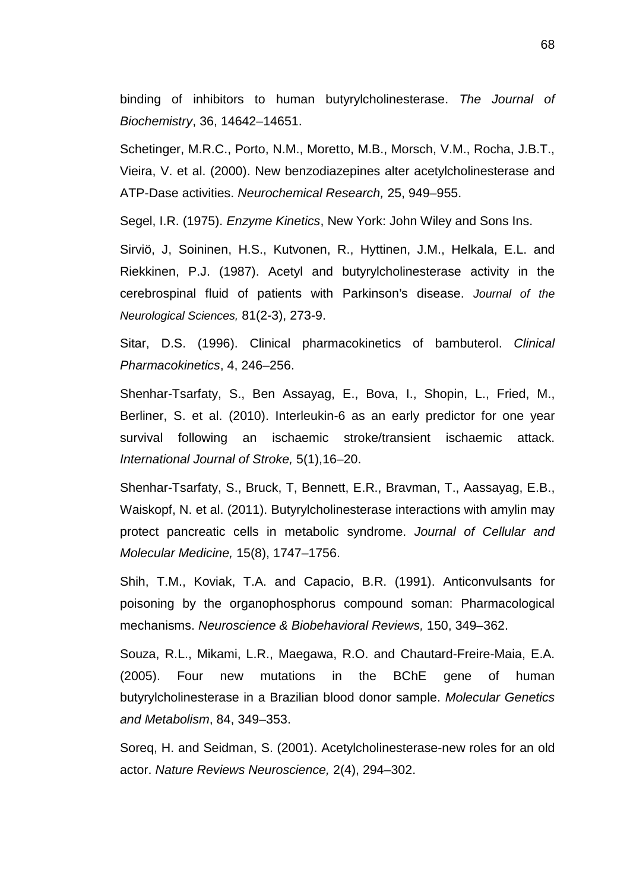binding of inhibitors to human butyrylcholinesterase. *The Journal of Biochemistry*, 36, 14642–14651.

Schetinger, M.R.C., Porto, N.M., Moretto, M.B., Morsch, V.M., Rocha, J.B.T., Vieira, V. et al. (2000). New benzodiazepines alter acetylcholinesterase and ATP-Dase activities. *Neurochemical Research,* 25, 949–955.

Segel, I.R. (1975). *Enzyme Kinetics*, New York: John Wiley and Sons Ins.

Sirviö, J, Soininen, H.S., Kutvonen, R., Hyttinen, J.M., Helkala, E.L. and Riekkinen, P.J. (1987). Acetyl and butyrylcholinesterase activity in the cerebrospinal fluid of patients with Parkinson's disease. *Journal of the Neurological Sciences,* 81(2-3), 273-9.

Sitar, D.S. (1996). Clinical pharmacokinetics of bambuterol. *Clinical Pharmacokinetics*, 4, 246–256.

Shenhar-Tsarfaty, S., Ben Assayag, E., Bova, I., Shopin, L., Fried, M., Berliner, S. et al. (2010). Interleukin-6 as an early predictor for one year survival following an ischaemic stroke/transient ischaemic attack. *International Journal of Stroke,* 5(1),16–20.

Shenhar-Tsarfaty, S., Bruck, T, Bennett, E.R., Bravman, T., Aassayag, E.B., Waiskopf, N. et al. (2011). Butyrylcholinesterase interactions with amylin may protect pancreatic cells in metabolic syndrome. *Journal of Cellular and Molecular Medicine,* 15(8), 1747–1756.

Shih, T.M., Koviak, T.A. and Capacio, B.R. (1991). Anticonvulsants for poisoning by the organophosphorus compound soman: Pharmacological mechanisms. *Neuroscience & Biobehavioral Reviews,* 150, 349–362.

Souza, R.L., Mikami, L.R., Maegawa, R.O. and Chautard-Freire-Maia, E.A. (2005). Four new mutations in the BChE gene of human butyrylcholinesterase in a Brazilian blood donor sample. *Molecular Genetics and Metabolism*, 84, 349–353.

Soreq, H. and Seidman, S. (2001). Acetylcholinesterase-new roles for an old actor. *Nature Reviews Neuroscience,* 2(4), 294–302.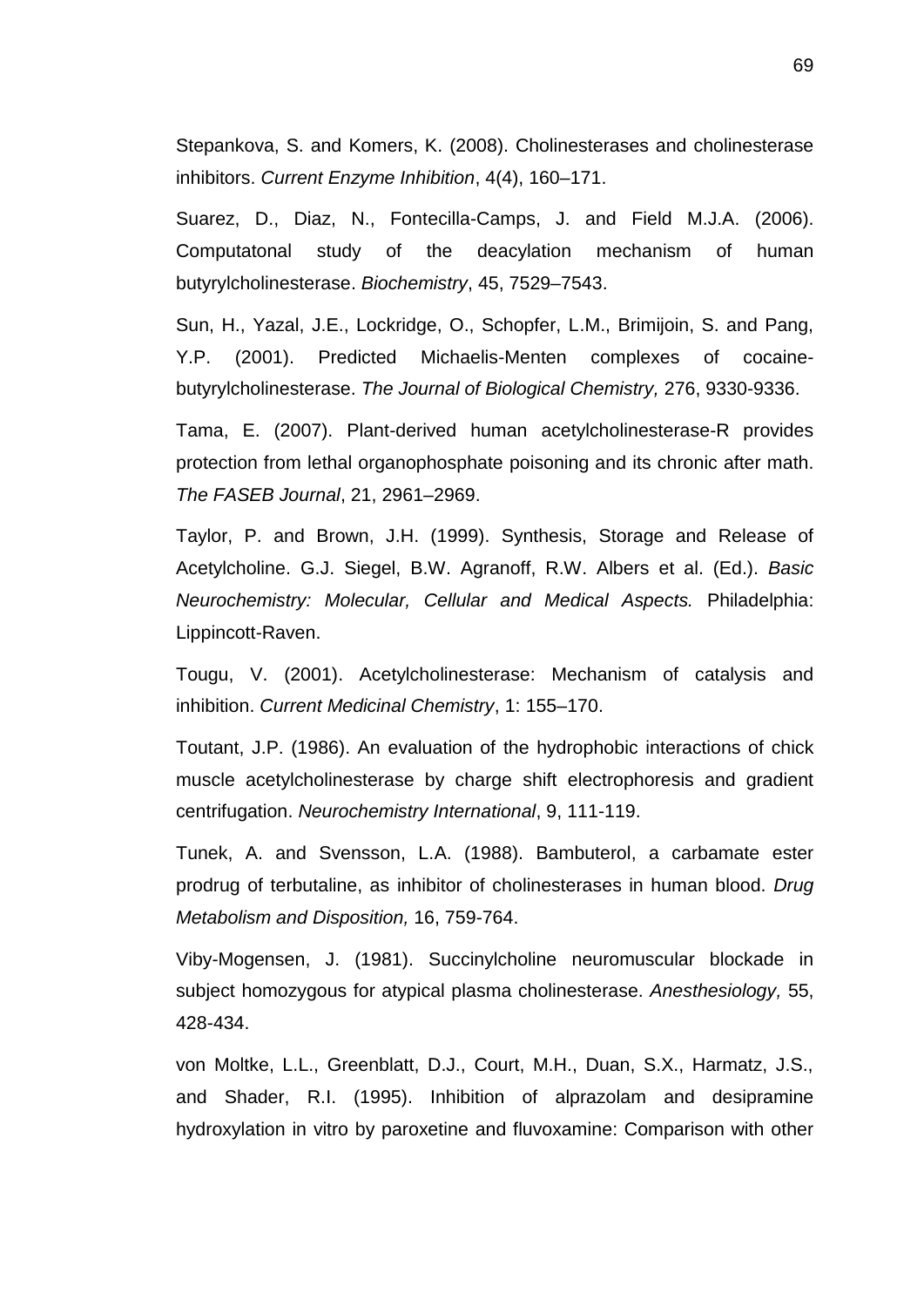Stepankova, S. and Komers, K. (2008). Cholinesterases and cholinesterase inhibitors. *Current Enzyme Inhibition*, 4(4), 160–171.

Suarez, D., Diaz, N., Fontecilla-Camps, J. and Field M.J.A. (2006). Computatonal study of the deacylation mechanism of human butyrylcholinesterase. *Biochemistry*, 45, 7529–7543.

Sun, H., Yazal, J.E., Lockridge, O., Schopfer, L.M., Brimijoin, S. and Pang, Y.P. (2001). Predicted Michaelis-Menten complexes of cocaine-butyrylcholinesterase. *The Journal of Biological Chemistry,* 276, 9330-9336.

Tama, E. (2007). Plant-derived human acetylcholinesterase-R provides protection from lethal organophosphate poisoning and its chronic after math. *The FASEB Journal*, 21, 2961–2969.

Taylor, P. and Brown, J.H. (1999). Synthesis, Storage and Release of Acetylcholine. G.J. Siegel, B.W. Agranoff, R.W. Albers et al. (Ed.). *Basic Neurochemistry: Molecular, Cellular and Medical Aspects.* Philadelphia: Lippincott-Raven.

Tougu, V. (2001). Acetylcholinesterase: Mechanism of catalysis and inhibition. *Current Medicinal Chemistry*, 1: 155–170.

Toutant, J.P. (1986). An evaluation of the hydrophobic interactions of chick muscle acetylcholinesterase by charge shift electrophoresis and gradient centrifugation. *Neurochemistry International*, 9, 111-119.

Tunek, A. and Svensson, L.A. (1988). Bambuterol, a carbamate ester prodrug of terbutaline, as inhibitor of cholinesterases in human blood. *Drug Metabolism and Disposition,* 16, 759-764.

Viby-Mogensen, J. (1981). Succinylcholine neuromuscular blockade in subject homozygous for atypical plasma cholinesterase. *Anesthesiology,* 55, 428-434.

von Moltke, L.L., Greenblatt, D.J., Court, M.H., Duan, S.X., Harmatz, J.S., and Shader, R.I. (1995). Inhibition of alprazolam and desipramine hydroxylation in vitro by paroxetine and fluvoxamine: Comparison with other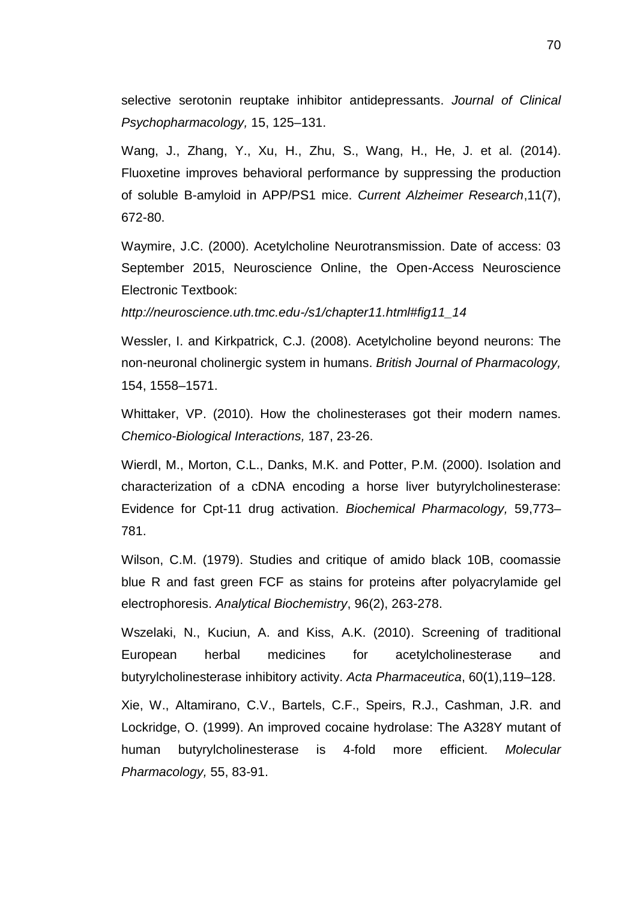selective serotonin reuptake inhibitor antidepressants. *Journal of Clinical Psychopharmacology,* 15, 125–131.

Wang, J., Zhang, Y., Xu, H., Zhu, S., Wang, H., He, J. et al. (2014). Fluoxetine improves behavioral performance by suppressing the production of soluble B-amyloid in APP/PS1 mice. *Current Alzheimer Research*,11(7), 672-80.

Waymire, J.C. (2000). Acetylcholine Neurotransmission. Date of access: 03 September 2015, Neuroscience Online, the Open-Access Neuroscience Electronic Textbook:
*http://neuroscience.uth.tmc.edu-/s1/chapter11.html#fig11_14*

Wessler, I. and Kirkpatrick, C.J. (2008). Acetylcholine beyond neurons: The non-neuronal cholinergic system in humans. *British Journal of Pharmacology,* 154, 1558–1571.

Whittaker, VP. (2010). How the cholinesterases got their modern names. *Chemico-Biological Interactions,* 187, 23-26.

Wierdl, M., Morton, C.L., Danks, M.K. and Potter, P.M. (2000). Isolation and characterization of a cDNA encoding a horse liver butyrylcholinesterase: Evidence for Cpt-11 drug activation. *Biochemical Pharmacology,* 59,773–781.

Wilson, C.M. (1979). Studies and critique of amido black 10B, coomassie blue R and fast green FCF as stains for proteins after polyacrylamide gel electrophoresis. *Analytical Biochemistry*, 96(2), 263-278.

Wszelaki, N., Kuciun, A. and Kiss, A.K. (2010). Screening of traditional European herbal medicines for acetylcholinesterase and butyrylcholinesterase inhibitory activity. *Acta Pharmaceutica*, 60(1),119–128.

Xie, W., Altamirano, C.V., Bartels, C.F., Speirs, R.J., Cashman, J.R. and Lockridge, O. (1999). An improved cocaine hydrolase: The A328Y mutant of human butyrylcholinesterase is 4-fold more efficient. *Molecular Pharmacology,* 55, 83-91.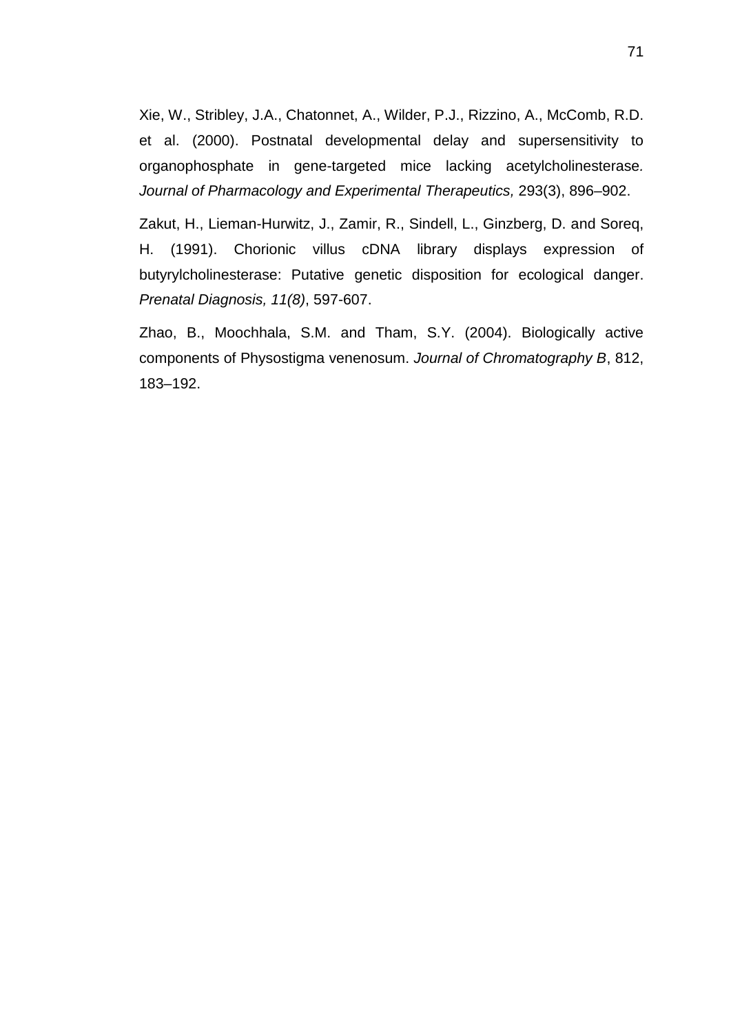Xie, W., Stribley, J.A., Chatonnet, A., Wilder, P.J., Rizzino, A., McComb, R.D. et al. (2000). Postnatal developmental delay and supersensitivity to organophosphate in gene-targeted mice lacking acetylcholinesterase. *Journal of Pharmacology and Experimental Therapeutics,* 293(3), 896–902.

Zakut, H., Lieman-Hurwitz, J., Zamir, R., Sindell, L., Ginzberg, D. and Soreq, H. (1991). Chorionic villus cDNA library displays expression of butyrylcholinesterase: Putative genetic disposition for ecological danger. *Prenatal Diagnosis, 11(8)*, 597-607.

Zhao, B., Moochhala, S.M. and Tham, S.Y. (2004). Biologically active components of Physostigma venenosum. *Journal of Chromatography B*, 812, 183–192.